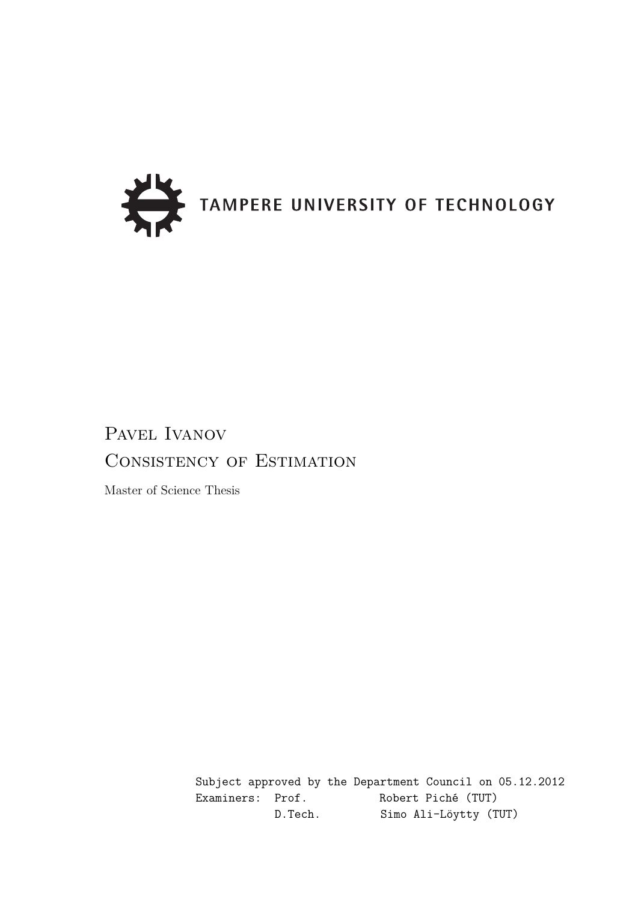TAMPERE UNIVERSITY OF TECHNOLOGY

# Pavel Ivanov

# Consistency of Estimation

Master of Science Thesis

Subject approved by the Department Council on 05.12.2012

Examiners: Prof. Robert Piché (TUT)

D.Tech. Simo Ali-Löytty (TUT)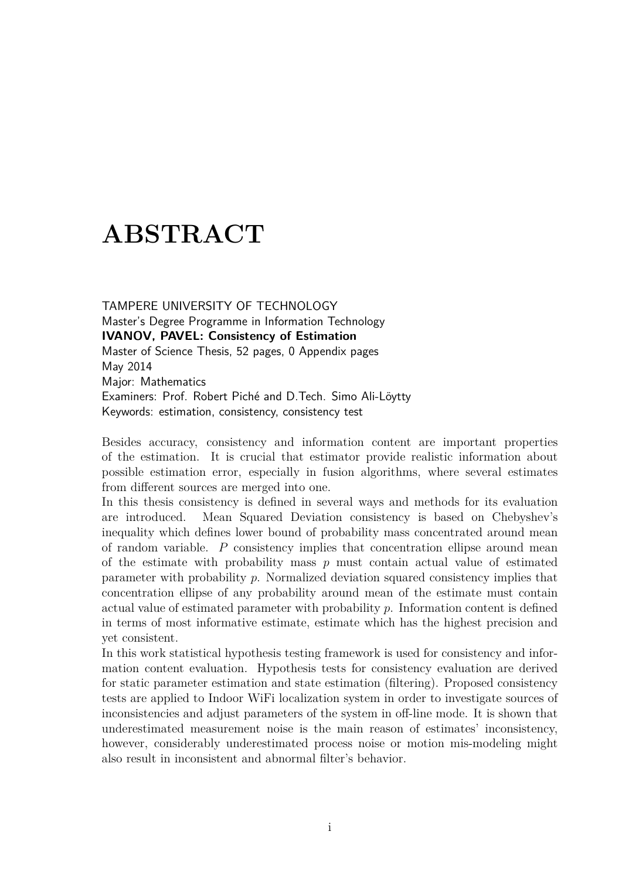# ABSTRACT

TAMPERE UNIVERSITY OF TECHNOLOGY
Master's Degree Programme in Information Technology
**IVANOV, PAVEL: Consistency of Estimation**
Master of Science Thesis, 52 pages, 0 Appendix pages
May 2014
Major: Mathematics
Examiners: Prof. Robert Piché and D.Tech. Simo Ali-Löytty
Keywords: estimation, consistency, consistency test

Besides accuracy, consistency and information content are important properties of the estimation. It is crucial that estimator provide realistic information about possible estimation error, especially in fusion algorithms, where several estimates from different sources are merged into one.

In this thesis consistency is defined in several ways and methods for its evaluation are introduced. Mean Squared Deviation consistency is based on Chebyshev's inequality which defines lower bound of probability mass concentrated around mean of random variable. $P$ consistency implies that concentration ellipse around mean of the estimate with probability mass $p$ must contain actual value of estimated parameter with probability $p$. Normalized deviation squared consistency implies that concentration ellipse of any probability around mean of the estimate must contain actual value of estimated parameter with probability $p$. Information content is defined in terms of most informative estimate, estimate which has the highest precision and yet consistent.

In this work statistical hypothesis testing framework is used for consistency and information content evaluation. Hypothesis tests for consistency evaluation are derived for static parameter estimation and state estimation (filtering). Proposed consistency tests are applied to Indoor WiFi localization system in order to investigate sources of inconsistencies and adjust parameters of the system in off-line mode. It is shown that underestimated measurement noise is the main reason of estimates' inconsistency, however, considerably underestimated process noise or motion mis-modeling might also result in inconsistent and abnormal filter's behavior.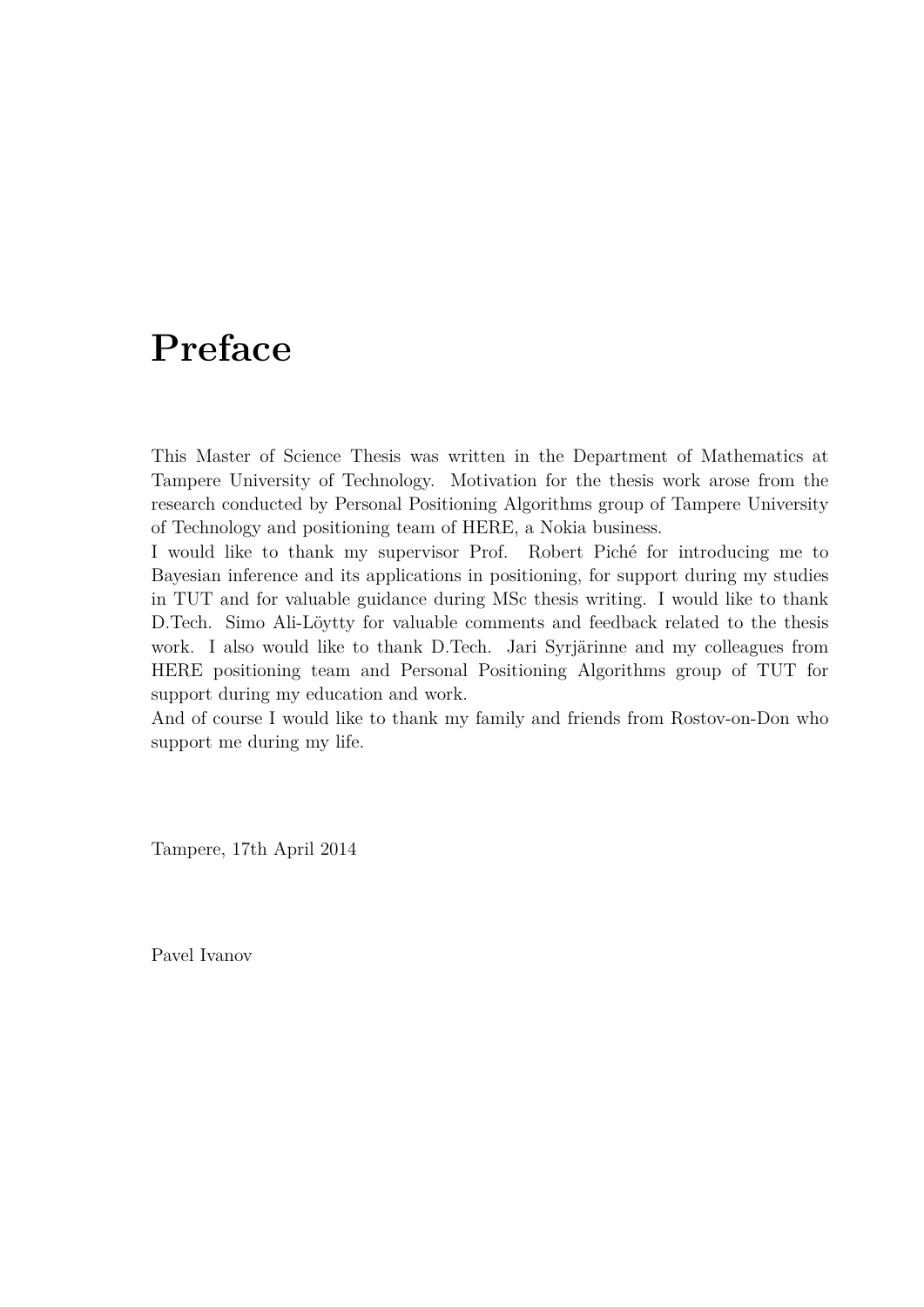# Preface

This Master of Science Thesis was written in the Department of Mathematics at Tampere University of Technology. Motivation for the thesis work arose from the research conducted by Personal Positioning Algorithms group of Tampere University of Technology and positioning team of HERE, a Nokia business.

I would like to thank my supervisor Prof. Robert Piché for introducing me to Bayesian inference and its applications in positioning, for support during my studies in TUT and for valuable guidance during MSc thesis writing. I would like to thank D.Tech. Simo Ali-Löytty for valuable comments and feedback related to the thesis work. I also would like to thank D.Tech. Jari Syrjärinne and my colleagues from HERE positioning team and Personal Positioning Algorithms group of TUT for support during my education and work.

And of course I would like to thank my family and friends from Rostov-on-Don who support me during my life.

Tampere, 17th April 2014

Pavel Ivanov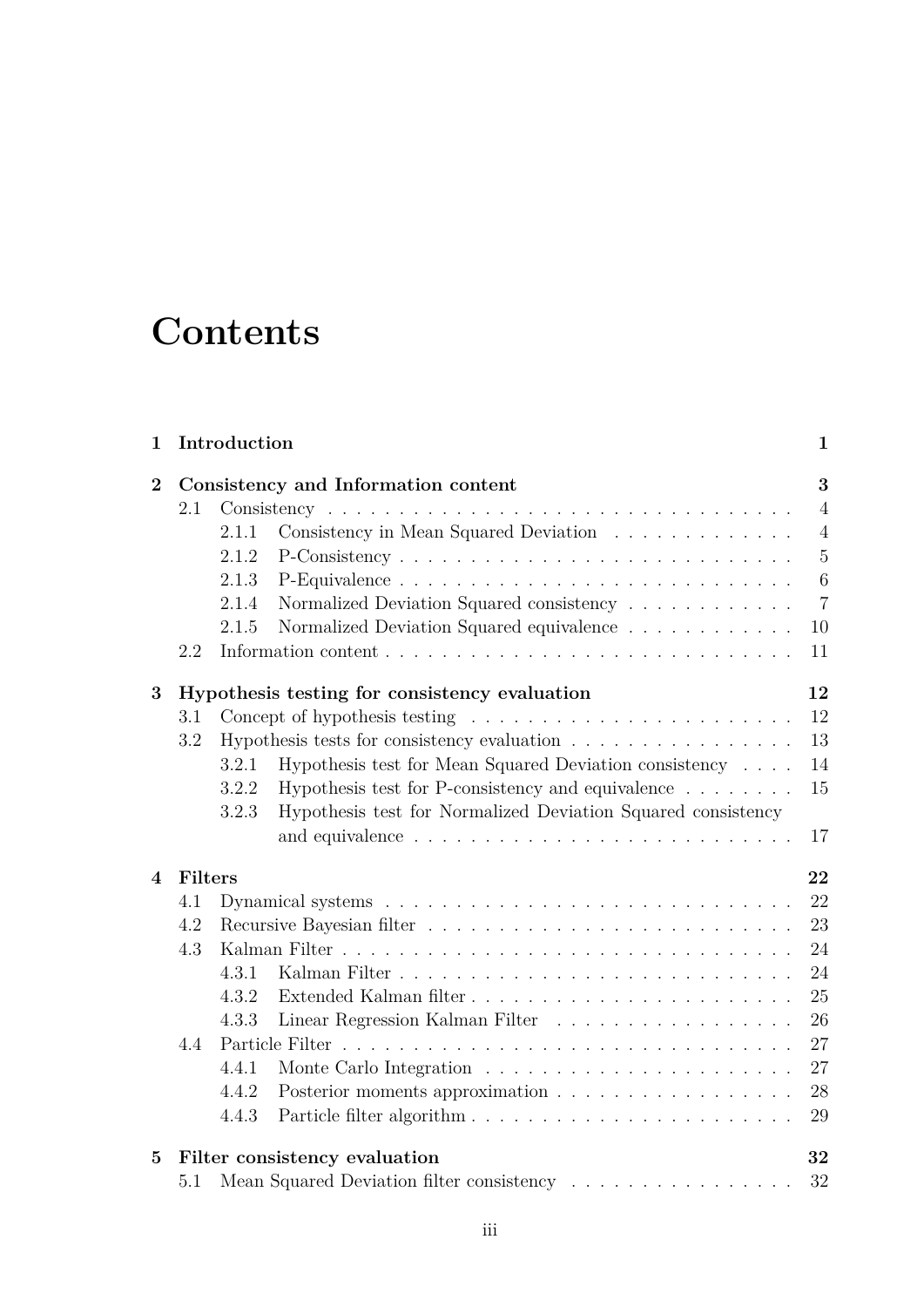# Contents

- **1 Introduction** — **1**
- **2 Consistency and Information content** — **3**
  - 2.1 Consistency — 4
    - 2.1.1 Consistency in Mean Squared Deviation — 4
    - 2.1.2 P-Consistency — 5
    - 2.1.3 P-Equivalence — 6
    - 2.1.4 Normalized Deviation Squared consistency — 7
    - 2.1.5 Normalized Deviation Squared equivalence — 10
  - 2.2 Information content — 11
- **3 Hypothesis testing for consistency evaluation** — **12**
  - 3.1 Concept of hypothesis testing — 12
  - 3.2 Hypothesis tests for consistency evaluation — 13
    - 3.2.1 Hypothesis test for Mean Squared Deviation consistency — 14
    - 3.2.2 Hypothesis test for P-consistency and equivalence — 15
    - 3.2.3 Hypothesis test for Normalized Deviation Squared consistency and equivalence — 17
- **4 Filters** — **22**
  - 4.1 Dynamical systems — 22
  - 4.2 Recursive Bayesian filter — 23
  - 4.3 Kalman Filter — 24
    - 4.3.1 Kalman Filter — 24
    - 4.3.2 Extended Kalman filter — 25
    - 4.3.3 Linear Regression Kalman Filter — 26
  - 4.4 Particle Filter — 27
    - 4.4.1 Monte Carlo Integration — 27
    - 4.4.2 Posterior moments approximation — 28
    - 4.4.3 Particle filter algorithm — 29
- **5 Filter consistency evaluation** — **32**
  - 5.1 Mean Squared Deviation filter consistency — 32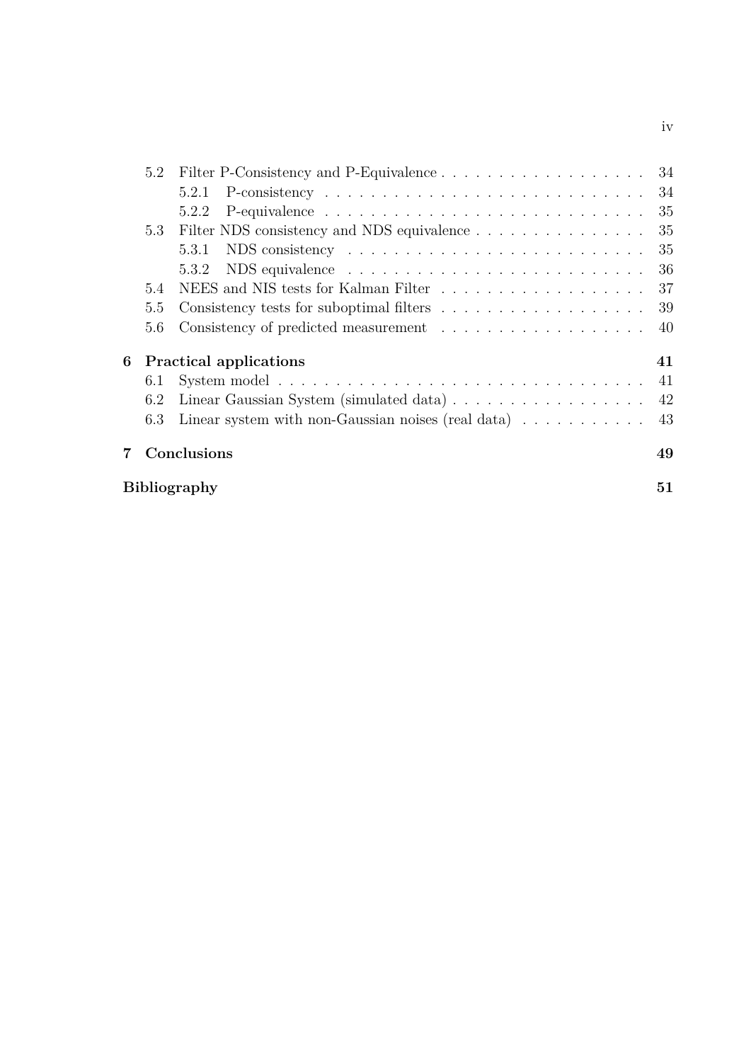- 5.2 Filter P-Consistency and P-Equivalence . . . 34
  - 5.2.1 P-consistency . . . 34
  - 5.2.2 P-equivalence . . . 35
- 5.3 Filter NDS consistency and NDS equivalence . . . 35
  - 5.3.1 NDS consistency . . . 35
  - 5.3.2 NDS equivalence . . . 36
- 5.4 NEES and NIS tests for Kalman Filter . . . 37
- 5.5 Consistency tests for suboptimal filters . . . 39
- 5.6 Consistency of predicted measurement . . . 40

**6 Practical applications** **41**

- 6.1 System model . . . 41
- 6.2 Linear Gaussian System (simulated data) . . . 42
- 6.3 Linear system with non-Gaussian noises (real data) . . . 43

**7 Conclusions** **49**

**Bibliography** **51**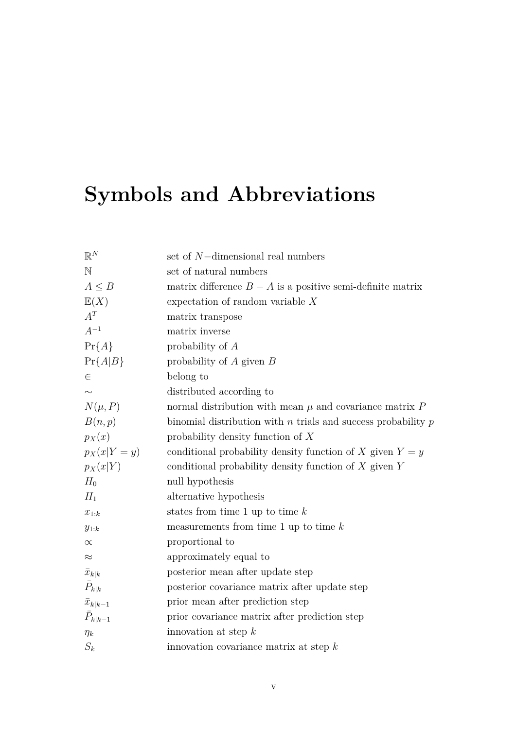# Symbols and Abbreviations

| | |
|---|---|
| $\mathbb{R}^N$ | set of $N-$dimensional real numbers |
| $\mathbb{N}$ | set of natural numbers |
| $A \leq B$ | matrix difference $B - A$ is a positive semi-definite matrix |
| $\mathbb{E}(X)$ | expectation of random variable $X$ |
| $A^T$ | matrix transpose |
| $A^{-1}$ | matrix inverse |
| $\Pr\{A\}$ | probability of $A$ |
| $\Pr\{A \vert B\}$ | probability of $A$ given $B$ |
| $\in$ | belong to |
| $\sim$ | distributed according to |
| $N(\mu, P)$ | normal distribution with mean $\mu$ and covariance matrix $P$ |
| $B(n, p)$ | binomial distribution with $n$ trials and success probability $p$ |
| $p_X(x)$ | probability density function of $X$ |
| $p_X(x \vert Y = y)$ | conditional probability density function of $X$ given $Y = y$ |
| $p_X(x \vert Y)$ | conditional probability density function of $X$ given $Y$ |
| $H_0$ | null hypothesis |
| $H_1$ | alternative hypothesis |
| $x_{1:k}$ | states from time 1 up to time $k$ |
| $y_{1:k}$ | measurements from time 1 up to time $k$ |
| $\propto$ | proportional to |
| $\approx$ | approximately equal to |
| $\bar{x}_{k\vert k}$ | posterior mean after update step |
| $\bar{P}_{k\vert k}$ | posterior covariance matrix after update step |
| $\bar{x}_{k\vert k-1}$ | prior mean after prediction step |
| $\bar{P}_{k\vert k-1}$ | prior covariance matrix after prediction step |
| $\eta_k$ | innovation at step $k$ |
| $S_k$ | innovation covariance matrix at step $k$ |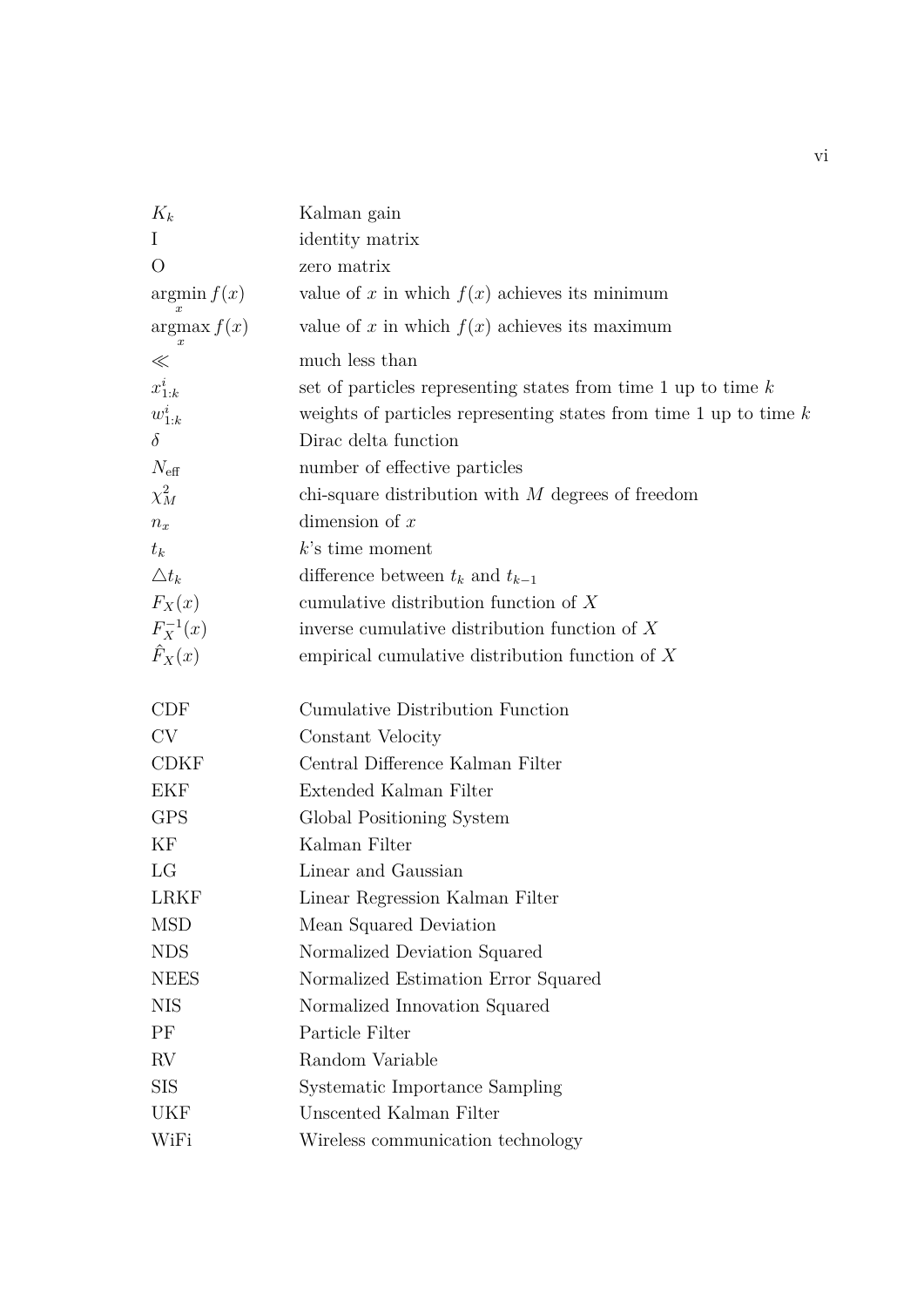| | |
|---|---|
| $K_k$ | Kalman gain |
| I | identity matrix |
| O | zero matrix |
| $\underset{x}{\operatorname{argmin}} f(x)$ | value of $x$ in which $f(x)$ achieves its minimum |
| $\underset{x}{\operatorname{argmax}} f(x)$ | value of $x$ in which $f(x)$ achieves its maximum |
| $\ll$ | much less than |
| $x^i_{1:k}$ | set of particles representing states from time 1 up to time $k$ |
| $w^i_{1:k}$ | weights of particles representing states from time 1 up to time $k$ |
| $\delta$ | Dirac delta function |
| $N_{\text{eff}}$ | number of effective particles |
| $\chi^2_M$ | chi-square distribution with $M$ degrees of freedom |
| $n_x$ | dimension of $x$ |
| $t_k$ | $k$'s time moment |
| $\triangle t_k$ | difference between $t_k$ and $t_{k-1}$ |
| $F_X(x)$ | cumulative distribution function of $X$ |
| $F_X^{-1}(x)$ | inverse cumulative distribution function of $X$ |
| $\hat{F}_X(x)$ | empirical cumulative distribution function of $X$ |

| | |
|---|---|
| CDF | Cumulative Distribution Function |
| CV | Constant Velocity |
| CDKF | Central Difference Kalman Filter |
| EKF | Extended Kalman Filter |
| GPS | Global Positioning System |
| KF | Kalman Filter |
| LG | Linear and Gaussian |
| LRKF | Linear Regression Kalman Filter |
| MSD | Mean Squared Deviation |
| NDS | Normalized Deviation Squared |
| NEES | Normalized Estimation Error Squared |
| NIS | Normalized Innovation Squared |
| PF | Particle Filter |
| RV | Random Variable |
| SIS | Systematic Importance Sampling |
| UKF | Unscented Kalman Filter |
| WiFi | Wireless communication technology |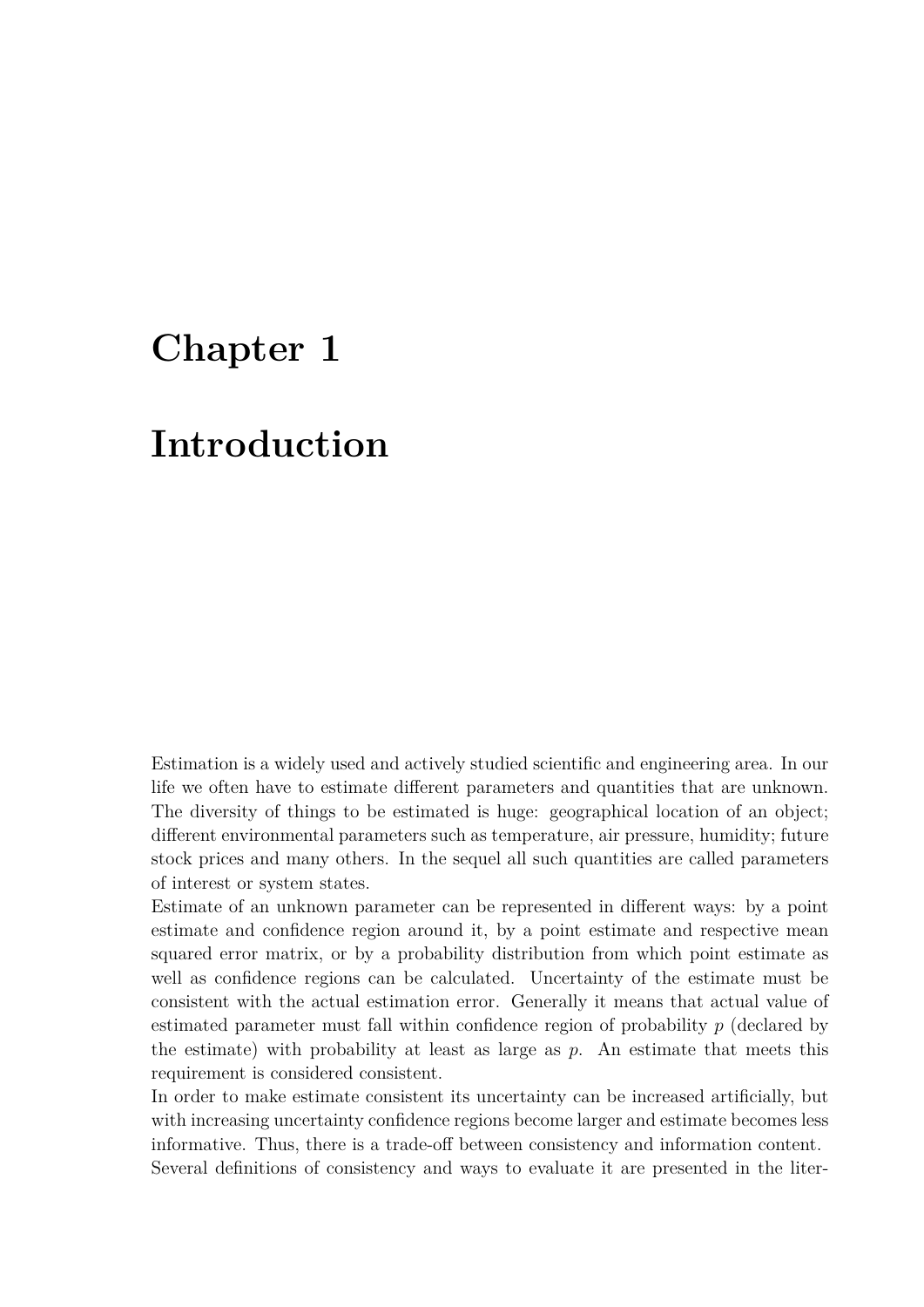# Chapter 1

# Introduction

Estimation is a widely used and actively studied scientific and engineering area. In our life we often have to estimate different parameters and quantities that are unknown. The diversity of things to be estimated is huge: geographical location of an object; different environmental parameters such as temperature, air pressure, humidity; future stock prices and many others. In the sequel all such quantities are called parameters of interest or system states.

Estimate of an unknown parameter can be represented in different ways: by a point estimate and confidence region around it, by a point estimate and respective mean squared error matrix, or by a probability distribution from which point estimate as well as confidence regions can be calculated. Uncertainty of the estimate must be consistent with the actual estimation error. Generally it means that actual value of estimated parameter must fall within confidence region of probability $p$ (declared by the estimate) with probability at least as large as $p$. An estimate that meets this requirement is considered consistent.

In order to make estimate consistent its uncertainty can be increased artificially, but with increasing uncertainty confidence regions become larger and estimate becomes less informative. Thus, there is a trade-off between consistency and information content.

Several definitions of consistency and ways to evaluate it are presented in the liter-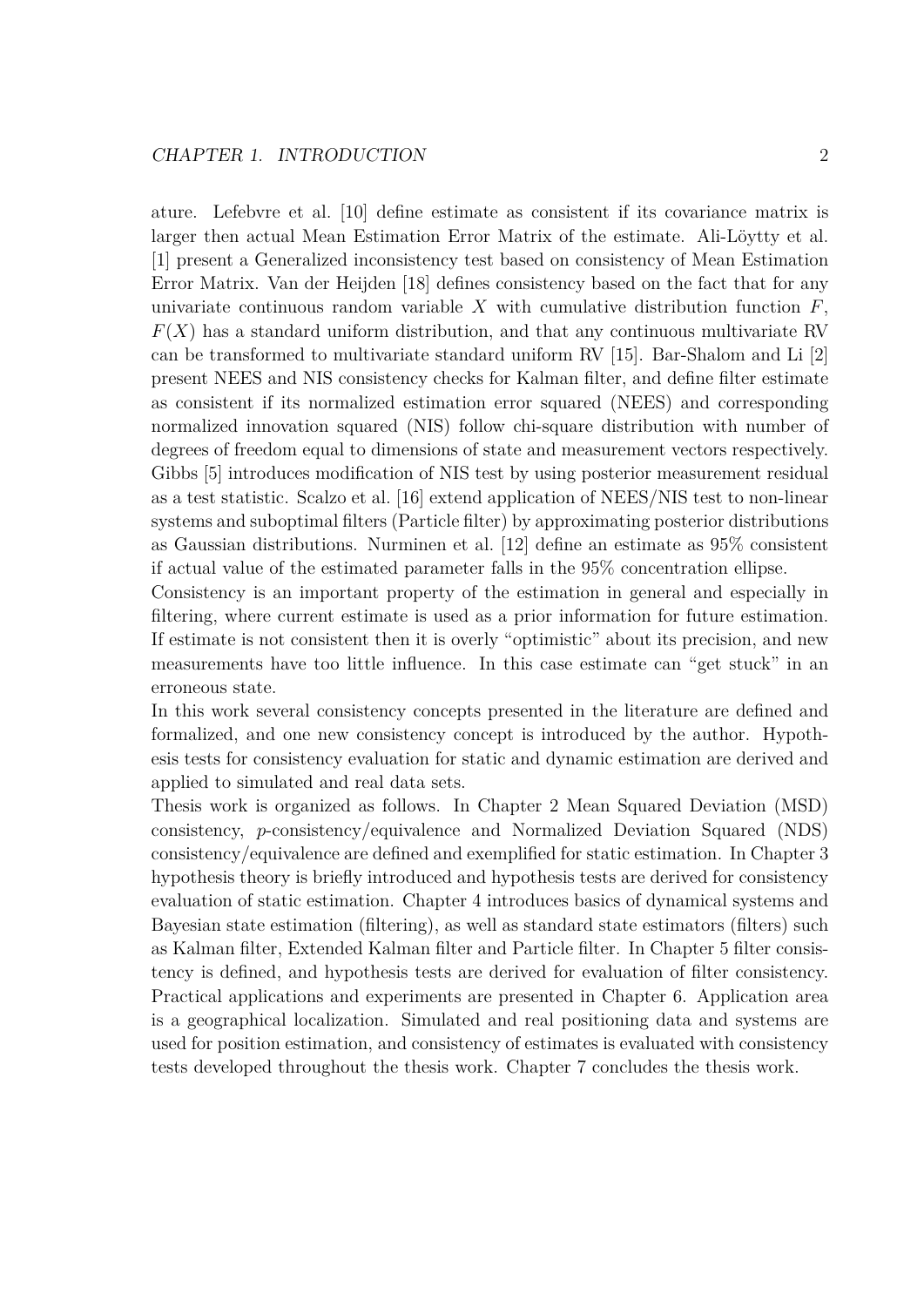ature. Lefebvre et al. [10] define estimate as consistent if its covariance matrix is larger then actual Mean Estimation Error Matrix of the estimate. Ali-Löytty et al. [1] present a Generalized inconsistency test based on consistency of Mean Estimation Error Matrix. Van der Heijden [18] defines consistency based on the fact that for any univariate continuous random variable $X$ with cumulative distribution function $F$, $F(X)$ has a standard uniform distribution, and that any continuous multivariate RV can be transformed to multivariate standard uniform RV [15]. Bar-Shalom and Li [2] present NEES and NIS consistency checks for Kalman filter, and define filter estimate as consistent if its normalized estimation error squared (NEES) and corresponding normalized innovation squared (NIS) follow chi-square distribution with number of degrees of freedom equal to dimensions of state and measurement vectors respectively. Gibbs [5] introduces modification of NIS test by using posterior measurement residual as a test statistic. Scalzo et al. [16] extend application of NEES/NIS test to non-linear systems and suboptimal filters (Particle filter) by approximating posterior distributions as Gaussian distributions. Nurminen et al. [12] define an estimate as 95% consistent if actual value of the estimated parameter falls in the 95% concentration ellipse.

Consistency is an important property of the estimation in general and especially in filtering, where current estimate is used as a prior information for future estimation. If estimate is not consistent then it is overly "optimistic" about its precision, and new measurements have too little influence. In this case estimate can "get stuck" in an erroneous state.

In this work several consistency concepts presented in the literature are defined and formalized, and one new consistency concept is introduced by the author. Hypothesis tests for consistency evaluation for static and dynamic estimation are derived and applied to simulated and real data sets.

Thesis work is organized as follows. In Chapter 2 Mean Squared Deviation (MSD) consistency, *p*-consistency/equivalence and Normalized Deviation Squared (NDS) consistency/equivalence are defined and exemplified for static estimation. In Chapter 3 hypothesis theory is briefly introduced and hypothesis tests are derived for consistency evaluation of static estimation. Chapter 4 introduces basics of dynamical systems and Bayesian state estimation (filtering), as well as standard state estimators (filters) such as Kalman filter, Extended Kalman filter and Particle filter. In Chapter 5 filter consistency is defined, and hypothesis tests are derived for evaluation of filter consistency. Practical applications and experiments are presented in Chapter 6. Application area is a geographical localization. Simulated and real positioning data and systems are used for position estimation, and consistency of estimates is evaluated with consistency tests developed throughout the thesis work. Chapter 7 concludes the thesis work.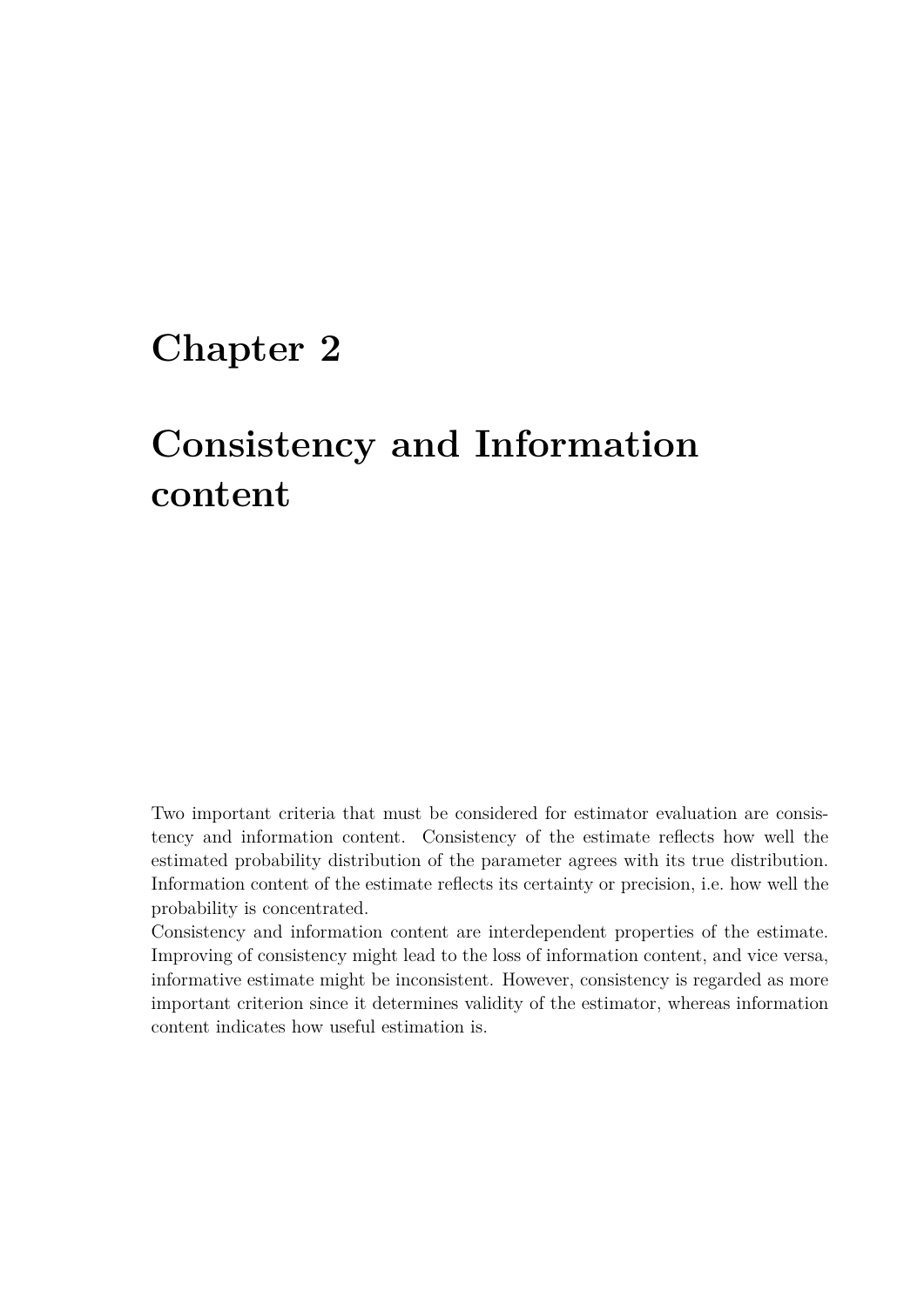# Chapter 2

# Consistency and Information content

Two important criteria that must be considered for estimator evaluation are consistency and information content. Consistency of the estimate reflects how well the estimated probability distribution of the parameter agrees with its true distribution. Information content of the estimate reflects its certainty or precision, i.e. how well the probability is concentrated.

Consistency and information content are interdependent properties of the estimate. Improving of consistency might lead to the loss of information content, and vice versa, informative estimate might be inconsistent. However, consistency is regarded as more important criterion since it determines validity of the estimator, whereas information content indicates how useful estimation is.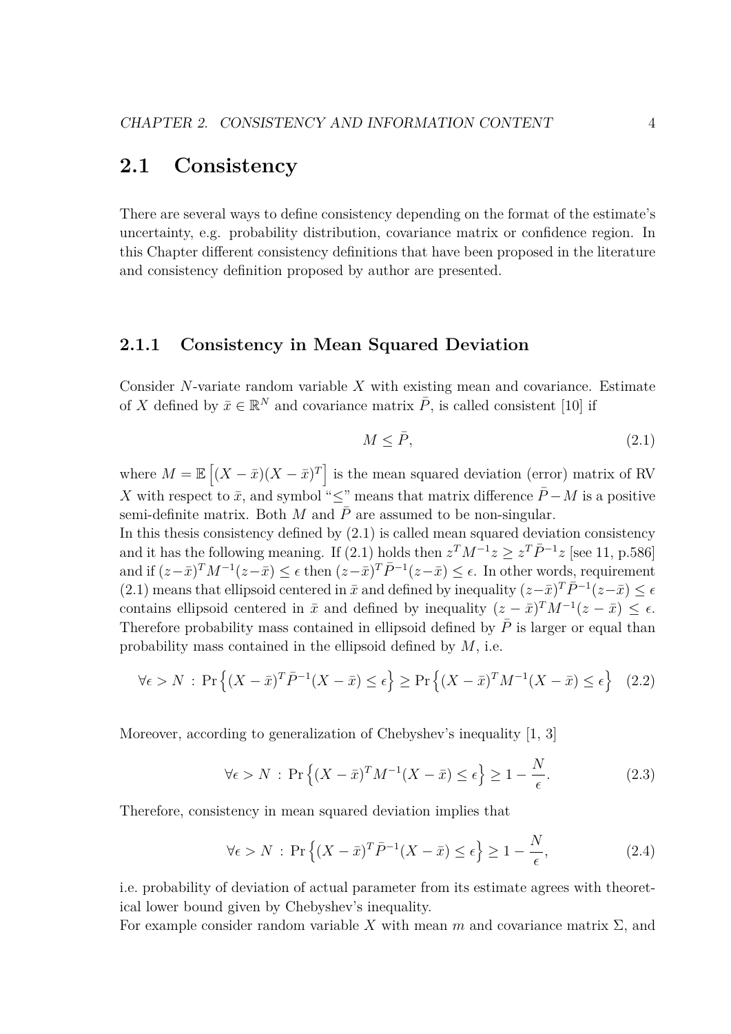## 2.1 Consistency

There are several ways to define consistency depending on the format of the estimate's uncertainty, e.g. probability distribution, covariance matrix or confidence region. In this Chapter different consistency definitions that have been proposed in the literature and consistency definition proposed by author are presented.

### 2.1.1 Consistency in Mean Squared Deviation

Consider $N$-variate random variable $X$ with existing mean and covariance. Estimate of $X$ defined by $\bar{x} \in \mathbb{R}^N$ and covariance matrix $\bar{P}$, is called consistent [10] if

$$M \leq \bar{P}, \tag{2.1}$$

where $M = \mathbb{E}\left[(X - \bar{x})(X - \bar{x})^T\right]$ is the mean squared deviation (error) matrix of RV $X$ with respect to $\bar{x}$, and symbol "$\leq$" means that matrix difference $\bar{P} - M$ is a positive semi-definite matrix. Both $M$ and $\bar{P}$ are assumed to be non-singular.
In this thesis consistency defined by (2.1) is called mean squared deviation consistency and it has the following meaning. If (2.1) holds then $z^T M^{-1} z \geq z^T \bar{P}^{-1} z$ [see 11, p.586] and if $(z-\bar{x})^T M^{-1}(z-\bar{x}) \leq \epsilon$ then $(z-\bar{x})^T \bar{P}^{-1}(z-\bar{x}) \leq \epsilon$. In other words, requirement (2.1) means that ellipsoid centered in $\bar{x}$ and defined by inequality $(z-\bar{x})^T \bar{P}^{-1}(z-\bar{x}) \leq \epsilon$ contains ellipsoid centered in $\bar{x}$ and defined by inequality $(z - \bar{x})^T M^{-1}(z - \bar{x}) \leq \epsilon$. Therefore probability mass contained in ellipsoid defined by $\bar{P}$ is larger or equal than probability mass contained in the ellipsoid defined by $M$, i.e.

$$\forall \epsilon > N \,:\, \Pr\left\{(X - \bar{x})^T \bar{P}^{-1}(X - \bar{x}) \leq \epsilon\right\} \geq \Pr\left\{(X - \bar{x})^T M^{-1}(X - \bar{x}) \leq \epsilon\right\} \tag{2.2}$$

Moreover, according to generalization of Chebyshev's inequality [1, 3]

$$\forall \epsilon > N \,:\, \Pr\left\{(X - \bar{x})^T M^{-1}(X - \bar{x}) \leq \epsilon\right\} \geq 1 - \frac{N}{\epsilon}. \tag{2.3}$$

Therefore, consistency in mean squared deviation implies that

$$\forall \epsilon > N \,:\, \Pr\left\{(X - \bar{x})^T \bar{P}^{-1}(X - \bar{x}) \leq \epsilon\right\} \geq 1 - \frac{N}{\epsilon}, \tag{2.4}$$

i.e. probability of deviation of actual parameter from its estimate agrees with theoretical lower bound given by Chebyshev's inequality.
For example consider random variable $X$ with mean $m$ and covariance matrix $\Sigma$, and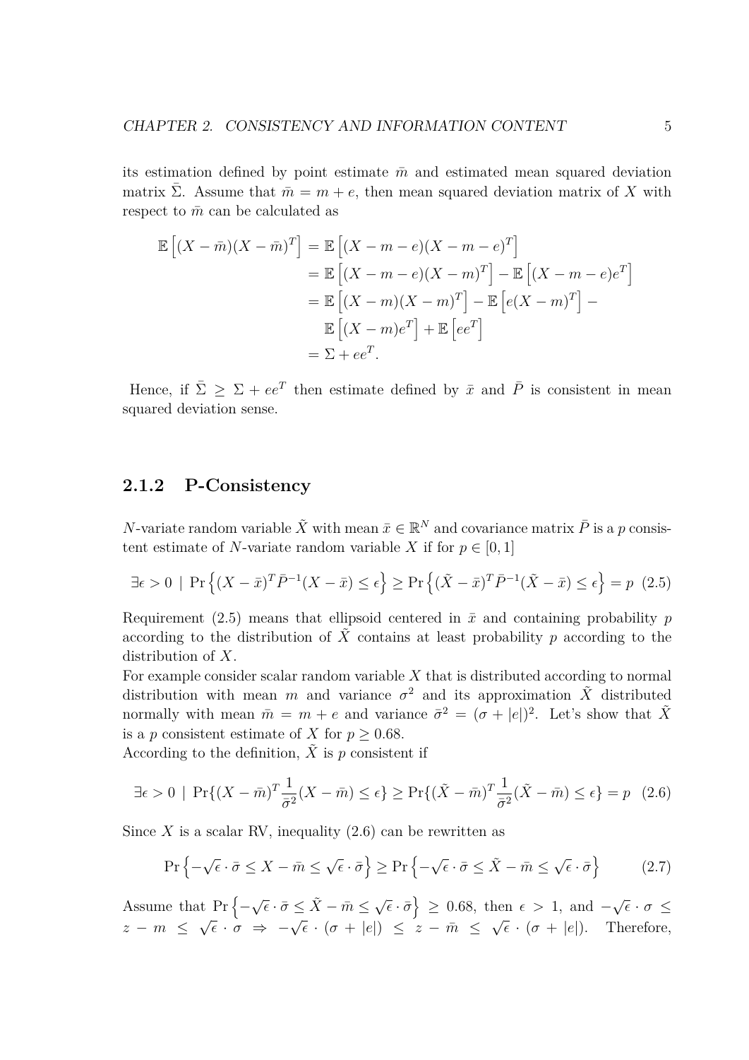its estimation defined by point estimate $\bar{m}$ and estimated mean squared deviation matrix $\bar{\Sigma}$. Assume that $\bar{m} = m + e$, then mean squared deviation matrix of $X$ with respect to $\bar{m}$ can be calculated as

$$
\begin{aligned}
\mathbb{E}\left[(X-\bar{m})(X-\bar{m})^T\right] &= \mathbb{E}\left[(X-m-e)(X-m-e)^T\right] \\
&= \mathbb{E}\left[(X-m-e)(X-m)^T\right] - \mathbb{E}\left[(X-m-e)e^T\right] \\
&= \mathbb{E}\left[(X-m)(X-m)^T\right] - \mathbb{E}\left[e(X-m)^T\right] - \\
&\quad \mathbb{E}\left[(X-m)e^T\right] + \mathbb{E}\left[ee^T\right] \\
&= \Sigma + ee^T.
\end{aligned}
$$

Hence, if $\bar{\Sigma} \geq \Sigma + ee^T$ then estimate defined by $\bar{x}$ and $\bar{P}$ is consistent in mean squared deviation sense.

### 2.1.2 P-Consistency

$N$-variate random variable $\tilde{X}$ with mean $\bar{x} \in \mathbb{R}^N$ and covariance matrix $\bar{P}$ is a $p$ consistent estimate of $N$-variate random variable $X$ if for $p \in [0,1]$

$$
\exists \epsilon > 0 \;|\; \Pr\left\{(X-\bar{x})^T \bar{P}^{-1}(X-\bar{x}) \leq \epsilon\right\} \geq \Pr\left\{(\tilde{X}-\bar{x})^T \bar{P}^{-1}(\tilde{X}-\bar{x}) \leq \epsilon\right\} = p \quad (2.5)
$$

Requirement (2.5) means that ellipsoid centered in $\bar{x}$ and containing probability $p$ according to the distribution of $\tilde{X}$ contains at least probability $p$ according to the distribution of $X$.

For example consider scalar random variable $X$ that is distributed according to normal distribution with mean $m$ and variance $\sigma^2$ and its approximation $\tilde{X}$ distributed normally with mean $\bar{m} = m + e$ and variance $\bar{\sigma}^2 = (\sigma + |e|)^2$. Let's show that $\tilde{X}$ is a $p$ consistent estimate of $X$ for $p \geq 0.68$.

According to the definition, $\tilde{X}$ is $p$ consistent if

$$
\exists \epsilon > 0 \;|\; \Pr\{(X-\bar{m})^T \frac{1}{\bar{\sigma}^2}(X-\bar{m}) \leq \epsilon\} \geq \Pr\{(\tilde{X}-\bar{m})^T \frac{1}{\bar{\sigma}^2}(\tilde{X}-\bar{m}) \leq \epsilon\} = p \quad (2.6)
$$

Since $X$ is a scalar RV, inequality (2.6) can be rewritten as

$$
\Pr\left\{-\sqrt{\epsilon}\cdot\bar{\sigma} \leq X-\bar{m} \leq \sqrt{\epsilon}\cdot\bar{\sigma}\right\} \geq \Pr\left\{-\sqrt{\epsilon}\cdot\bar{\sigma} \leq \tilde{X}-\bar{m} \leq \sqrt{\epsilon}\cdot\bar{\sigma}\right\} \quad (2.7)
$$

Assume that $\Pr\left\{-\sqrt{\epsilon}\cdot\bar{\sigma} \leq \tilde{X}-\bar{m} \leq \sqrt{\epsilon}\cdot\bar{\sigma}\right\} \geq 0.68$, then $\epsilon > 1$, and $-\sqrt{\epsilon}\cdot\sigma \leq z - m \leq \sqrt{\epsilon}\cdot\sigma \Rightarrow -\sqrt{\epsilon}\cdot(\sigma+|e|) \leq z-\bar{m} \leq \sqrt{\epsilon}\cdot(\sigma+|e|)$. Therefore,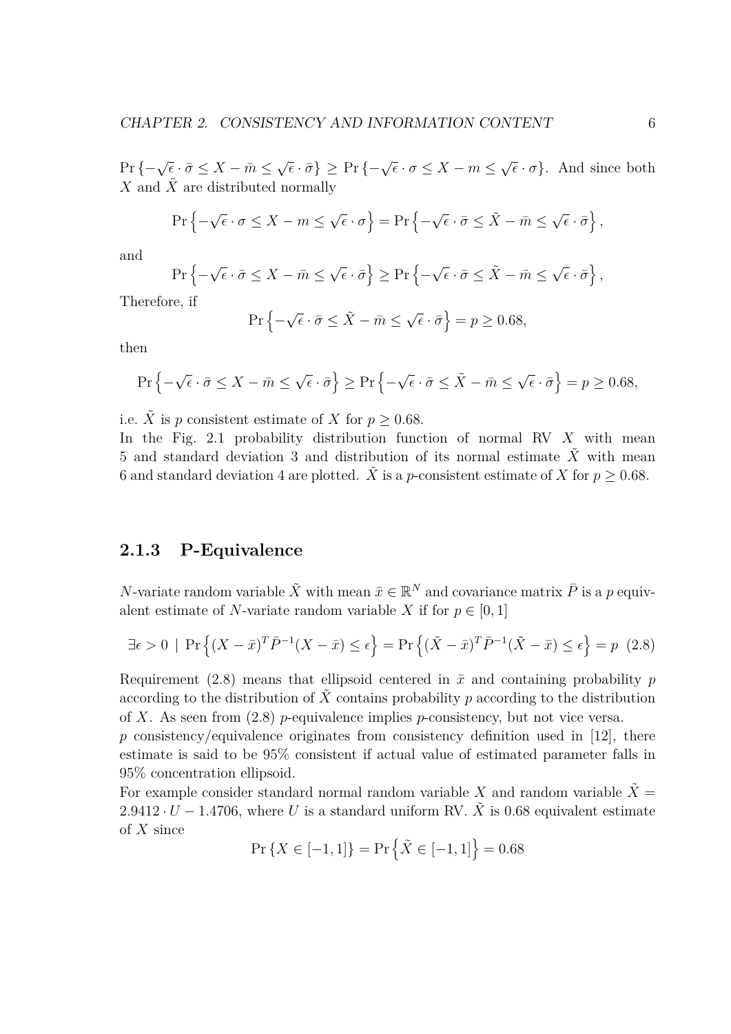$\Pr\{-\sqrt{\epsilon}\cdot\bar{\sigma} \leq X - \bar{m} \leq \sqrt{\epsilon}\cdot\bar{\sigma}\} \geq \Pr\{-\sqrt{\epsilon}\cdot\sigma \leq X - m \leq \sqrt{\epsilon}\cdot\sigma\}$. And since both $X$ and $\tilde{X}$ are distributed normally

$$\Pr\left\{-\sqrt{\epsilon}\cdot\sigma \leq X - m \leq \sqrt{\epsilon}\cdot\sigma\right\} = \Pr\left\{-\sqrt{\epsilon}\cdot\bar{\sigma} \leq \tilde{X} - \bar{m} \leq \sqrt{\epsilon}\cdot\bar{\sigma}\right\},$$

and

$$\Pr\left\{-\sqrt{\epsilon}\cdot\bar{\sigma} \leq X - \bar{m} \leq \sqrt{\epsilon}\cdot\bar{\sigma}\right\} \geq \Pr\left\{-\sqrt{\epsilon}\cdot\bar{\sigma} \leq \tilde{X} - \bar{m} \leq \sqrt{\epsilon}\cdot\bar{\sigma}\right\},$$

Therefore, if

$$\Pr\left\{-\sqrt{\epsilon}\cdot\bar{\sigma} \leq \tilde{X} - \bar{m} \leq \sqrt{\epsilon}\cdot\bar{\sigma}\right\} = p \geq 0.68,$$

then

$$\Pr\left\{-\sqrt{\epsilon}\cdot\bar{\sigma} \leq X - \bar{m} \leq \sqrt{\epsilon}\cdot\bar{\sigma}\right\} \geq \Pr\left\{-\sqrt{\epsilon}\cdot\bar{\sigma} \leq \tilde{X} - \bar{m} \leq \sqrt{\epsilon}\cdot\bar{\sigma}\right\} = p \geq 0.68,$$

i.e. $\tilde{X}$ is $p$ consistent estimate of $X$ for $p \geq 0.68$.
In the Fig. 2.1 probability distribution function of normal RV $X$ with mean 5 and standard deviation 3 and distribution of its normal estimate $\tilde{X}$ with mean 6 and standard deviation 4 are plotted. $\tilde{X}$ is a $p$-consistent estimate of $X$ for $p \geq 0.68$.

### 2.1.3 P-Equivalence

$N$-variate random variable $\tilde{X}$ with mean $\bar{x} \in \mathbb{R}^N$ and covariance matrix $\bar{P}$ is a $p$ equivalent estimate of $N$-variate random variable $X$ if for $p \in [0, 1]$

$$\exists\epsilon > 0 \mid \Pr\left\{(X - \bar{x})^T \bar{P}^{-1}(X - \bar{x}) \leq \epsilon\right\} = \Pr\left\{(\tilde{X} - \bar{x})^T \bar{P}^{-1}(\tilde{X} - \bar{x}) \leq \epsilon\right\} = p \quad (2.8)$$

Requirement (2.8) means that ellipsoid centered in $\bar{x}$ and containing probability $p$ according to the distribution of $\tilde{X}$ contains probability $p$ according to the distribution of $X$. As seen from (2.8) $p$-equivalence implies $p$-consistency, but not vice versa.
$p$ consistency/equivalence originates from consistency definition used in [12], there estimate is said to be 95% consistent if actual value of estimated parameter falls in 95% concentration ellipsoid.
For example consider standard normal random variable $X$ and random variable $\tilde{X} = 2.9412 \cdot U - 1.4706$, where $U$ is a standard uniform RV. $\tilde{X}$ is 0.68 equivalent estimate of $X$ since

$$\Pr\{X \in [-1, 1]\} = \Pr\left\{\tilde{X} \in [-1, 1]\right\} = 0.68$$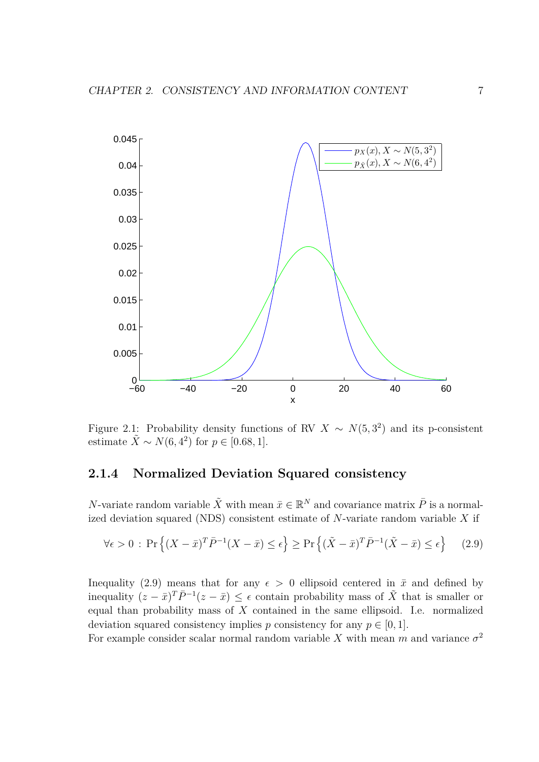Figure 2.1: Probability density functions of RV $X \sim N(5, 3^2)$ and its p-consistent estimate $\tilde{X} \sim N(6, 4^2)$ for $p \in [0.68, 1]$.

### 2.1.4 Normalized Deviation Squared consistency

$N$-variate random variable $\tilde{X}$ with mean $\bar{x} \in \mathbb{R}^N$ and covariance matrix $\bar{P}$ is a normalized deviation squared (NDS) consistent estimate of $N$-variate random variable $X$ if

$$\forall \epsilon > 0 \,:\, \Pr\left\{(X - \bar{x})^T \bar{P}^{-1} (X - \bar{x}) \leq \epsilon\right\} \geq \Pr\left\{(\tilde{X} - \bar{x})^T \bar{P}^{-1} (\tilde{X} - \bar{x}) \leq \epsilon\right\} \quad (2.9)$$

Inequality (2.9) means that for any $\epsilon > 0$ ellipsoid centered in $\bar{x}$ and defined by inequality $(z - \bar{x})^T \bar{P}^{-1} (z - \bar{x}) \leq \epsilon$ contain probability mass of $\tilde{X}$ that is smaller or equal than probability mass of $X$ contained in the same ellipsoid. I.e. normalized deviation squared consistency implies $p$ consistency for any $p \in [0, 1]$.
For example consider scalar normal random variable $X$ with mean $m$ and variance $\sigma^2$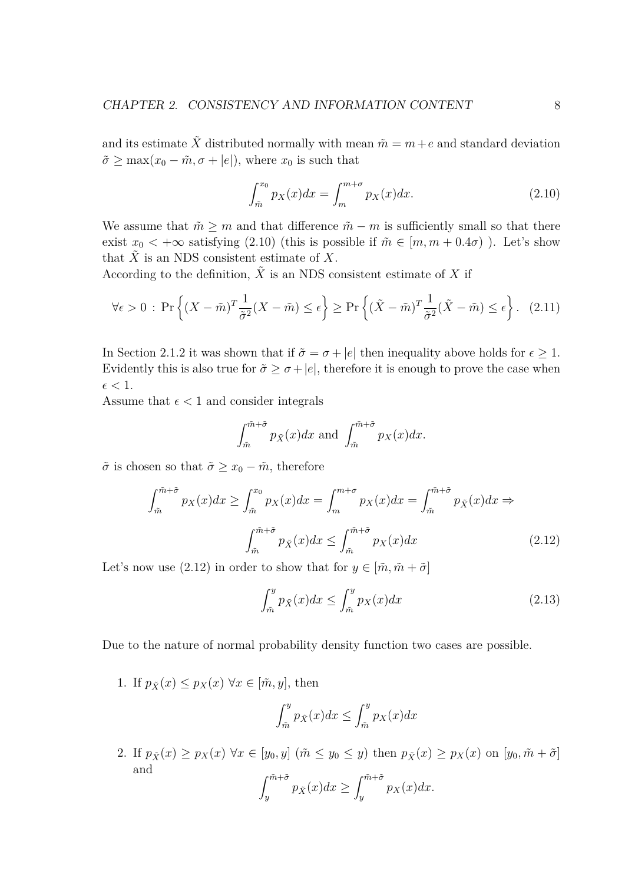and its estimate $\tilde{X}$ distributed normally with mean $\tilde{m} = m + e$ and standard deviation $\tilde{\sigma} \geq \max(x_0 - \tilde{m}, \sigma + |e|)$, where $x_0$ is such that

$$\int_{\tilde{m}}^{x_0} p_X(x)dx = \int_{m}^{m+\sigma} p_X(x)dx. \tag{2.10}$$

We assume that $\tilde{m} \geq m$ and that difference $\tilde{m} - m$ is sufficiently small so that there exist $x_0 < +\infty$ satisfying (2.10) (this is possible if $\tilde{m} \in [m, m + 0.4\sigma)$ ). Let's show that $\tilde{X}$ is an NDS consistent estimate of $X$.
According to the definition, $\tilde{X}$ is an NDS consistent estimate of $X$ if

$$\forall \epsilon > 0 \, : \, \Pr\left\{(X - \tilde{m})^T \frac{1}{\tilde{\sigma}^2}(X - \tilde{m}) \leq \epsilon\right\} \geq \Pr\left\{(\tilde{X} - \tilde{m})^T \frac{1}{\tilde{\sigma}^2}(\tilde{X} - \tilde{m}) \leq \epsilon\right\}. \tag{2.11}$$

In Section 2.1.2 it was shown that if $\tilde{\sigma} = \sigma + |e|$ then inequality above holds for $\epsilon \geq 1$. Evidently this is also true for $\tilde{\sigma} \geq \sigma + |e|$, therefore it is enough to prove the case when $\epsilon < 1$.
Assume that $\epsilon < 1$ and consider integrals

$$\int_{\tilde{m}}^{\tilde{m}+\tilde{\sigma}} p_{\tilde{X}}(x)dx \text{ and } \int_{\tilde{m}}^{\tilde{m}+\tilde{\sigma}} p_X(x)dx.$$

$\tilde{\sigma}$ is chosen so that $\tilde{\sigma} \geq x_0 - \tilde{m}$, therefore

$$\int_{\tilde{m}}^{\tilde{m}+\tilde{\sigma}} p_X(x)dx \geq \int_{\tilde{m}}^{x_0} p_X(x)dx = \int_{m}^{m+\sigma} p_X(x)dx = \int_{\tilde{m}}^{\tilde{m}+\tilde{\sigma}} p_{\tilde{X}}(x)dx \Rightarrow$$

$$\int_{\tilde{m}}^{\tilde{m}+\tilde{\sigma}} p_{\tilde{X}}(x)dx \leq \int_{\tilde{m}}^{\tilde{m}+\tilde{\sigma}} p_X(x)dx \tag{2.12}$$

Let's now use (2.12) in order to show that for $y \in [\tilde{m}, \tilde{m} + \tilde{\sigma}]$

$$\int_{\tilde{m}}^{y} p_{\tilde{X}}(x)dx \leq \int_{\tilde{m}}^{y} p_X(x)dx \tag{2.13}$$

Due to the nature of normal probability density function two cases are possible.

1. If $p_{\tilde{X}}(x) \leq p_X(x) \; \forall x \in [\tilde{m}, y]$, then

$$\int_{\tilde{m}}^{y} p_{\tilde{X}}(x)dx \leq \int_{\tilde{m}}^{y} p_X(x)dx$$

2. If $p_{\tilde{X}}(x) \geq p_X(x) \; \forall x \in [y_0, y]$ ($\tilde{m} \leq y_0 \leq y$) then $p_{\tilde{X}}(x) \geq p_X(x)$ on $[y_0, \tilde{m} + \tilde{\sigma}]$ and

$$\int_{y}^{\tilde{m}+\tilde{\sigma}} p_{\tilde{X}}(x)dx \geq \int_{y}^{\tilde{m}+\tilde{\sigma}} p_X(x)dx.$$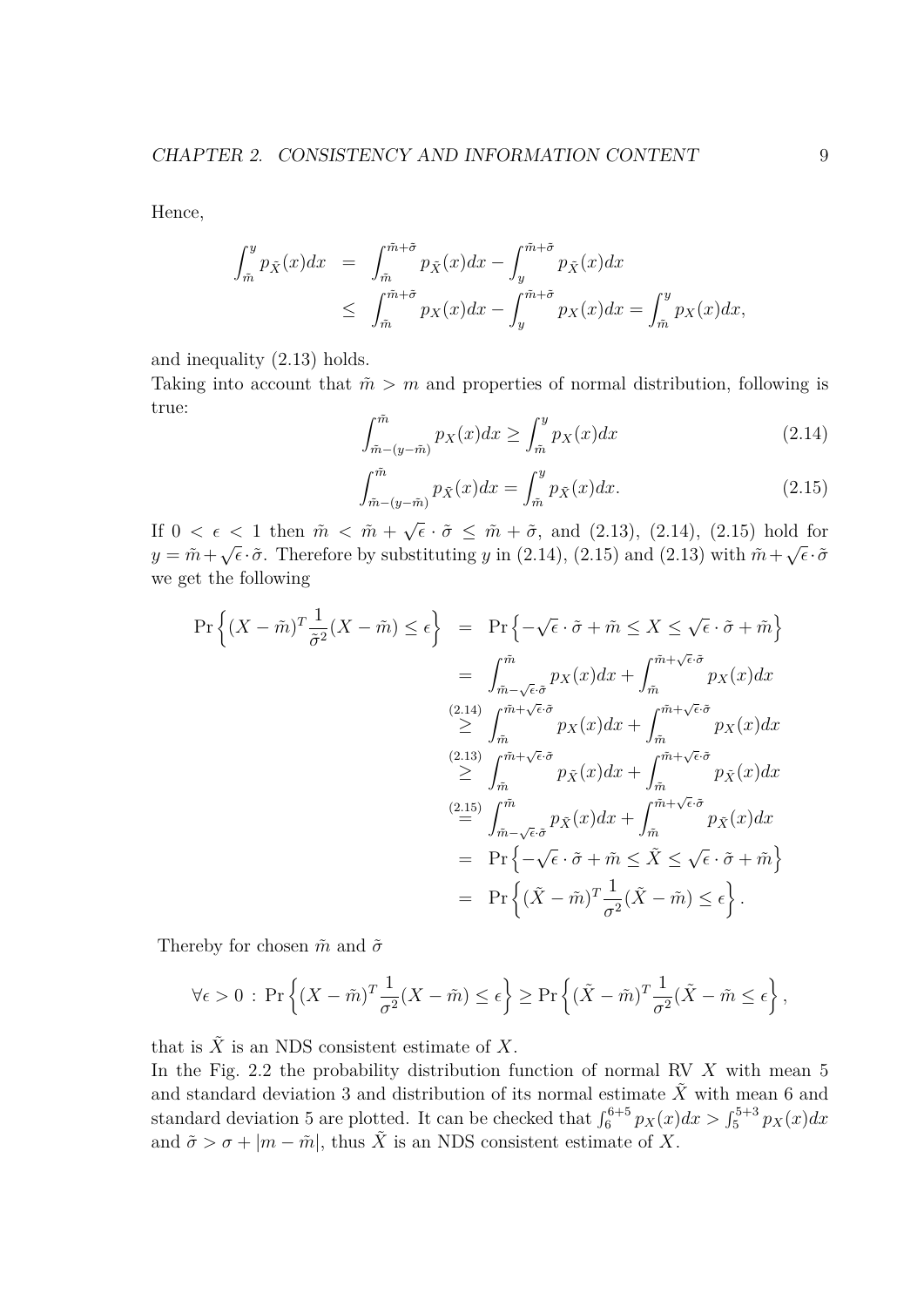Hence,

$$
\begin{aligned}
\int_{\tilde{m}}^{y} p_{\tilde{X}}(x)dx &= \int_{\tilde{m}}^{\tilde{m}+\tilde{\sigma}} p_{\tilde{X}}(x)dx - \int_{y}^{\tilde{m}+\tilde{\sigma}} p_{\tilde{X}}(x)dx \\
&\leq \int_{\tilde{m}}^{\tilde{m}+\tilde{\sigma}} p_{X}(x)dx - \int_{y}^{\tilde{m}+\tilde{\sigma}} p_{X}(x)dx = \int_{\tilde{m}}^{y} p_{X}(x)dx,
\end{aligned}
$$

and inequality (2.13) holds.

Taking into account that $\tilde{m} > m$ and properties of normal distribution, following is true:

$$
\int_{\tilde{m}-(y-\tilde{m})}^{\tilde{m}} p_X(x)dx \geq \int_{\tilde{m}}^{y} p_X(x)dx \tag{2.14}
$$

$$
\int_{\tilde{m}-(y-\tilde{m})}^{\tilde{m}} p_{\tilde{X}}(x)dx = \int_{\tilde{m}}^{y} p_{\tilde{X}}(x)dx. \tag{2.15}
$$

If $0 < \epsilon < 1$ then $\tilde{m} < \tilde{m} + \sqrt{\epsilon} \cdot \tilde{\sigma} \leq \tilde{m} + \tilde{\sigma}$, and (2.13), (2.14), (2.15) hold for $y = \tilde{m} + \sqrt{\epsilon} \cdot \tilde{\sigma}$. Therefore by substituting $y$ in (2.14), (2.15) and (2.13) with $\tilde{m} + \sqrt{\epsilon} \cdot \tilde{\sigma}$ we get the following

$$
\begin{aligned}
\Pr\left\{(X-\tilde{m})^T \frac{1}{\tilde{\sigma}^2}(X-\tilde{m}) \leq \epsilon\right\} &= \Pr\left\{-\sqrt{\epsilon}\cdot\tilde{\sigma} + \tilde{m} \leq X \leq \sqrt{\epsilon}\cdot\tilde{\sigma} + \tilde{m}\right\} \\
&= \int_{\tilde{m}-\sqrt{\epsilon}\cdot\tilde{\sigma}}^{\tilde{m}} p_X(x)dx + \int_{\tilde{m}}^{\tilde{m}+\sqrt{\epsilon}\cdot\tilde{\sigma}} p_X(x)dx \\
&\overset{(2.14)}{\geq} \int_{\tilde{m}}^{\tilde{m}+\sqrt{\epsilon}\cdot\tilde{\sigma}} p_X(x)dx + \int_{\tilde{m}}^{\tilde{m}+\sqrt{\epsilon}\cdot\tilde{\sigma}} p_X(x)dx \\
&\overset{(2.13)}{\geq} \int_{\tilde{m}}^{\tilde{m}+\sqrt{\epsilon}\cdot\tilde{\sigma}} p_{\tilde{X}}(x)dx + \int_{\tilde{m}}^{\tilde{m}+\sqrt{\epsilon}\cdot\tilde{\sigma}} p_{\tilde{X}}(x)dx \\
&\overset{(2.15)}{=} \int_{\tilde{m}-\sqrt{\epsilon}\cdot\tilde{\sigma}}^{\tilde{m}} p_{\tilde{X}}(x)dx + \int_{\tilde{m}}^{\tilde{m}+\sqrt{\epsilon}\cdot\tilde{\sigma}} p_{\tilde{X}}(x)dx \\
&= \Pr\left\{-\sqrt{\epsilon}\cdot\tilde{\sigma} + \tilde{m} \leq \tilde{X} \leq \sqrt{\epsilon}\cdot\tilde{\sigma} + \tilde{m}\right\} \\
&= \Pr\left\{(\tilde{X}-\tilde{m})^T \frac{1}{\sigma^2}(\tilde{X}-\tilde{m}) \leq \epsilon\right\}.
\end{aligned}
$$

Thereby for chosen $\tilde{m}$ and $\tilde{\sigma}$

$$
\forall \epsilon > 0 : \Pr\left\{(X-\tilde{m})^T \frac{1}{\sigma^2}(X-\tilde{m}) \leq \epsilon\right\} \geq \Pr\left\{(\tilde{X}-\tilde{m})^T \frac{1}{\sigma^2}(\tilde{X}-\tilde{m} \leq \epsilon\right\},
$$

that is $\tilde{X}$ is an NDS consistent estimate of $X$.

In the Fig. 2.2 the probability distribution function of normal RV $X$ with mean 5 and standard deviation 3 and distribution of its normal estimate $\tilde{X}$ with mean 6 and standard deviation 5 are plotted. It can be checked that $\int_6^{6+5} p_X(x)dx > \int_5^{5+3} p_X(x)dx$ and $\tilde{\sigma} > \sigma + |m - \tilde{m}|$, thus $\tilde{X}$ is an NDS consistent estimate of $X$.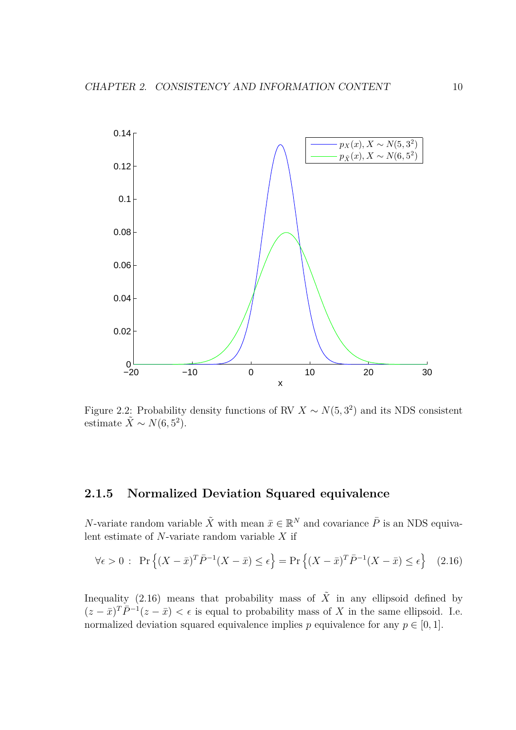Figure 2.2: Probability density functions of RV $X \sim N(5, 3^2)$ and its NDS consistent estimate $\tilde{X} \sim N(6, 5^2)$.

### 2.1.5 Normalized Deviation Squared equivalence

$N$-variate random variable $\tilde{X}$ with mean $\bar{x} \in \mathbb{R}^N$ and covariance $\bar{P}$ is an NDS equivalent estimate of $N$-variate random variable $X$ if

$$\forall \epsilon > 0 : \ \Pr\left\{(X - \bar{x})^T \bar{P}^{-1}(X - \bar{x}) \leq \epsilon\right\} = \Pr\left\{(X - \bar{x})^T \bar{P}^{-1}(X - \bar{x}) \leq \epsilon\right\} \quad (2.16)$$

Inequality (2.16) means that probability mass of $\tilde{X}$ in any ellipsoid defined by $(z - \bar{x})^T \bar{P}^{-1}(z - \bar{x}) < \epsilon$ is equal to probability mass of $X$ in the same ellipsoid. I.e. normalized deviation squared equivalence implies $p$ equivalence for any $p \in [0, 1]$.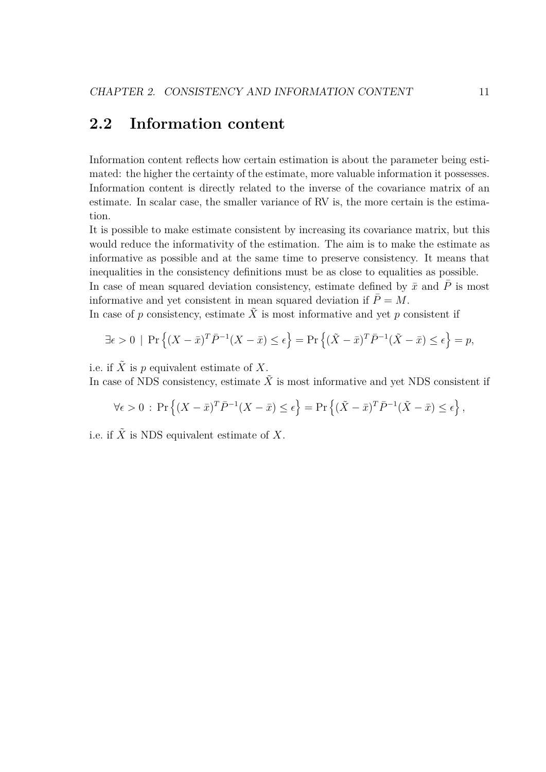## 2.2 Information content

Information content reflects how certain estimation is about the parameter being estimated: the higher the certainty of the estimate, more valuable information it possesses. Information content is directly related to the inverse of the covariance matrix of an estimate. In scalar case, the smaller variance of RV is, the more certain is the estimation.

It is possible to make estimate consistent by increasing its covariance matrix, but this would reduce the informativity of the estimation. The aim is to make the estimate as informative as possible and at the same time to preserve consistency. It means that inequalities in the consistency definitions must be as close to equalities as possible.

In case of mean squared deviation consistency, estimate defined by $\bar{x}$ and $\bar{P}$ is most informative and yet consistent in mean squared deviation if $\bar{P} = M$.

In case of $p$ consistency, estimate $\tilde{X}$ is most informative and yet $p$ consistent if

$$\exists \epsilon > 0 \;|\; \Pr\left\{(X - \bar{x})^T \bar{P}^{-1} (X - \bar{x}) \leq \epsilon\right\} = \Pr\left\{(\tilde{X} - \bar{x})^T \bar{P}^{-1} (\tilde{X} - \bar{x}) \leq \epsilon\right\} = p,$$

i.e. if $\tilde{X}$ is $p$ equivalent estimate of $X$.

In case of NDS consistency, estimate $\tilde{X}$ is most informative and yet NDS consistent if

$$\forall \epsilon > 0 \,:\, \Pr\left\{(X - \bar{x})^T \bar{P}^{-1} (X - \bar{x}) \leq \epsilon\right\} = \Pr\left\{(\tilde{X} - \bar{x})^T \bar{P}^{-1} (\tilde{X} - \bar{x}) \leq \epsilon\right\},$$

i.e. if $\tilde{X}$ is NDS equivalent estimate of $X$.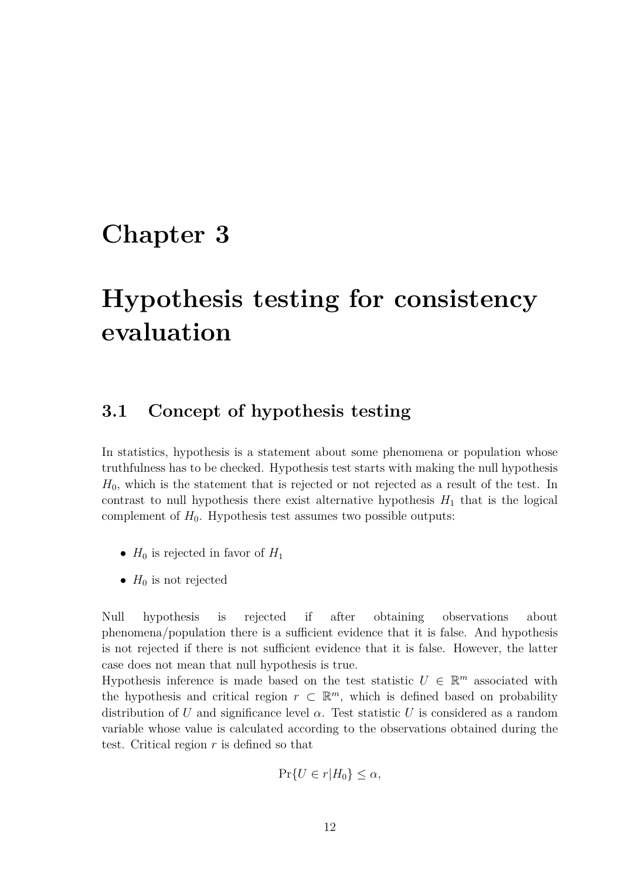# Chapter 3

# Hypothesis testing for consistency evaluation

## 3.1 Concept of hypothesis testing

In statistics, hypothesis is a statement about some phenomena or population whose truthfulness has to be checked. Hypothesis test starts with making the null hypothesis $H_0$, which is the statement that is rejected or not rejected as a result of the test. In contrast to null hypothesis there exist alternative hypothesis $H_1$ that is the logical complement of $H_0$. Hypothesis test assumes two possible outputs:

- $H_0$ is rejected in favor of $H_1$
- $H_0$ is not rejected

Null hypothesis is rejected if after obtaining observations about phenomena/population there is a sufficient evidence that it is false. And hypothesis is not rejected if there is not sufficient evidence that it is false. However, the latter case does not mean that null hypothesis is true.

Hypothesis inference is made based on the test statistic $U \in \mathbb{R}^m$ associated with the hypothesis and critical region $r \subset \mathbb{R}^m$, which is defined based on probability distribution of $U$ and significance level $\alpha$. Test statistic $U$ is considered as a random variable whose value is calculated according to the observations obtained during the test. Critical region $r$ is defined so that

$$\Pr\{U \in r | H_0\} \leq \alpha,$$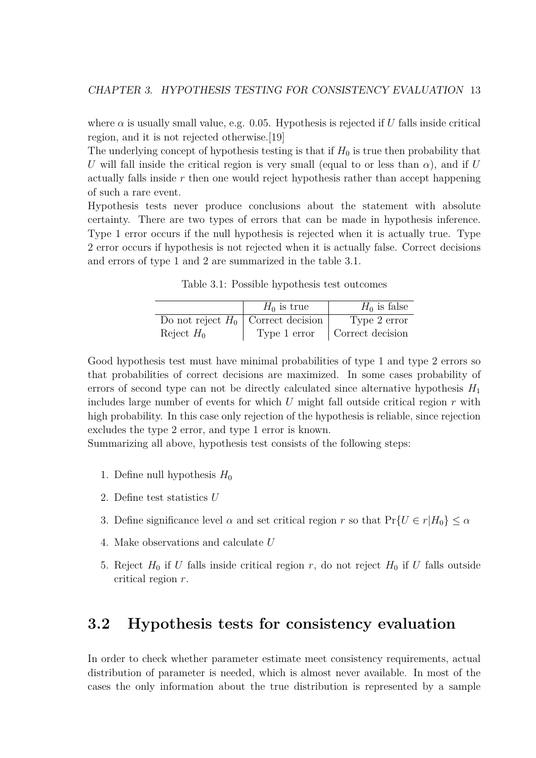where $\alpha$ is usually small value, e.g. 0.05. Hypothesis is rejected if $U$ falls inside critical region, and it is not rejected otherwise.[19]

The underlying concept of hypothesis testing is that if $H_0$ is true then probability that $U$ will fall inside the critical region is very small (equal to or less than $\alpha$), and if $U$ actually falls inside $r$ then one would reject hypothesis rather than accept happening of such a rare event.

Hypothesis tests never produce conclusions about the statement with absolute certainty. There are two types of errors that can be made in hypothesis inference. Type 1 error occurs if the null hypothesis is rejected when it is actually true. Type 2 error occurs if hypothesis is not rejected when it is actually false. Correct decisions and errors of type 1 and 2 are summarized in the table 3.1.

Table 3.1: Possible hypothesis test outcomes

| | $H_0$ is true | $H_0$ is false |
|---|---|---|
| Do not reject $H_0$ | Correct decision | Type 2 error |
| Reject $H_0$ | Type 1 error | Correct decision |

Good hypothesis test must have minimal probabilities of type 1 and type 2 errors so that probabilities of correct decisions are maximized. In some cases probability of errors of second type can not be directly calculated since alternative hypothesis $H_1$ includes large number of events for which $U$ might fall outside critical region $r$ with high probability. In this case only rejection of the hypothesis is reliable, since rejection excludes the type 2 error, and type 1 error is known.

Summarizing all above, hypothesis test consists of the following steps:

1. Define null hypothesis $H_0$
2. Define test statistics $U$
3. Define significance level $\alpha$ and set critical region $r$ so that $\Pr\{U \in r | H_0\} \leq \alpha$
4. Make observations and calculate $U$
5. Reject $H_0$ if $U$ falls inside critical region $r$, do not reject $H_0$ if $U$ falls outside critical region $r$.

## 3.2 Hypothesis tests for consistency evaluation

In order to check whether parameter estimate meet consistency requirements, actual distribution of parameter is needed, which is almost never available. In most of the cases the only information about the true distribution is represented by a sample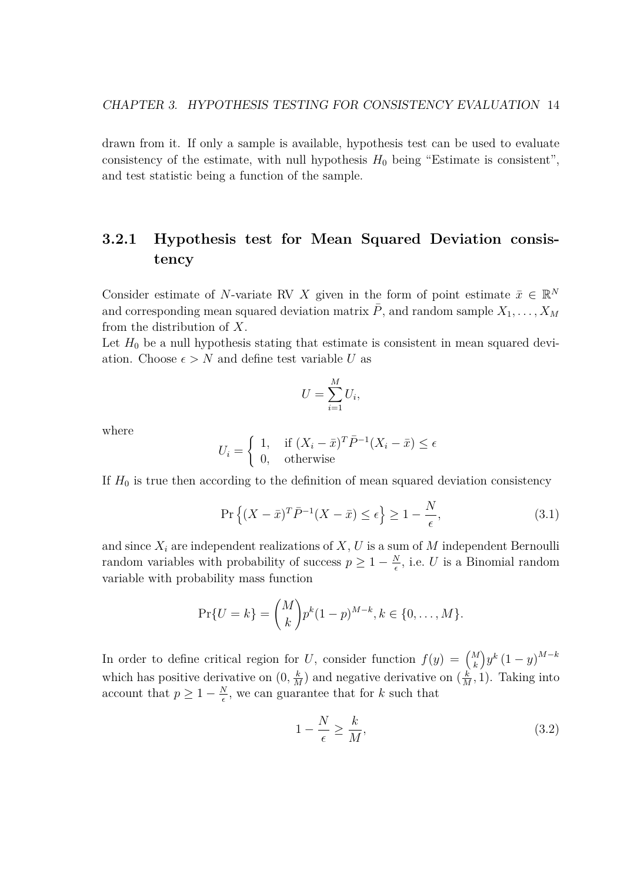drawn from it. If only a sample is available, hypothesis test can be used to evaluate consistency of the estimate, with null hypothesis $H_0$ being "Estimate is consistent", and test statistic being a function of the sample.

### 3.2.1 Hypothesis test for Mean Squared Deviation consistency

Consider estimate of $N$-variate RV $X$ given in the form of point estimate $\bar{x} \in \mathbb{R}^N$ and corresponding mean squared deviation matrix $\bar{P}$, and random sample $X_1, \ldots, X_M$ from the distribution of $X$.

Let $H_0$ be a null hypothesis stating that estimate is consistent in mean squared deviation. Choose $\epsilon > N$ and define test variable $U$ as

$$U = \sum_{i=1}^{M} U_i,$$

where

$$U_i = \begin{cases} 1, & \text{if } (X_i - \bar{x})^T \bar{P}^{-1} (X_i - \bar{x}) \leq \epsilon \\ 0, & \text{otherwise} \end{cases}$$

If $H_0$ is true then according to the definition of mean squared deviation consistency

$$\Pr\left\{(X - \bar{x})^T \bar{P}^{-1} (X - \bar{x}) \leq \epsilon\right\} \geq 1 - \frac{N}{\epsilon}, \tag{3.1}$$

and since $X_i$ are independent realizations of $X$, $U$ is a sum of $M$ independent Bernoulli random variables with probability of success $p \geq 1 - \frac{N}{\epsilon}$, i.e. $U$ is a Binomial random variable with probability mass function

$$\Pr\{U = k\} = \binom{M}{k} p^k (1-p)^{M-k}, k \in \{0, \ldots, M\}.$$

In order to define critical region for $U$, consider function $f(y) = \binom{M}{k} y^k (1-y)^{M-k}$ which has positive derivative on $(0, \frac{k}{M})$ and negative derivative on $(\frac{k}{M}, 1)$. Taking into account that $p \geq 1 - \frac{N}{\epsilon}$, we can guarantee that for $k$ such that

$$1 - \frac{N}{\epsilon} \geq \frac{k}{M}, \tag{3.2}$$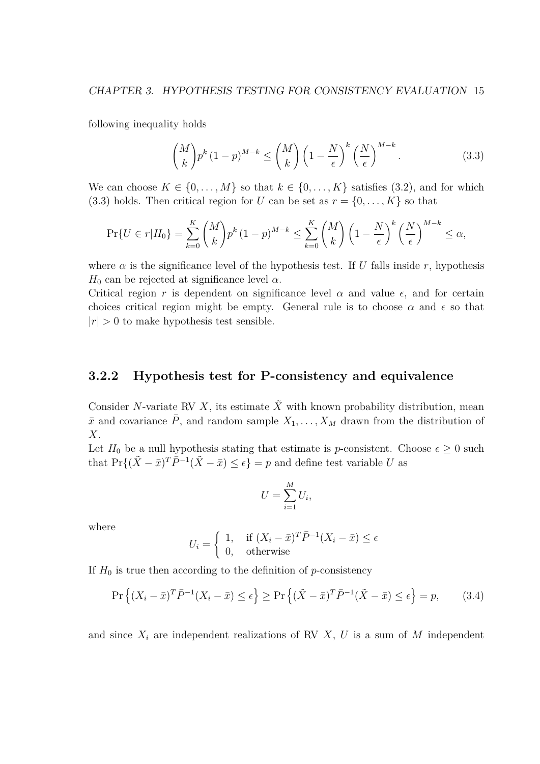following inequality holds

$$\binom{M}{k} p^k (1-p)^{M-k} \leq \binom{M}{k} \left(1 - \frac{N}{\epsilon}\right)^k \left(\frac{N}{\epsilon}\right)^{M-k}. \tag{3.3}$$

We can choose $K \in \{0, \ldots, M\}$ so that $k \in \{0, \ldots, K\}$ satisfies (3.2), and for which (3.3) holds. Then critical region for $U$ can be set as $r = \{0, \ldots, K\}$ so that

$$\Pr\{U \in r | H_0\} = \sum_{k=0}^{K} \binom{M}{k} p^k (1-p)^{M-k} \leq \sum_{k=0}^{K} \binom{M}{k} \left(1 - \frac{N}{\epsilon}\right)^k \left(\frac{N}{\epsilon}\right)^{M-k} \leq \alpha,$$

where $\alpha$ is the significance level of the hypothesis test. If $U$ falls inside $r$, hypothesis $H_0$ can be rejected at significance level $\alpha$.
Critical region $r$ is dependent on significance level $\alpha$ and value $\epsilon$, and for certain choices critical region might be empty. General rule is to choose $\alpha$ and $\epsilon$ so that $|r| > 0$ to make hypothesis test sensible.

### 3.2.2 Hypothesis test for P-consistency and equivalence

Consider $N$-variate RV $X$, its estimate $\tilde{X}$ with known probability distribution, mean $\bar{x}$ and covariance $\bar{P}$, and random sample $X_1, \ldots, X_M$ drawn from the distribution of $X$.
Let $H_0$ be a null hypothesis stating that estimate is $p$-consistent. Choose $\epsilon \geq 0$ such that $\Pr\{(\tilde{X} - \bar{x})^T \bar{P}^{-1} (\tilde{X} - \bar{x}) \leq \epsilon\} = p$ and define test variable $U$ as

$$U = \sum_{i=1}^{M} U_i,$$

where

$$U_i = \begin{cases} 1, & \text{if } (X_i - \bar{x})^T \bar{P}^{-1} (X_i - \bar{x}) \leq \epsilon \\ 0, & \text{otherwise} \end{cases}$$

If $H_0$ is true then according to the definition of $p$-consistency

$$\Pr\left\{(X_i - \bar{x})^T \bar{P}^{-1} (X_i - \bar{x}) \leq \epsilon\right\} \geq \Pr\left\{(\tilde{X} - \bar{x})^T \bar{P}^{-1} (\tilde{X} - \bar{x}) \leq \epsilon\right\} = p, \tag{3.4}$$

and since $X_i$ are independent realizations of RV $X$, $U$ is a sum of $M$ independent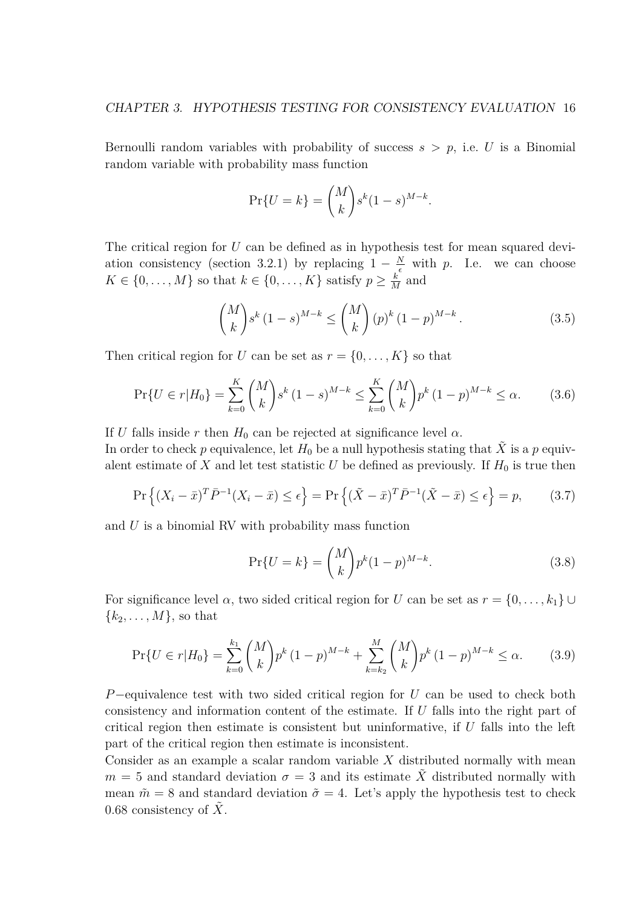Bernoulli random variables with probability of success $s > p$, i.e. $U$ is a Binomial random variable with probability mass function

$$\Pr\{U = k\} = \binom{M}{k} s^k (1-s)^{M-k}.$$

The critical region for $U$ can be defined as in hypothesis test for mean squared deviation consistency (section 3.2.1) by replacing $1 - \frac{N}{\epsilon}$ with $p$. I.e. we can choose $K \in \{0, \ldots, M\}$ so that $k \in \{0, \ldots, K\}$ satisfy $p \geq \frac{k}{M}$ and

$$\binom{M}{k} s^k (1-s)^{M-k} \leq \binom{M}{k} (p)^k (1-p)^{M-k}. \tag{3.5}$$

Then critical region for $U$ can be set as $r = \{0, \ldots, K\}$ so that

$$\Pr\{U \in r | H_0\} = \sum_{k=0}^{K} \binom{M}{k} s^k (1-s)^{M-k} \leq \sum_{k=0}^{K} \binom{M}{k} p^k (1-p)^{M-k} \leq \alpha. \tag{3.6}$$

If $U$ falls inside $r$ then $H_0$ can be rejected at significance level $\alpha$.
In order to check $p$ equivalence, let $H_0$ be a null hypothesis stating that $\tilde{X}$ is a $p$ equivalent estimate of $X$ and let test statistic $U$ be defined as previously. If $H_0$ is true then

$$\Pr\left\{(X_i - \bar{x})^T \bar{P}^{-1} (X_i - \bar{x}) \leq \epsilon\right\} = \Pr\left\{(\tilde{X} - \bar{x})^T \bar{P}^{-1} (\tilde{X} - \bar{x}) \leq \epsilon\right\} = p, \tag{3.7}$$

and $U$ is a binomial RV with probability mass function

$$\Pr\{U = k\} = \binom{M}{k} p^k (1-p)^{M-k}. \tag{3.8}$$

For significance level $\alpha$, two sided critical region for $U$ can be set as $r = \{0, \ldots, k_1\} \cup \{k_2, \ldots, M\}$, so that

$$\Pr\{U \in r | H_0\} = \sum_{k=0}^{k_1} \binom{M}{k} p^k (1-p)^{M-k} + \sum_{k=k_2}^{M} \binom{M}{k} p^k (1-p)^{M-k} \leq \alpha. \tag{3.9}$$

$P-$equivalence test with two sided critical region for $U$ can be used to check both consistency and information content of the estimate. If $U$ falls into the right part of critical region then estimate is consistent but uninformative, if $U$ falls into the left part of the critical region then estimate is inconsistent.
Consider as an example a scalar random variable $X$ distributed normally with mean $m = 5$ and standard deviation $\sigma = 3$ and its estimate $\tilde{X}$ distributed normally with mean $\tilde{m} = 8$ and standard deviation $\tilde{\sigma} = 4$. Let's apply the hypothesis test to check $0.68$ consistency of $\tilde{X}$.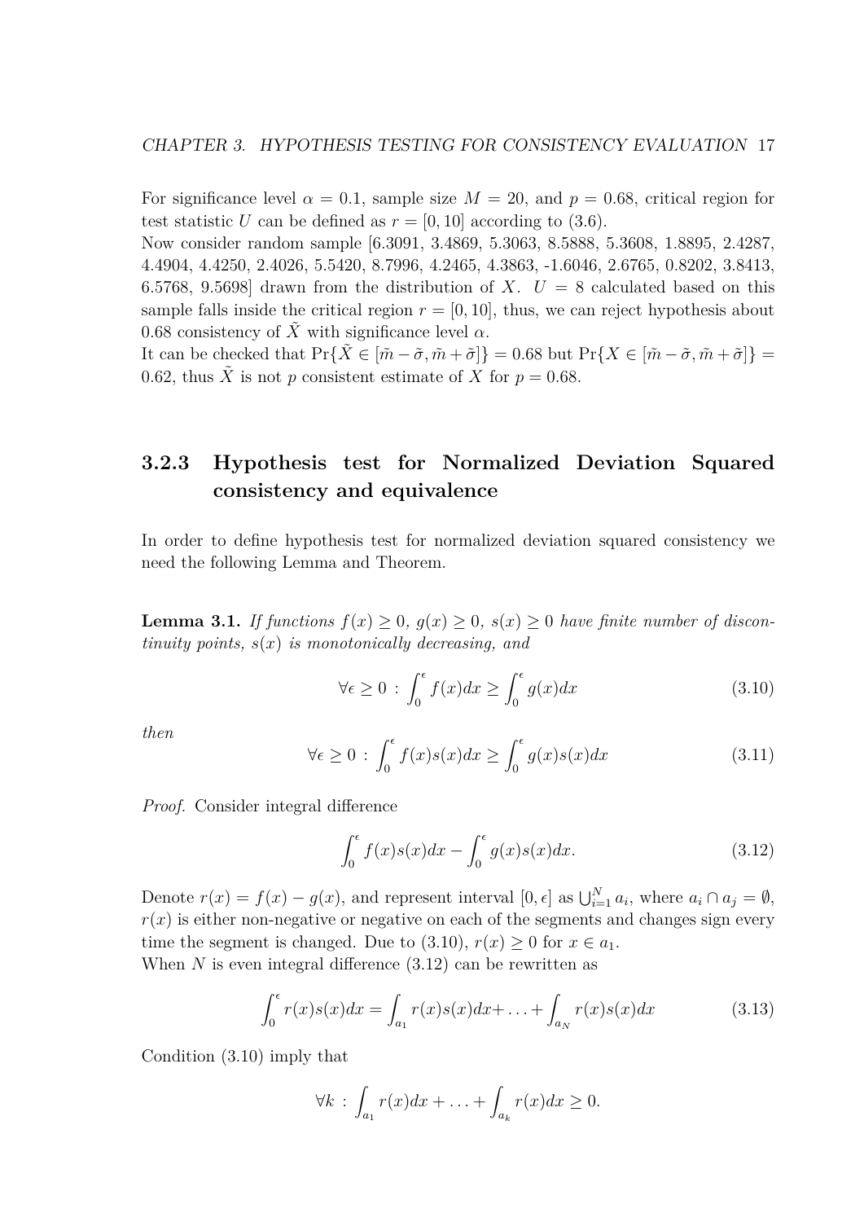For significance level $\alpha = 0.1$, sample size $M = 20$, and $p = 0.68$, critical region for test statistic $U$ can be defined as $r = [0, 10]$ according to (3.6).

Now consider random sample [6.3091, 3.4869, 5.3063, 8.5888, 5.3608, 1.8895, 2.4287, 4.4904, 4.4250, 2.4026, 5.5420, 8.7996, 4.2465, 4.3863, -1.6046, 2.6765, 0.8202, 3.8413, 6.5768, 9.5698] drawn from the distribution of $X$. $U = 8$ calculated based on this sample falls inside the critical region $r = [0, 10]$, thus, we can reject hypothesis about 0.68 consistency of $\tilde{X}$ with significance level $\alpha$.

It can be checked that $\Pr\{\tilde{X} \in [\tilde{m} - \tilde{\sigma}, \tilde{m} + \tilde{\sigma}]\} = 0.68$ but $\Pr\{X \in [\tilde{m} - \tilde{\sigma}, \tilde{m} + \tilde{\sigma}]\} = 0.62$, thus $\tilde{X}$ is not $p$ consistent estimate of $X$ for $p = 0.68$.

### 3.2.3 Hypothesis test for Normalized Deviation Squared consistency and equivalence

In order to define hypothesis test for normalized deviation squared consistency we need the following Lemma and Theorem.

**Lemma 3.1.** *If functions $f(x) \geq 0$, $g(x) \geq 0$, $s(x) \geq 0$ have finite number of discontinuity points, $s(x)$ is monotonically decreasing, and*

$$\forall \epsilon \geq 0 : \int_0^\epsilon f(x)dx \geq \int_0^\epsilon g(x)dx \tag{3.10}$$

*then*

$$\forall \epsilon \geq 0 : \int_0^\epsilon f(x)s(x)dx \geq \int_0^\epsilon g(x)s(x)dx \tag{3.11}$$

*Proof.* Consider integral difference

$$\int_0^\epsilon f(x)s(x)dx - \int_0^\epsilon g(x)s(x)dx. \tag{3.12}$$

Denote $r(x) = f(x) - g(x)$, and represent interval $[0, \epsilon]$ as $\bigcup_{i=1}^{N} a_i$, where $a_i \cap a_j = \emptyset$, $r(x)$ is either non-negative or negative on each of the segments and changes sign every time the segment is changed. Due to (3.10), $r(x) \geq 0$ for $x \in a_1$.

When $N$ is even integral difference (3.12) can be rewritten as

$$\int_0^\epsilon r(x)s(x)dx = \int_{a_1} r(x)s(x)dx + \ldots + \int_{a_N} r(x)s(x)dx \tag{3.13}$$

Condition (3.10) imply that

$$\forall k : \int_{a_1} r(x)dx + \ldots + \int_{a_k} r(x)dx \geq 0.$$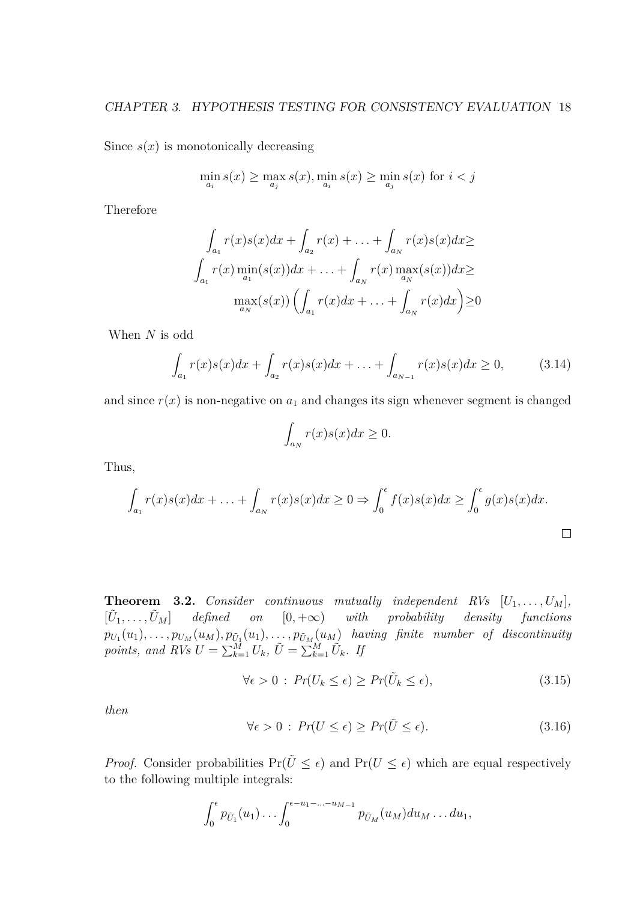Since $s(x)$ is monotonically decreasing

$$\min_{a_i} s(x) \geq \max_{a_j} s(x), \min_{a_i} s(x) \geq \min_{a_j} s(x) \text{ for } i < j$$

Therefore

$$\int_{a_1} r(x)s(x)dx + \int_{a_2} r(x) + \ldots + \int_{a_N} r(x)s(x)dx \geq$$
$$\int_{a_1} r(x)\min_{a_1}(s(x))dx + \ldots + \int_{a_N} r(x)\max_{a_N}(s(x))dx \geq$$
$$\max_{a_N}(s(x))\Big(\int_{a_1} r(x)dx + \ldots + \int_{a_N} r(x)dx\Big) \geq 0$$

When $N$ is odd

$$\int_{a_1} r(x)s(x)dx + \int_{a_2} r(x)s(x)dx + \ldots + \int_{a_{N-1}} r(x)s(x)dx \geq 0, \tag{3.14}$$

and since $r(x)$ is non-negative on $a_1$ and changes its sign whenever segment is changed

$$\int_{a_N} r(x)s(x)dx \geq 0.$$

Thus,

$$\int_{a_1} r(x)s(x)dx + \ldots + \int_{a_N} r(x)s(x)dx \geq 0 \Rightarrow \int_0^{\epsilon} f(x)s(x)dx \geq \int_0^{\epsilon} g(x)s(x)dx.$$

□

**Theorem 3.2.** *Consider continuous mutually independent RVs $[U_1, \ldots, U_M]$, $[\tilde{U}_1, \ldots, \tilde{U}_M]$ defined on $[0, +\infty)$ with probability density functions $p_{U_1}(u_1), \ldots, p_{U_M}(u_M), p_{\tilde{U}_1}(u_1), \ldots, p_{\tilde{U}_M}(u_M)$ having finite number of discontinuity points, and RVs $U = \sum_{k=1}^{M} U_k$, $\tilde{U} = \sum_{k=1}^{M} \tilde{U}_k$. If*

$$\forall \epsilon > 0 \, : \, Pr(U_k \leq \epsilon) \geq Pr(\tilde{U}_k \leq \epsilon), \tag{3.15}$$

*then*

$$\forall \epsilon > 0 \, : \, Pr(U \leq \epsilon) \geq Pr(\tilde{U} \leq \epsilon). \tag{3.16}$$

*Proof.* Consider probabilities $\Pr(\tilde{U} \leq \epsilon)$ and $\Pr(U \leq \epsilon)$ which are equal respectively to the following multiple integrals:

$$\int_0^{\epsilon} p_{\tilde{U}_1}(u_1) \ldots \int_0^{\epsilon - u_1 - \ldots - u_{M-1}} p_{\tilde{U}_M}(u_M) du_M \ldots du_1,$$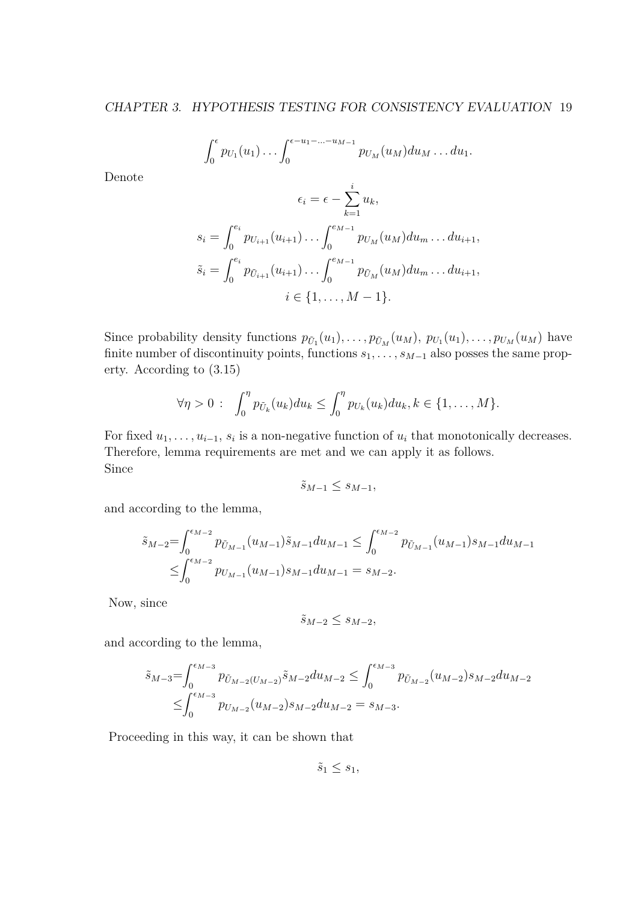$$\int_0^{\epsilon} p_{U_1}(u_1) \dots \int_0^{\epsilon - u_1 - \dots - u_{M-1}} p_{U_M}(u_M) du_M \dots du_1.$$

Denote

$$\epsilon_i = \epsilon - \sum_{k=1}^{i} u_k,$$

$$s_i = \int_0^{e_i} p_{U_{i+1}}(u_{i+1}) \dots \int_0^{e_{M-1}} p_{U_M}(u_M) du_m \dots du_{i+1},$$

$$\tilde{s}_i = \int_0^{e_i} p_{\tilde{U}_{i+1}}(u_{i+1}) \dots \int_0^{e_{M-1}} p_{\tilde{U}_M}(u_M) du_m \dots du_{i+1},$$

$$i \in \{1, \dots, M-1\}.$$

Since probability density functions $p_{\tilde{U}_1}(u_1), \dots, p_{\tilde{U}_M}(u_M)$, $p_{U_1}(u_1), \dots, p_{U_M}(u_M)$ have finite number of discontinuity points, functions $s_1, \dots, s_{M-1}$ also posses the same property. According to (3.15)

$$\forall \eta > 0 : \quad \int_0^{\eta} p_{\tilde{U}_k}(u_k) du_k \leq \int_0^{\eta} p_{U_k}(u_k) du_k, k \in \{1, \dots, M\}.$$

For fixed $u_1, \dots, u_{i-1}$, $s_i$ is a non-negative function of $u_i$ that monotonically decreases. Therefore, lemma requirements are met and we can apply it as follows.
Since

$$\tilde{s}_{M-1} \leq s_{M-1},$$

and according to the lemma,

$$\begin{aligned}
\tilde{s}_{M-2} = & \int_0^{\epsilon_{M-2}} p_{\tilde{U}_{M-1}}(u_{M-1}) \tilde{s}_{M-1} du_{M-1} \leq \int_0^{\epsilon_{M-2}} p_{\tilde{U}_{M-1}}(u_{M-1}) s_{M-1} du_{M-1} \\
\leq & \int_0^{\epsilon_{M-2}} p_{U_{M-1}}(u_{M-1}) s_{M-1} du_{M-1} = s_{M-2}.
\end{aligned}$$

Now, since

$$\tilde{s}_{M-2} \leq s_{M-2},$$

and according to the lemma,

$$\begin{aligned}
\tilde{s}_{M-3} = & \int_0^{\epsilon_{M-3}} p_{\tilde{U}_{M-2(U_{M-2})}} \tilde{s}_{M-2} du_{M-2} \leq \int_0^{\epsilon_{M-3}} p_{\tilde{U}_{M-2}}(u_{M-2}) s_{M-2} du_{M-2} \\
\leq & \int_0^{\epsilon_{M-3}} p_{U_{M-2}}(u_{M-2}) s_{M-2} du_{M-2} = s_{M-3}.
\end{aligned}$$

Proceeding in this way, it can be shown that

$$\tilde{s}_1 \leq s_1,$$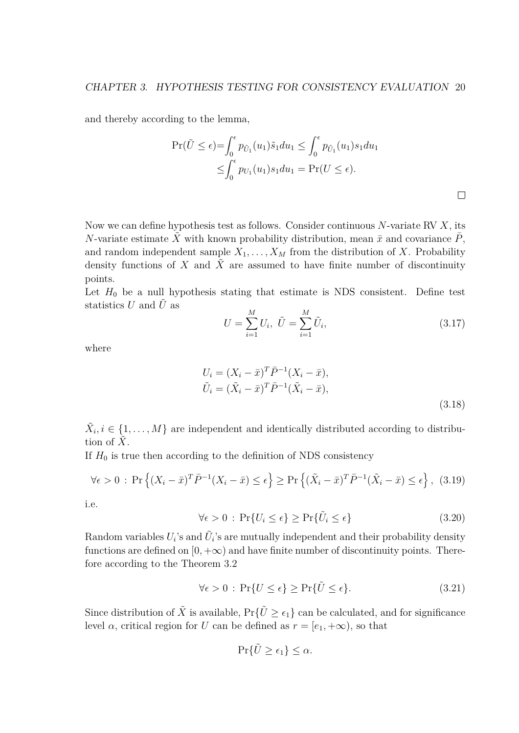and thereby according to the lemma,

$$\begin{aligned}\Pr(\tilde{U} \leq \epsilon) =& \int_0^{\epsilon} p_{\tilde{U}_1}(u_1)\tilde{s}_1 du_1 \leq \int_0^{\epsilon} p_{\tilde{U}_1}(u_1) s_1 du_1 \\ \leq& \int_0^{\epsilon} p_{U_1}(u_1) s_1 du_1 = \Pr(U \leq \epsilon).\end{aligned}$$

□

Now we can define hypothesis test as follows. Consider continuous $N$-variate RV $X$, its $N$-variate estimate $\tilde{X}$ with known probability distribution, mean $\bar{x}$ and covariance $\bar{P}$, and random independent sample $X_1, \ldots, X_M$ from the distribution of $X$. Probability density functions of $X$ and $\tilde{X}$ are assumed to have finite number of discontinuity points.

Let $H_0$ be a null hypothesis stating that estimate is NDS consistent. Define test statistics $U$ and $\tilde{U}$ as

$$U = \sum_{i=1}^{M} U_i, \;\; \tilde{U} = \sum_{i=1}^{M} \tilde{U}_i, \tag{3.17}$$

where

$$\begin{aligned}U_i &= (X_i - \bar{x})^T \bar{P}^{-1} (X_i - \bar{x}), \\ \tilde{U}_i &= (\tilde{X}_i - \bar{x})^T \bar{P}^{-1} (\tilde{X}_i - \bar{x}),\end{aligned} \tag{3.18}$$

$\tilde{X}_i, i \in \{1, \ldots, M\}$ are independent and identically distributed according to distribution of $\tilde{X}$.

If $H_0$ is true then according to the definition of NDS consistency

$$\forall \epsilon > 0 \, : \, \Pr\left\{(X_i - \bar{x})^T \bar{P}^{-1} (X_i - \bar{x}) \leq \epsilon\right\} \geq \Pr\left\{(\tilde{X}_i - \bar{x})^T \bar{P}^{-1} (\tilde{X}_i - \bar{x}) \leq \epsilon\right\}, \tag{3.19}$$

i.e.

$$\forall \epsilon > 0 \, : \, \Pr\{U_i \leq \epsilon\} \geq \Pr\{\tilde{U}_i \leq \epsilon\} \tag{3.20}$$

Random variables $U_i$'s and $\tilde{U}_i$'s are mutually independent and their probability density functions are defined on $[0, +\infty)$ and have finite number of discontinuity points. Therefore according to the Theorem 3.2

$$\forall \epsilon > 0 \, : \, \Pr\{U \leq \epsilon\} \geq \Pr\{\tilde{U} \leq \epsilon\}. \tag{3.21}$$

Since distribution of $\tilde{X}$ is available, $\Pr\{\tilde{U} \geq \epsilon_1\}$ can be calculated, and for significance level $\alpha$, critical region for $U$ can be defined as $r = [e_1, +\infty)$, so that

$$\Pr\{\tilde{U} \geq \epsilon_1\} \leq \alpha.$$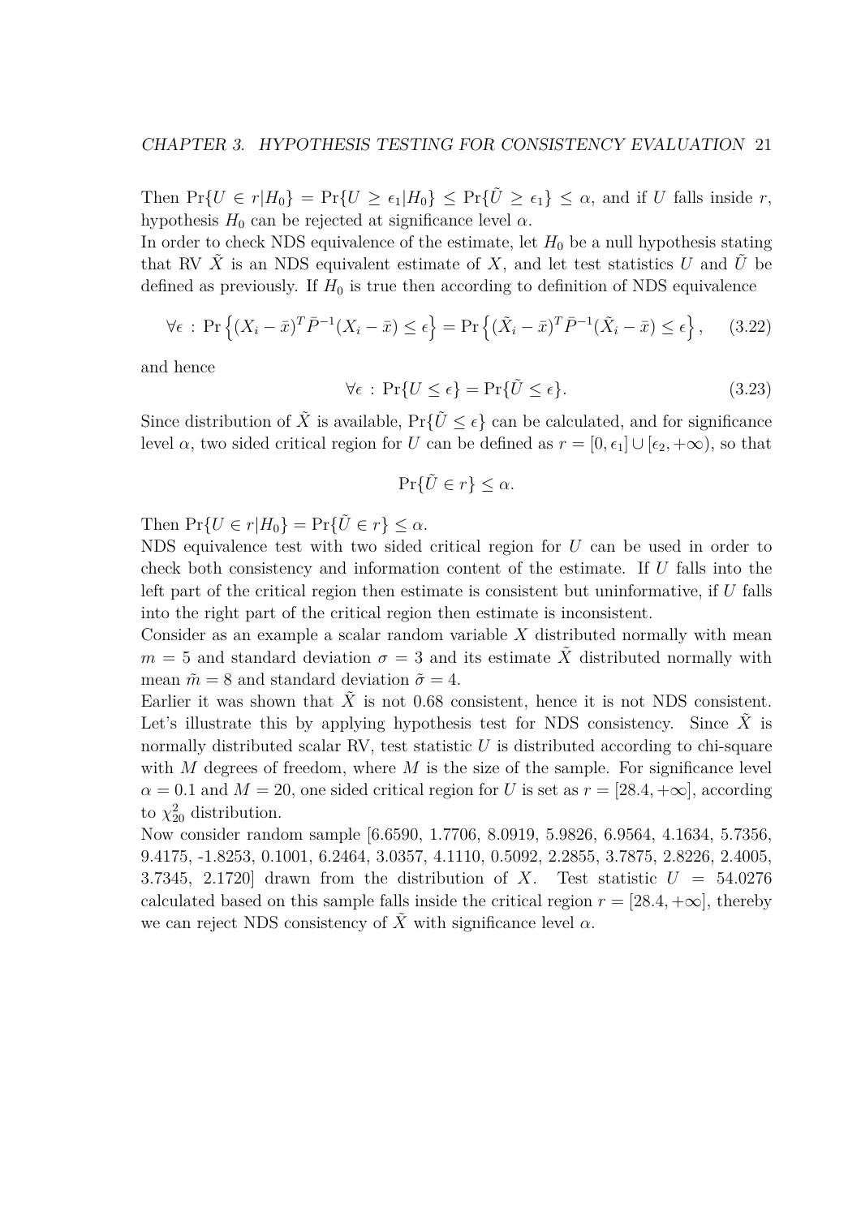Then $\Pr\{U \in r|H_0\} = \Pr\{U \geq \epsilon_1|H_0\} \leq \Pr\{\tilde{U} \geq \epsilon_1\} \leq \alpha$, and if $U$ falls inside $r$, hypothesis $H_0$ can be rejected at significance level $\alpha$.

In order to check NDS equivalence of the estimate, let $H_0$ be a null hypothesis stating that RV $\tilde{X}$ is an NDS equivalent estimate of $X$, and let test statistics $U$ and $\tilde{U}$ be defined as previously. If $H_0$ is true then according to definition of NDS equivalence

$$\forall\epsilon \,:\, \Pr\left\{(X_i - \bar{x})^T \bar{P}^{-1}(X_i - \bar{x}) \leq \epsilon\right\} = \Pr\left\{(\tilde{X}_i - \bar{x})^T \bar{P}^{-1}(\tilde{X}_i - \bar{x}) \leq \epsilon\right\}, \quad (3.22)$$

and hence

$$\forall\epsilon \,:\, \Pr\{U \leq \epsilon\} = \Pr\{\tilde{U} \leq \epsilon\}. \quad (3.23)$$

Since distribution of $\tilde{X}$ is available, $\Pr\{\tilde{U} \leq \epsilon\}$ can be calculated, and for significance level $\alpha$, two sided critical region for $U$ can be defined as $r = [0, \epsilon_1] \cup [\epsilon_2, +\infty)$, so that

$$\Pr\{\tilde{U} \in r\} \leq \alpha.$$

Then $\Pr\{U \in r|H_0\} = \Pr\{\tilde{U} \in r\} \leq \alpha$.

NDS equivalence test with two sided critical region for $U$ can be used in order to check both consistency and information content of the estimate. If $U$ falls into the left part of the critical region then estimate is consistent but uninformative, if $U$ falls into the right part of the critical region then estimate is inconsistent.

Consider as an example a scalar random variable $X$ distributed normally with mean $m = 5$ and standard deviation $\sigma = 3$ and its estimate $\tilde{X}$ distributed normally with mean $\tilde{m} = 8$ and standard deviation $\tilde{\sigma} = 4$.

Earlier it was shown that $\tilde{X}$ is not 0.68 consistent, hence it is not NDS consistent. Let's illustrate this by applying hypothesis test for NDS consistency. Since $\tilde{X}$ is normally distributed scalar RV, test statistic $U$ is distributed according to chi-square with $M$ degrees of freedom, where $M$ is the size of the sample. For significance level $\alpha = 0.1$ and $M = 20$, one sided critical region for $U$ is set as $r = [28.4, +\infty]$, according to $\chi^2_{20}$ distribution.

Now consider random sample [6.6590, 1.7706, 8.0919, 5.9826, 6.9564, 4.1634, 5.7356, 9.4175, -1.8253, 0.1001, 6.2464, 3.0357, 4.1110, 0.5092, 2.2855, 3.7875, 2.8226, 2.4005, 3.7345, 2.1720] drawn from the distribution of $X$. Test statistic $U = 54.0276$ calculated based on this sample falls inside the critical region $r = [28.4, +\infty]$, thereby we can reject NDS consistency of $\tilde{X}$ with significance level $\alpha$.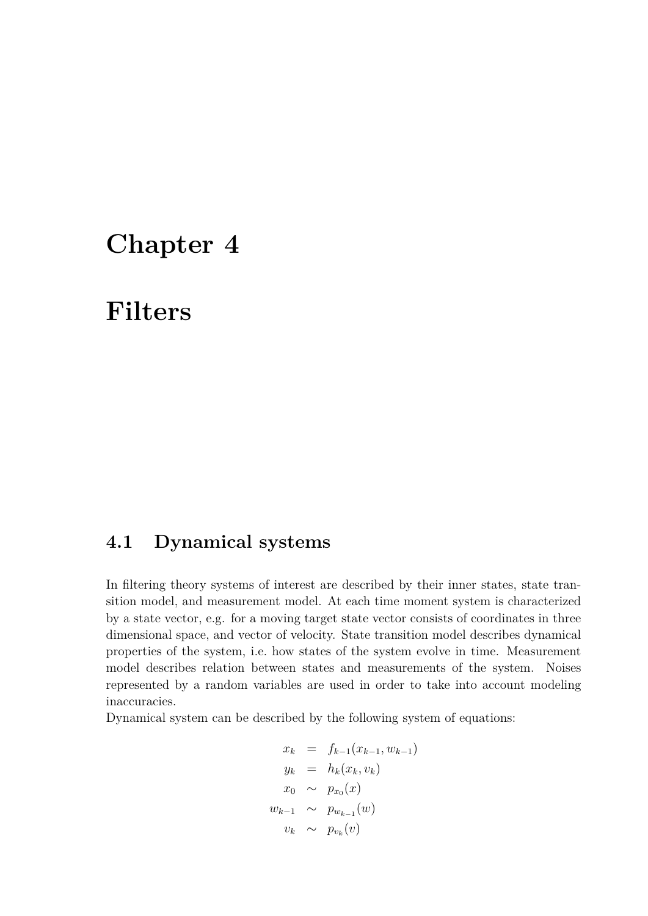# Chapter 4

# Filters

## 4.1 Dynamical systems

In filtering theory systems of interest are described by their inner states, state transition model, and measurement model. At each time moment system is characterized by a state vector, e.g. for a moving target state vector consists of coordinates in three dimensional space, and vector of velocity. State transition model describes dynamical properties of the system, i.e. how states of the system evolve in time. Measurement model describes relation between states and measurements of the system. Noises represented by a random variables are used in order to take into account modeling inaccuracies.

Dynamical system can be described by the following system of equations:

$$
\begin{aligned}
x_k &= f_{k-1}(x_{k-1}, w_{k-1}) \\
y_k &= h_k(x_k, v_k) \\
x_0 &\sim p_{x_0}(x) \\
w_{k-1} &\sim p_{w_{k-1}}(w) \\
v_k &\sim p_{v_k}(v)
\end{aligned}
$$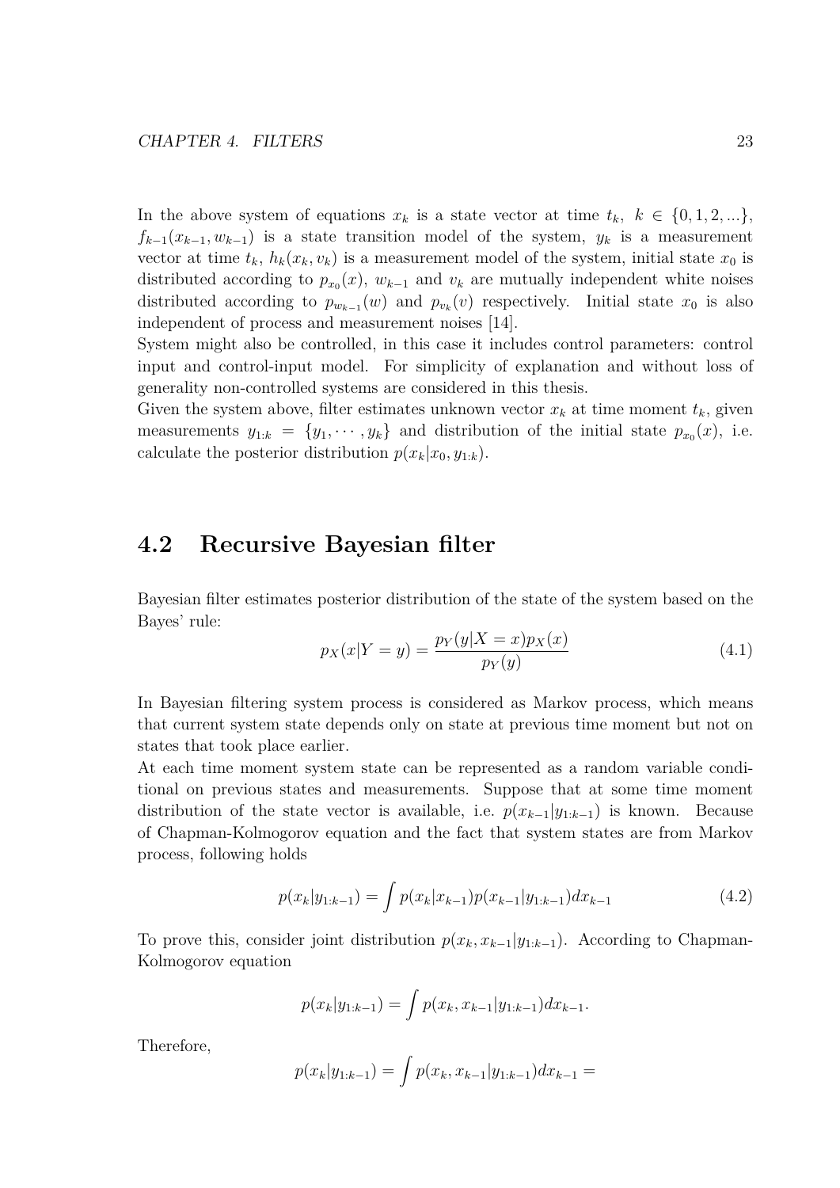In the above system of equations $x_k$ is a state vector at time $t_k$, $k \in \{0, 1, 2, ...\}$, $f_{k-1}(x_{k-1}, w_{k-1})$ is a state transition model of the system, $y_k$ is a measurement vector at time $t_k$, $h_k(x_k, v_k)$ is a measurement model of the system, initial state $x_0$ is distributed according to $p_{x_0}(x)$, $w_{k-1}$ and $v_k$ are mutually independent white noises distributed according to $p_{w_{k-1}}(w)$ and $p_{v_k}(v)$ respectively. Initial state $x_0$ is also independent of process and measurement noises [14].
System might also be controlled, in this case it includes control parameters: control input and control-input model. For simplicity of explanation and without loss of generality non-controlled systems are considered in this thesis.
Given the system above, filter estimates unknown vector $x_k$ at time moment $t_k$, given measurements $y_{1:k} = \{y_1, \cdots, y_k\}$ and distribution of the initial state $p_{x_0}(x)$, i.e. calculate the posterior distribution $p(x_k|x_0, y_{1:k})$.

## 4.2 Recursive Bayesian filter

Bayesian filter estimates posterior distribution of the state of the system based on the Bayes' rule:

$$p_X(x|Y = y) = \frac{p_Y(y|X = x)p_X(x)}{p_Y(y)} \tag{4.1}$$

In Bayesian filtering system process is considered as Markov process, which means that current system state depends only on state at previous time moment but not on states that took place earlier.
At each time moment system state can be represented as a random variable conditional on previous states and measurements. Suppose that at some time moment distribution of the state vector is available, i.e. $p(x_{k-1}|y_{1:k-1})$ is known. Because of Chapman-Kolmogorov equation and the fact that system states are from Markov process, following holds

$$p(x_k|y_{1:k-1}) = \int p(x_k|x_{k-1})p(x_{k-1}|y_{1:k-1})dx_{k-1} \tag{4.2}$$

To prove this, consider joint distribution $p(x_k, x_{k-1}|y_{1:k-1})$. According to Chapman-Kolmogorov equation

$$p(x_k|y_{1:k-1}) = \int p(x_k, x_{k-1}|y_{1:k-1})dx_{k-1}.$$

Therefore,

$$p(x_k|y_{1:k-1}) = \int p(x_k, x_{k-1}|y_{1:k-1})dx_{k-1} =$$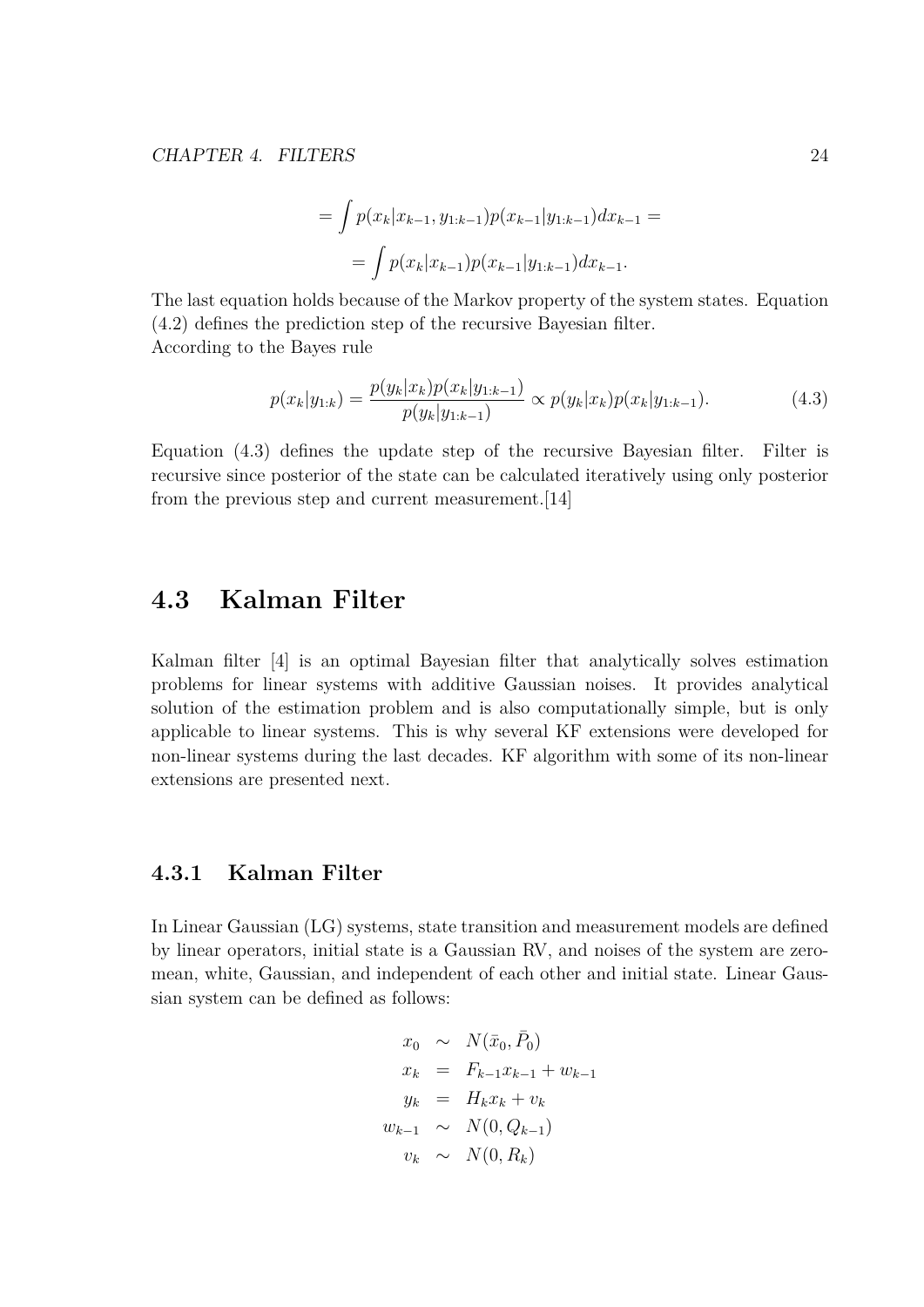$$
\begin{aligned}
&= \int p(x_k|x_{k-1}, y_{1:k-1})p(x_{k-1}|y_{1:k-1})dx_{k-1} = \\
&= \int p(x_k|x_{k-1})p(x_{k-1}|y_{1:k-1})dx_{k-1}.
\end{aligned}
$$

The last equation holds because of the Markov property of the system states. Equation (4.2) defines the prediction step of the recursive Bayesian filter.
According to the Bayes rule

$$
p(x_k|y_{1:k}) = \frac{p(y_k|x_k)p(x_k|y_{1:k-1})}{p(y_k|y_{1:k-1})} \propto p(y_k|x_k)p(x_k|y_{1:k-1}). \tag{4.3}
$$

Equation (4.3) defines the update step of the recursive Bayesian filter. Filter is recursive since posterior of the state can be calculated iteratively using only posterior from the previous step and current measurement.[14]

## 4.3 Kalman Filter

Kalman filter [4] is an optimal Bayesian filter that analytically solves estimation problems for linear systems with additive Gaussian noises. It provides analytical solution of the estimation problem and is also computationally simple, but is only applicable to linear systems. This is why several KF extensions were developed for non-linear systems during the last decades. KF algorithm with some of its non-linear extensions are presented next.

### 4.3.1 Kalman Filter

In Linear Gaussian (LG) systems, state transition and measurement models are defined by linear operators, initial state is a Gaussian RV, and noises of the system are zero-mean, white, Gaussian, and independent of each other and initial state. Linear Gaussian system can be defined as follows:

$$
\begin{aligned}
x_0 &\sim N(\bar{x}_0, \bar{P}_0) \\
x_k &= F_{k-1}x_{k-1} + w_{k-1} \\
y_k &= H_k x_k + v_k \\
w_{k-1} &\sim N(0, Q_{k-1}) \\
v_k &\sim N(0, R_k)
\end{aligned}
$$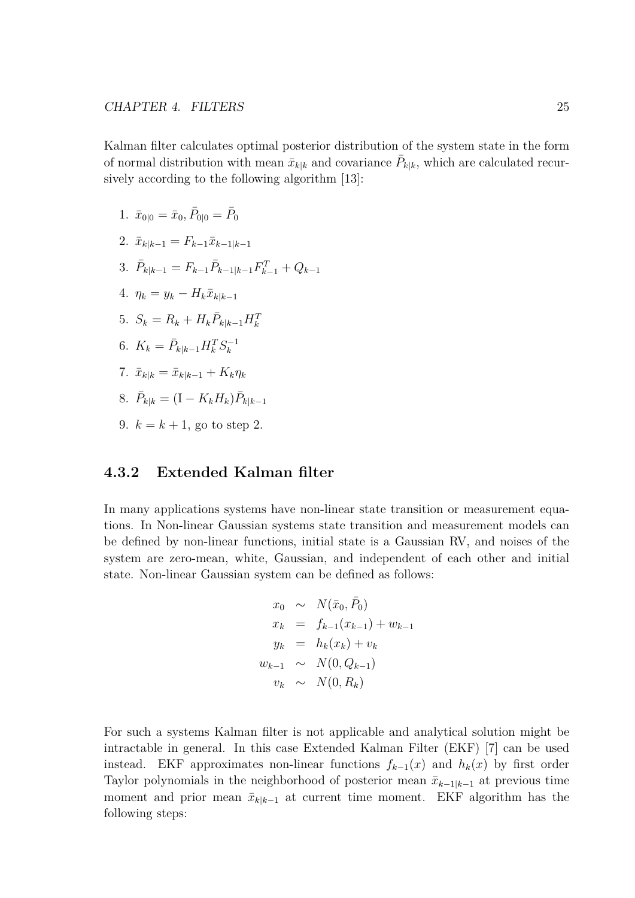Kalman filter calculates optimal posterior distribution of the system state in the form of normal distribution with mean $\bar{x}_{k|k}$ and covariance $\bar{P}_{k|k}$, which are calculated recursively according to the following algorithm [13]:

1. $\bar{x}_{0|0} = \bar{x}_0, \bar{P}_{0|0} = \bar{P}_0$
2. $\bar{x}_{k|k-1} = F_{k-1}\bar{x}_{k-1|k-1}$
3. $\bar{P}_{k|k-1} = F_{k-1}\bar{P}_{k-1|k-1}F_{k-1}^T + Q_{k-1}$
4. $\eta_k = y_k - H_k\bar{x}_{k|k-1}$
5. $S_k = R_k + H_k\bar{P}_{k|k-1}H_k^T$
6. $K_k = \bar{P}_{k|k-1}H_k^T S_k^{-1}$
7. $\bar{x}_{k|k} = \bar{x}_{k|k-1} + K_k\eta_k$
8. $\bar{P}_{k|k} = (\mathrm{I} - K_k H_k)\bar{P}_{k|k-1}$
9. $k = k + 1$, go to step 2.

### 4.3.2 Extended Kalman filter

In many applications systems have non-linear state transition or measurement equations. In Non-linear Gaussian systems state transition and measurement models can be defined by non-linear functions, initial state is a Gaussian RV, and noises of the system are zero-mean, white, Gaussian, and independent of each other and initial state. Non-linear Gaussian system can be defined as follows:

$$
\begin{aligned}
x_0 &\sim N(\bar{x}_0, \bar{P}_0) \\
x_k &= f_{k-1}(x_{k-1}) + w_{k-1} \\
y_k &= h_k(x_k) + v_k \\
w_{k-1} &\sim N(0, Q_{k-1}) \\
v_k &\sim N(0, R_k)
\end{aligned}
$$

For such a systems Kalman filter is not applicable and analytical solution might be intractable in general. In this case Extended Kalman Filter (EKF) [7] can be used instead. EKF approximates non-linear functions $f_{k-1}(x)$ and $h_k(x)$ by first order Taylor polynomials in the neighborhood of posterior mean $\bar{x}_{k-1|k-1}$ at previous time moment and prior mean $\bar{x}_{k|k-1}$ at current time moment. EKF algorithm has the following steps: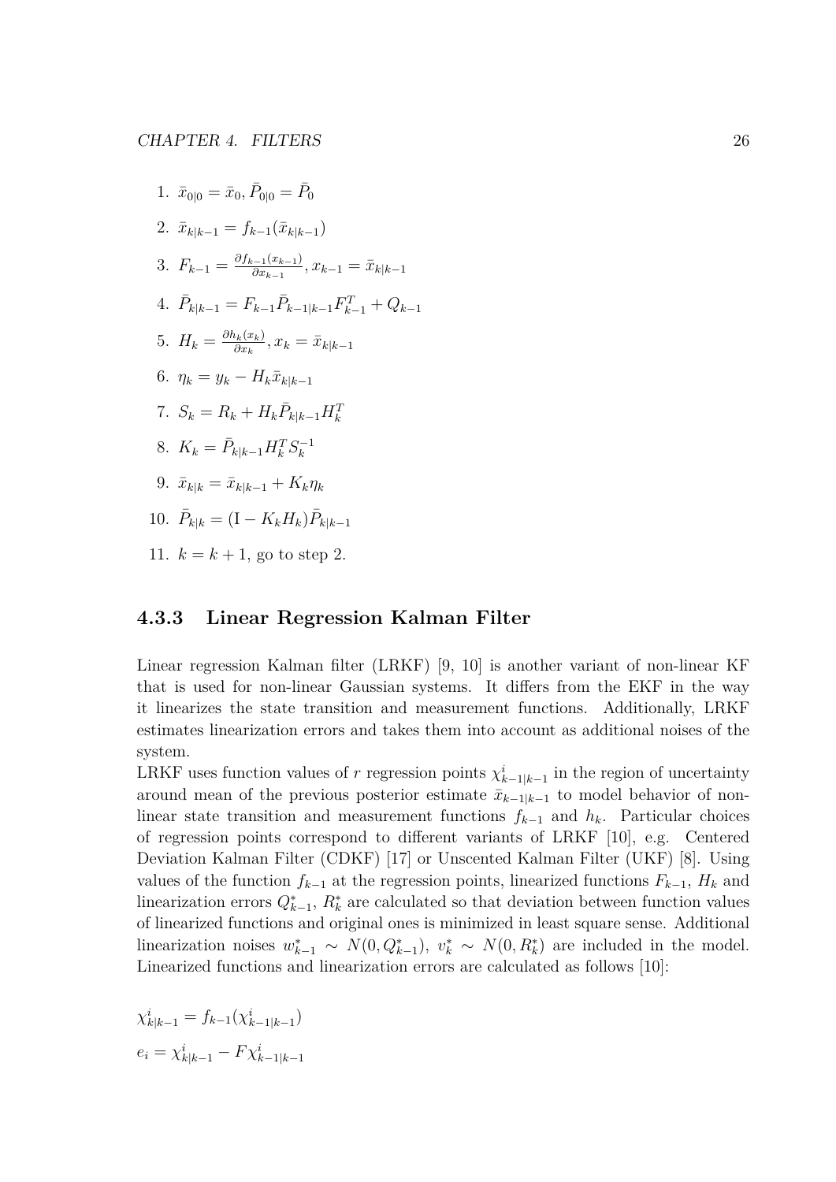1. $\bar{x}_{0|0} = \bar{x}_0, \bar{P}_{0|0} = \bar{P}_0$
2. $\bar{x}_{k|k-1} = f_{k-1}(\bar{x}_{k|k-1})$
3. $F_{k-1} = \frac{\partial f_{k-1}(x_{k-1})}{\partial x_{k-1}}, x_{k-1} = \bar{x}_{k|k-1}$
4. $\bar{P}_{k|k-1} = F_{k-1}\bar{P}_{k-1|k-1}F_{k-1}^T + Q_{k-1}$
5. $H_k = \frac{\partial h_k(x_k)}{\partial x_k}, x_k = \bar{x}_{k|k-1}$
6. $\eta_k = y_k - H_k\bar{x}_{k|k-1}$
7. $S_k = R_k + H_k\bar{P}_{k|k-1}H_k^T$
8. $K_k = \bar{P}_{k|k-1}H_k^T S_k^{-1}$
9. $\bar{x}_{k|k} = \bar{x}_{k|k-1} + K_k\eta_k$
10. $\bar{P}_{k|k} = (\mathrm{I} - K_kH_k)\bar{P}_{k|k-1}$
11. $k = k + 1$, go to step 2.

### 4.3.3 Linear Regression Kalman Filter

Linear regression Kalman filter (LRKF) [9, 10] is another variant of non-linear KF that is used for non-linear Gaussian systems. It differs from the EKF in the way it linearizes the state transition and measurement functions. Additionally, LRKF estimates linearization errors and takes them into account as additional noises of the system.

LRKF uses function values of $r$ regression points $\chi_{k-1|k-1}^i$ in the region of uncertainty around mean of the previous posterior estimate $\bar{x}_{k-1|k-1}$ to model behavior of non-linear state transition and measurement functions $f_{k-1}$ and $h_k$. Particular choices of regression points correspond to different variants of LRKF [10], e.g. Centered Deviation Kalman Filter (CDKF) [17] or Unscented Kalman Filter (UKF) [8]. Using values of the function $f_{k-1}$ at the regression points, linearized functions $F_{k-1}$, $H_k$ and linearization errors $Q_{k-1}^*$, $R_k^*$ are calculated so that deviation between function values of linearized functions and original ones is minimized in least square sense. Additional linearization noises $w_{k-1}^* \sim N(0, Q_{k-1}^*)$, $v_k^* \sim N(0, R_k^*)$ are included in the model. Linearized functions and linearization errors are calculated as follows [10]:

$$\chi_{k|k-1}^i = f_{k-1}(\chi_{k-1|k-1}^i)$$

$$e_i = \chi_{k|k-1}^i - F\chi_{k-1|k-1}^i$$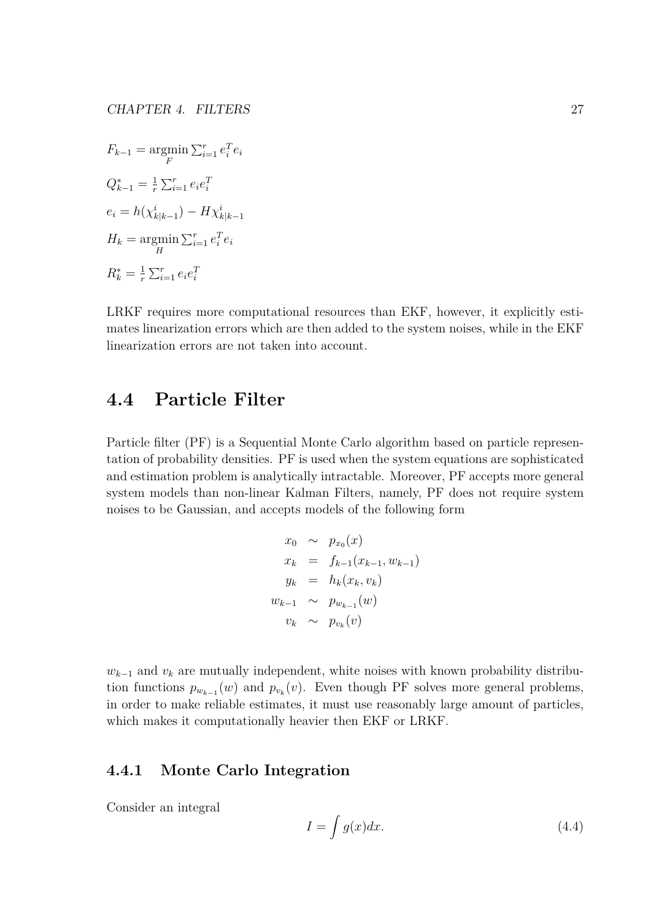$F_{k-1} = \underset{F}{\operatorname{argmin}} \sum_{i=1}^{r} e_i^T e_i$

$Q_{k-1}^* = \frac{1}{r} \sum_{i=1}^{r} e_i e_i^T$

$e_i = h(\chi_{k|k-1}^i) - H\chi_{k|k-1}^i$

$H_k = \underset{H}{\operatorname{argmin}} \sum_{i=1}^{r} e_i^T e_i$

$R_k^* = \frac{1}{r} \sum_{i=1}^{r} e_i e_i^T$

LRKF requires more computational resources than EKF, however, it explicitly estimates linearization errors which are then added to the system noises, while in the EKF linearization errors are not taken into account.

## 4.4 Particle Filter

Particle filter (PF) is a Sequential Monte Carlo algorithm based on particle representation of probability densities. PF is used when the system equations are sophisticated and estimation problem is analytically intractable. Moreover, PF accepts more general system models than non-linear Kalman Filters, namely, PF does not require system noises to be Gaussian, and accepts models of the following form

$$
\begin{aligned}
x_0 &\sim p_{x_0}(x) \\
x_k &= f_{k-1}(x_{k-1}, w_{k-1}) \\
y_k &= h_k(x_k, v_k) \\
w_{k-1} &\sim p_{w_{k-1}}(w) \\
v_k &\sim p_{v_k}(v)
\end{aligned}
$$

$w_{k-1}$ and $v_k$ are mutually independent, white noises with known probability distribution functions $p_{w_{k-1}}(w)$ and $p_{v_k}(v)$. Even though PF solves more general problems, in order to make reliable estimates, it must use reasonably large amount of particles, which makes it computationally heavier then EKF or LRKF.

### 4.4.1 Monte Carlo Integration

Consider an integral

$$I = \int g(x)dx. \tag{4.4}$$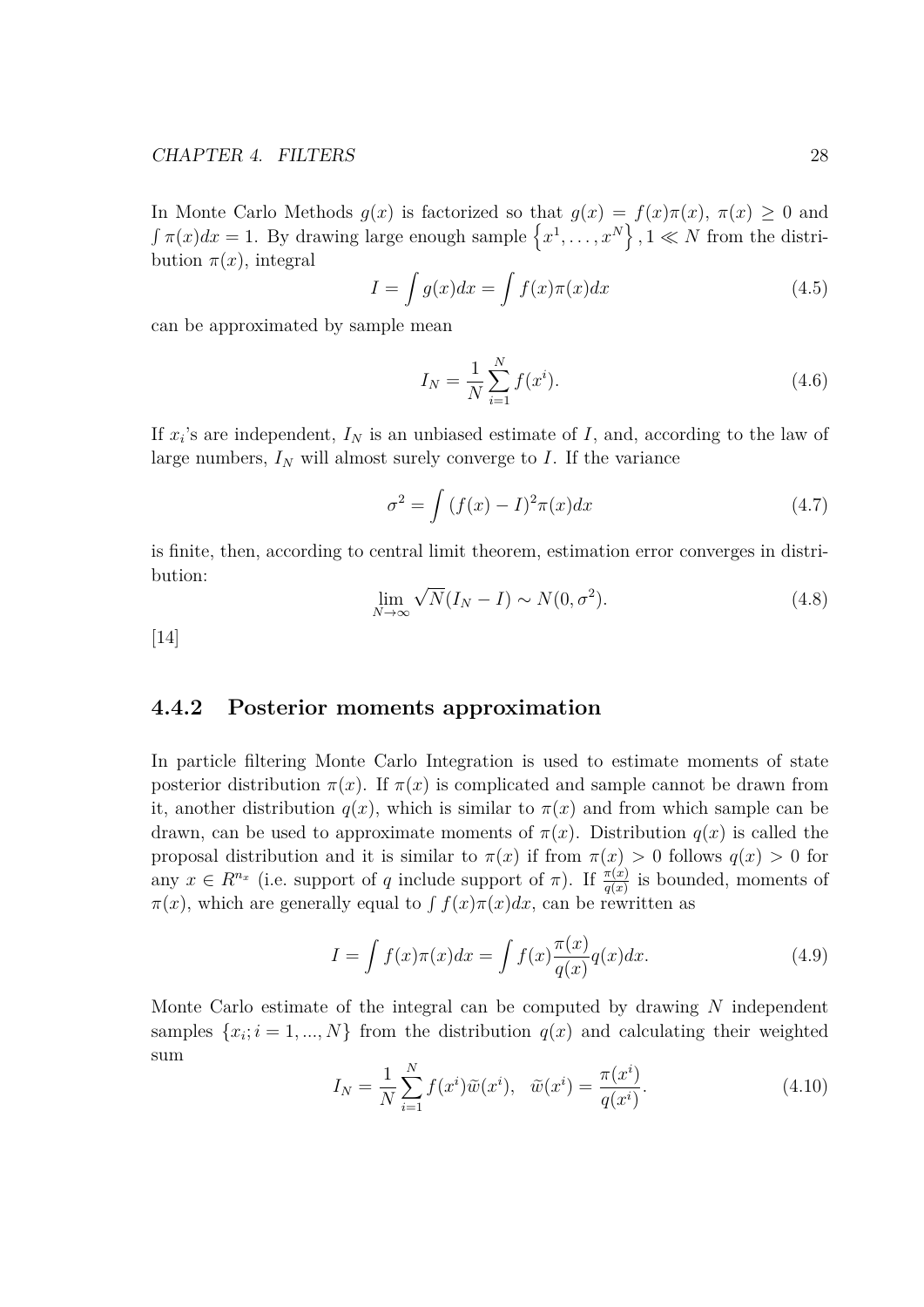In Monte Carlo Methods $g(x)$ is factorized so that $g(x) = f(x)\pi(x)$, $\pi(x) \geq 0$ and $\int \pi(x)dx = 1$. By drawing large enough sample $\left\{x^1, \ldots, x^N\right\}, 1 \ll N$ from the distribution $\pi(x)$, integral

$$I = \int g(x)dx = \int f(x)\pi(x)dx \tag{4.5}$$

can be approximated by sample mean

$$I_N = \frac{1}{N}\sum_{i=1}^{N} f(x^i). \tag{4.6}$$

If $x_i$'s are independent, $I_N$ is an unbiased estimate of $I$, and, according to the law of large numbers, $I_N$ will almost surely converge to $I$. If the variance

$$\sigma^2 = \int (f(x) - I)^2 \pi(x)dx \tag{4.7}$$

is finite, then, according to central limit theorem, estimation error converges in distribution:

$$\lim_{N\to\infty} \sqrt{N}(I_N - I) \sim N(0, \sigma^2). \tag{4.8}$$

[14]

### 4.4.2 Posterior moments approximation

In particle filtering Monte Carlo Integration is used to estimate moments of state posterior distribution $\pi(x)$. If $\pi(x)$ is complicated and sample cannot be drawn from it, another distribution $q(x)$, which is similar to $\pi(x)$ and from which sample can be drawn, can be used to approximate moments of $\pi(x)$. Distribution $q(x)$ is called the proposal distribution and it is similar to $\pi(x)$ if from $\pi(x) > 0$ follows $q(x) > 0$ for any $x \in R^{n_x}$ (i.e. support of $q$ include support of $\pi$). If $\frac{\pi(x)}{q(x)}$ is bounded, moments of $\pi(x)$, which are generally equal to $\int f(x)\pi(x)dx$, can be rewritten as

$$I = \int f(x)\pi(x)dx = \int f(x)\frac{\pi(x)}{q(x)}q(x)dx. \tag{4.9}$$

Monte Carlo estimate of the integral can be computed by drawing $N$ independent samples $\{x_i; i = 1, ..., N\}$ from the distribution $q(x)$ and calculating their weighted sum

$$I_N = \frac{1}{N}\sum_{i=1}^{N} f(x^i)\tilde{w}(x^i), \quad \tilde{w}(x^i) = \frac{\pi(x^i)}{q(x^i)}. \tag{4.10}$$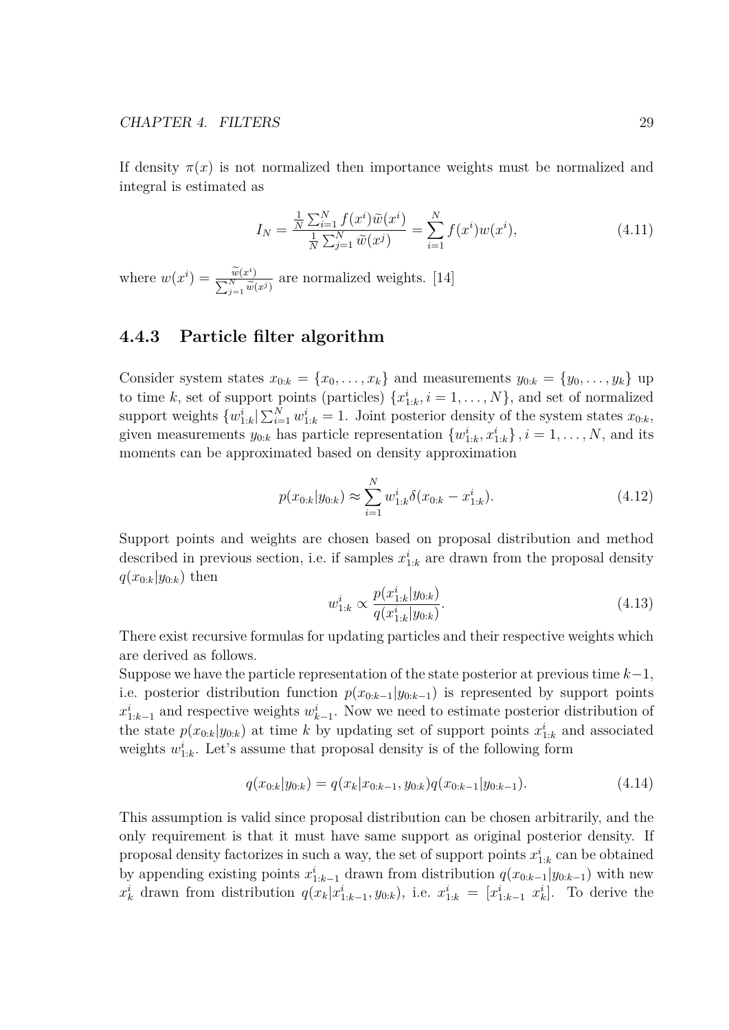If density $\pi(x)$ is not normalized then importance weights must be normalized and integral is estimated as

$$I_N = \frac{\frac{1}{N}\sum_{i=1}^{N} f(x^i)\widetilde{w}(x^i)}{\frac{1}{N}\sum_{j=1}^{N} \widetilde{w}(x^j)} = \sum_{i=1}^{N} f(x^i)w(x^i), \tag{4.11}$$

where $w(x^i) = \frac{\widetilde{w}(x^i)}{\sum_{j=1}^{N}\widetilde{w}(x^j)}$ are normalized weights. [14]

### 4.4.3 Particle filter algorithm

Consider system states $x_{0:k} = \{x_0, \ldots, x_k\}$ and measurements $y_{0:k} = \{y_0, \ldots, y_k\}$ up to time $k$, set of support points (particles) $\{x^i_{1:k}, i = 1, \ldots, N\}$, and set of normalized support weights $\{w^i_{1:k} | \sum_{i=1}^{N} w^i_{1:k} = 1$. Joint posterior density of the system states $x_{0:k}$, given measurements $y_{0:k}$ has particle representation $\{w^i_{1:k}, x^i_{1:k}\}, i = 1, \ldots, N$, and its moments can be approximated based on density approximation

$$p(x_{0:k}|y_{0:k}) \approx \sum_{i=1}^{N} w^i_{1:k}\delta(x_{0:k} - x^i_{1:k}). \tag{4.12}$$

Support points and weights are chosen based on proposal distribution and method described in previous section, i.e. if samples $x^i_{1:k}$ are drawn from the proposal density $q(x_{0:k}|y_{0:k})$ then

$$w^i_{1:k} \propto \frac{p(x^i_{1:k}|y_{0:k})}{q(x^i_{1:k}|y_{0:k})}. \tag{4.13}$$

There exist recursive formulas for updating particles and their respective weights which are derived as follows.

Suppose we have the particle representation of the state posterior at previous time $k-1$, i.e. posterior distribution function $p(x_{0:k-1}|y_{0:k-1})$ is represented by support points $x^i_{1:k-1}$ and respective weights $w^i_{k-1}$. Now we need to estimate posterior distribution of the state $p(x_{0:k}|y_{0:k})$ at time $k$ by updating set of support points $x^i_{1:k}$ and associated weights $w^i_{1:k}$. Let's assume that proposal density is of the following form

$$q(x_{0:k}|y_{0:k}) = q(x_k|x_{0:k-1}, y_{0:k})q(x_{0:k-1}|y_{0:k-1}). \tag{4.14}$$

This assumption is valid since proposal distribution can be chosen arbitrarily, and the only requirement is that it must have same support as original posterior density. If proposal density factorizes in such a way, the set of support points $x^i_{1:k}$ can be obtained by appending existing points $x^i_{1:k-1}$ drawn from distribution $q(x_{0:k-1}|y_{0:k-1})$ with new $x^i_k$ drawn from distribution $q(x_k|x^i_{1:k-1}, y_{0:k})$, i.e. $x^i_{1:k} = [x^i_{1:k-1}\ x^i_k]$. To derive the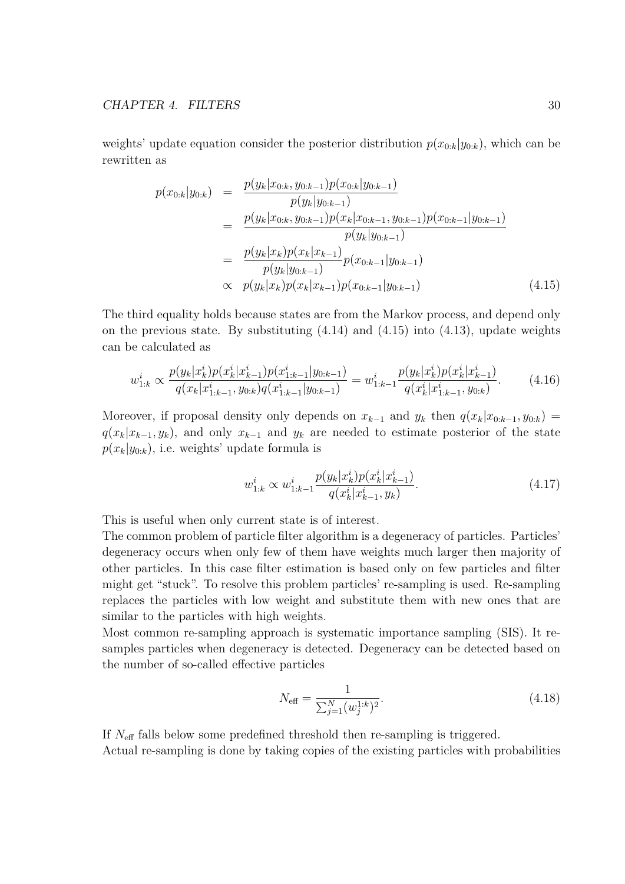weights' update equation consider the posterior distribution $p(x_{0:k}|y_{0:k})$, which can be rewritten as

$$
\begin{aligned}
p(x_{0:k}|y_{0:k}) &= \frac{p(y_k|x_{0:k}, y_{0:k-1})p(x_{0:k}|y_{0:k-1})}{p(y_k|y_{0:k-1})} \\
&= \frac{p(y_k|x_{0:k}, y_{0:k-1})p(x_k|x_{0:k-1}, y_{0:k-1})p(x_{0:k-1}|y_{0:k-1})}{p(y_k|y_{0:k-1})} \\
&= \frac{p(y_k|x_k)p(x_k|x_{k-1})}{p(y_k|y_{0:k-1})}p(x_{0:k-1}|y_{0:k-1}) \\
&\propto p(y_k|x_k)p(x_k|x_{k-1})p(x_{0:k-1}|y_{0:k-1})
\end{aligned}
\tag{4.15}
$$

The third equality holds because states are from the Markov process, and depend only on the previous state. By substituting (4.14) and (4.15) into (4.13), update weights can be calculated as

$$
w^i_{1:k} \propto \frac{p(y_k|x^i_k)p(x^i_k|x^i_{k-1})p(x^i_{1:k-1}|y_{0:k-1})}{q(x_k|x^i_{1:k-1}, y_{0:k})q(x^i_{1:k-1}|y_{0:k-1})} = w^i_{1:k-1}\frac{p(y_k|x^i_k)p(x^i_k|x^i_{k-1})}{q(x^i_k|x^i_{1:k-1}, y_{0:k})}. \tag{4.16}
$$

Moreover, if proposal density only depends on $x_{k-1}$ and $y_k$ then $q(x_k|x_{0:k-1}, y_{0:k}) = q(x_k|x_{k-1}, y_k)$, and only $x_{k-1}$ and $y_k$ are needed to estimate posterior of the state $p(x_k|y_{0:k})$, i.e. weights' update formula is

$$
w^i_{1:k} \propto w^i_{1:k-1}\frac{p(y_k|x^i_k)p(x^i_k|x^i_{k-1})}{q(x^i_k|x^i_{k-1}, y_k)}. \tag{4.17}
$$

This is useful when only current state is of interest.

The common problem of particle filter algorithm is a degeneracy of particles. Particles' degeneracy occurs when only few of them have weights much larger then majority of other particles. In this case filter estimation is based only on few particles and filter might get "stuck". To resolve this problem particles' re-sampling is used. Re-sampling replaces the particles with low weight and substitute them with new ones that are similar to the particles with high weights.

Most common re-sampling approach is systematic importance sampling (SIS). It re-samples particles when degeneracy is detected. Degeneracy can be detected based on the number of so-called effective particles

$$
N_{\text{eff}} = \frac{1}{\sum_{j=1}^{N}(w^{1:k}_j)^2}. \tag{4.18}
$$

If $N_{\text{eff}}$ falls below some predefined threshold then re-sampling is triggered.

Actual re-sampling is done by taking copies of the existing particles with probabilities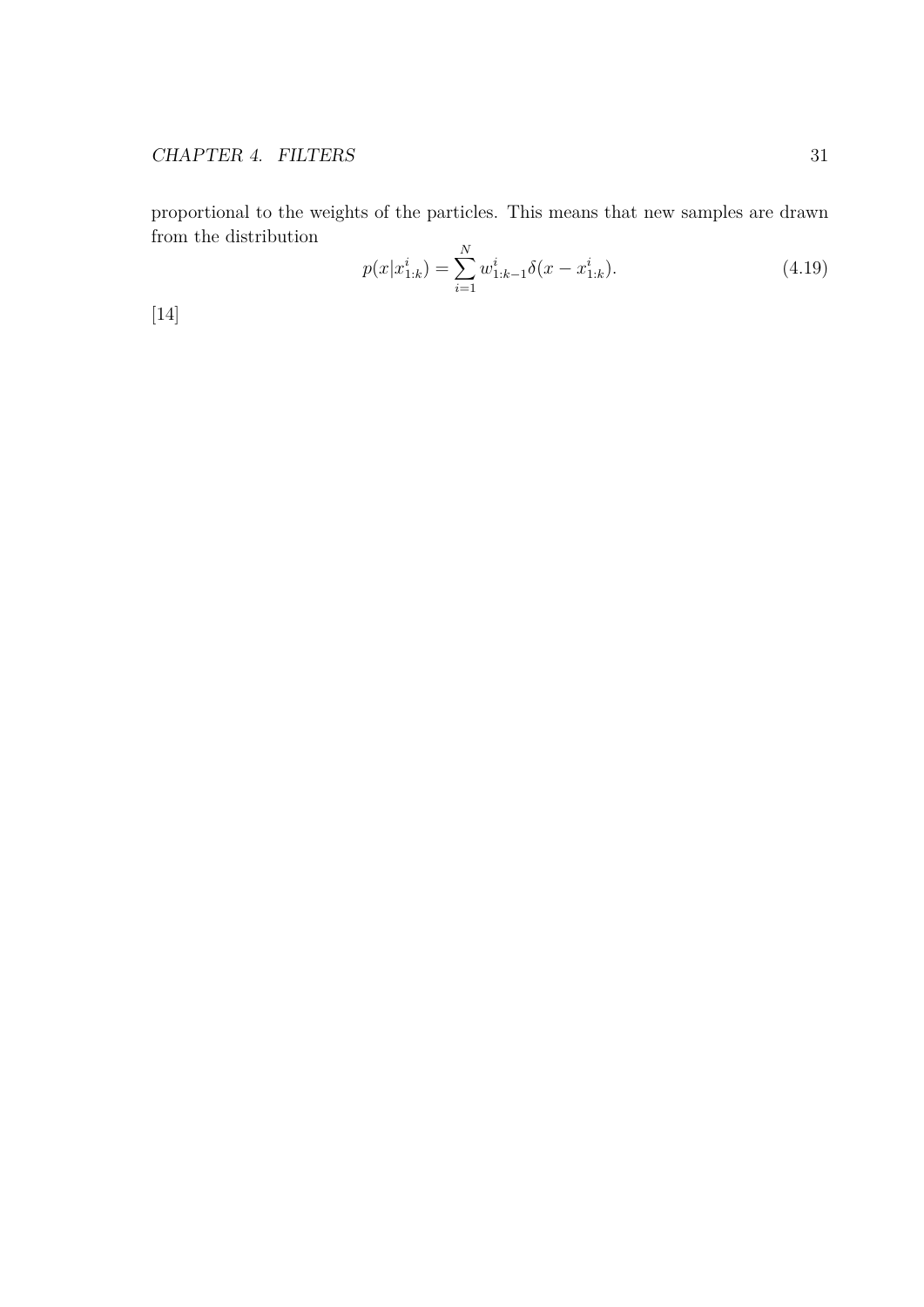proportional to the weights of the particles. This means that new samples are drawn from the distribution

$$p(x|x_{1:k}^i) = \sum_{i=1}^{N} w_{1:k-1}^i \delta(x - x_{1:k}^i). \tag{4.19}$$

[14]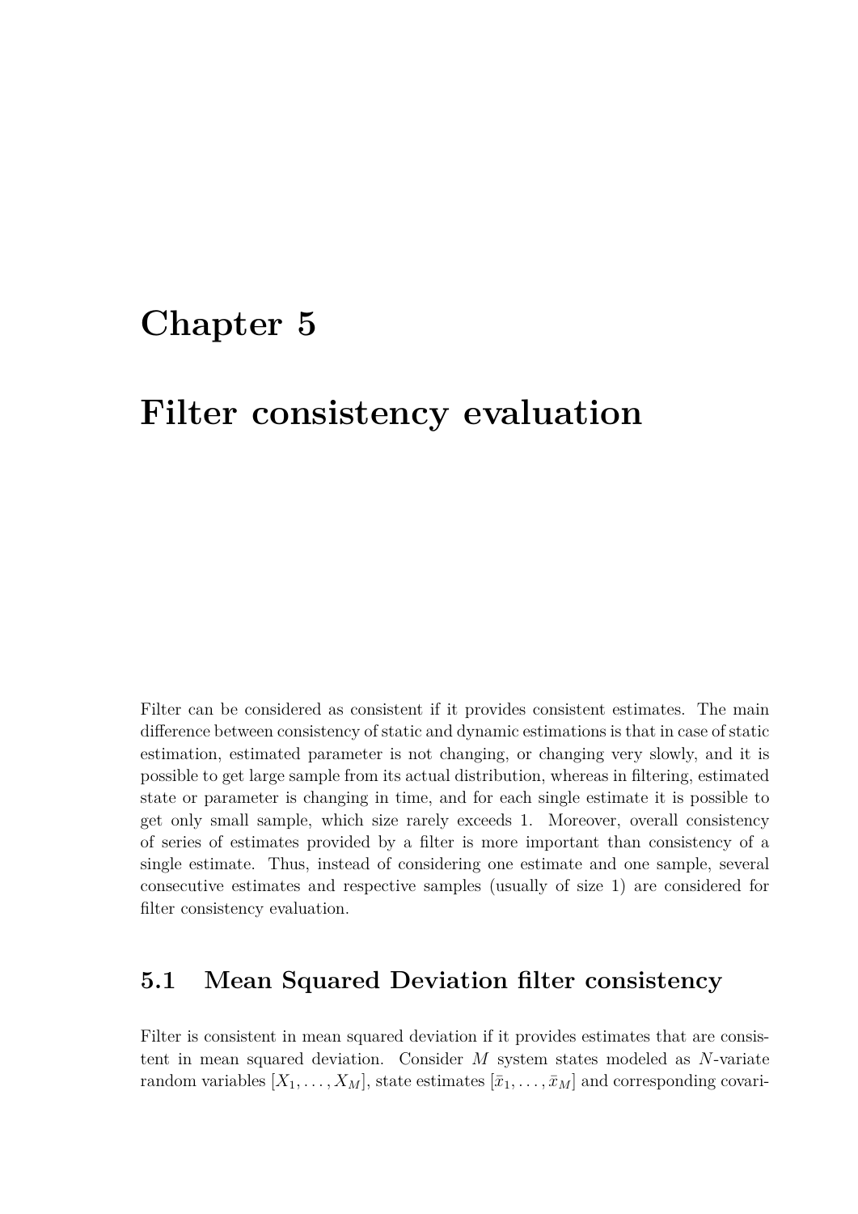# Chapter 5

# Filter consistency evaluation

Filter can be considered as consistent if it provides consistent estimates. The main difference between consistency of static and dynamic estimations is that in case of static estimation, estimated parameter is not changing, or changing very slowly, and it is possible to get large sample from its actual distribution, whereas in filtering, estimated state or parameter is changing in time, and for each single estimate it is possible to get only small sample, which size rarely exceeds 1. Moreover, overall consistency of series of estimates provided by a filter is more important than consistency of a single estimate. Thus, instead of considering one estimate and one sample, several consecutive estimates and respective samples (usually of size 1) are considered for filter consistency evaluation.

## 5.1 Mean Squared Deviation filter consistency

Filter is consistent in mean squared deviation if it provides estimates that are consistent in mean squared deviation. Consider $M$ system states modeled as $N$-variate random variables $[X_1, \ldots, X_M]$, state estimates $[\bar{x}_1, \ldots, \bar{x}_M]$ and corresponding covari-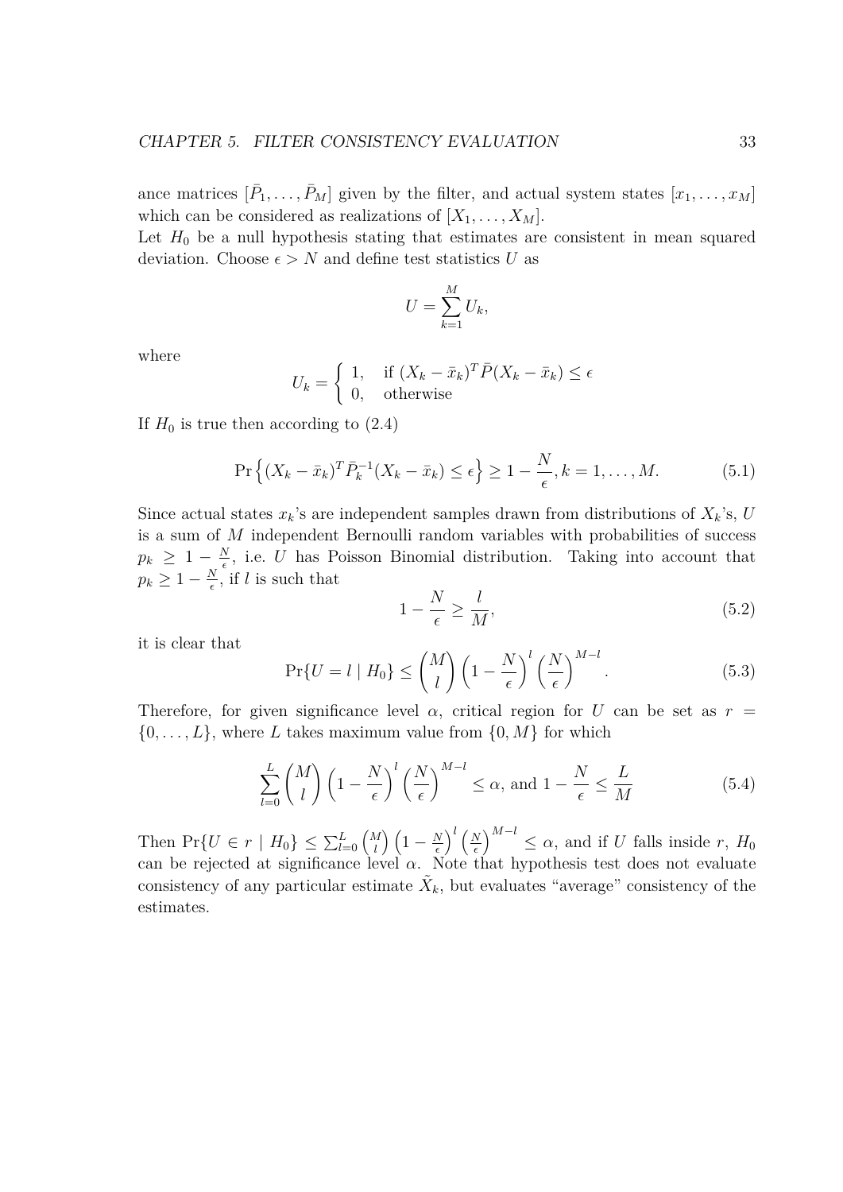ance matrices $[\bar{P}_1, \ldots, \bar{P}_M]$ given by the filter, and actual system states $[x_1, \ldots, x_M]$ which can be considered as realizations of $[X_1, \ldots, X_M]$.
Let $H_0$ be a null hypothesis stating that estimates are consistent in mean squared deviation. Choose $\epsilon > N$ and define test statistics $U$ as

$$U = \sum_{k=1}^{M} U_k,$$

where

$$U_k = \begin{cases} 1, & \text{if } (X_k - \bar{x}_k)^T \bar{P}(X_k - \bar{x}_k) \leq \epsilon \\ 0, & \text{otherwise} \end{cases}$$

If $H_0$ is true then according to (2.4)

$$\Pr\left\{(X_k - \bar{x}_k)^T \bar{P}_k^{-1}(X_k - \bar{x}_k) \leq \epsilon\right\} \geq 1 - \frac{N}{\epsilon}, k = 1, \ldots, M. \tag{5.1}$$

Since actual states $x_k$'s are independent samples drawn from distributions of $X_k$'s, $U$ is a sum of $M$ independent Bernoulli random variables with probabilities of success $p_k \geq 1 - \frac{N}{\epsilon}$, i.e. $U$ has Poisson Binomial distribution. Taking into account that $p_k \geq 1 - \frac{N}{\epsilon}$, if $l$ is such that

$$1 - \frac{N}{\epsilon} \geq \frac{l}{M}, \tag{5.2}$$

it is clear that

$$\Pr\{U = l \mid H_0\} \leq \binom{M}{l} \left(1 - \frac{N}{\epsilon}\right)^l \left(\frac{N}{\epsilon}\right)^{M-l}. \tag{5.3}$$

Therefore, for given significance level $\alpha$, critical region for $U$ can be set as $r = \{0, \ldots, L\}$, where $L$ takes maximum value from $\{0, M\}$ for which

$$\sum_{l=0}^{L} \binom{M}{l} \left(1 - \frac{N}{\epsilon}\right)^l \left(\frac{N}{\epsilon}\right)^{M-l} \leq \alpha, \text{ and } 1 - \frac{N}{\epsilon} \leq \frac{L}{M} \tag{5.4}$$

Then $\Pr\{U \in r \mid H_0\} \leq \sum_{l=0}^{L} \binom{M}{l} \left(1 - \frac{N}{\epsilon}\right)^l \left(\frac{N}{\epsilon}\right)^{M-l} \leq \alpha$, and if $U$ falls inside $r$, $H_0$ can be rejected at significance level $\alpha$. Note that hypothesis test does not evaluate consistency of any particular estimate $\tilde{X}_k$, but evaluates "average" consistency of the estimates.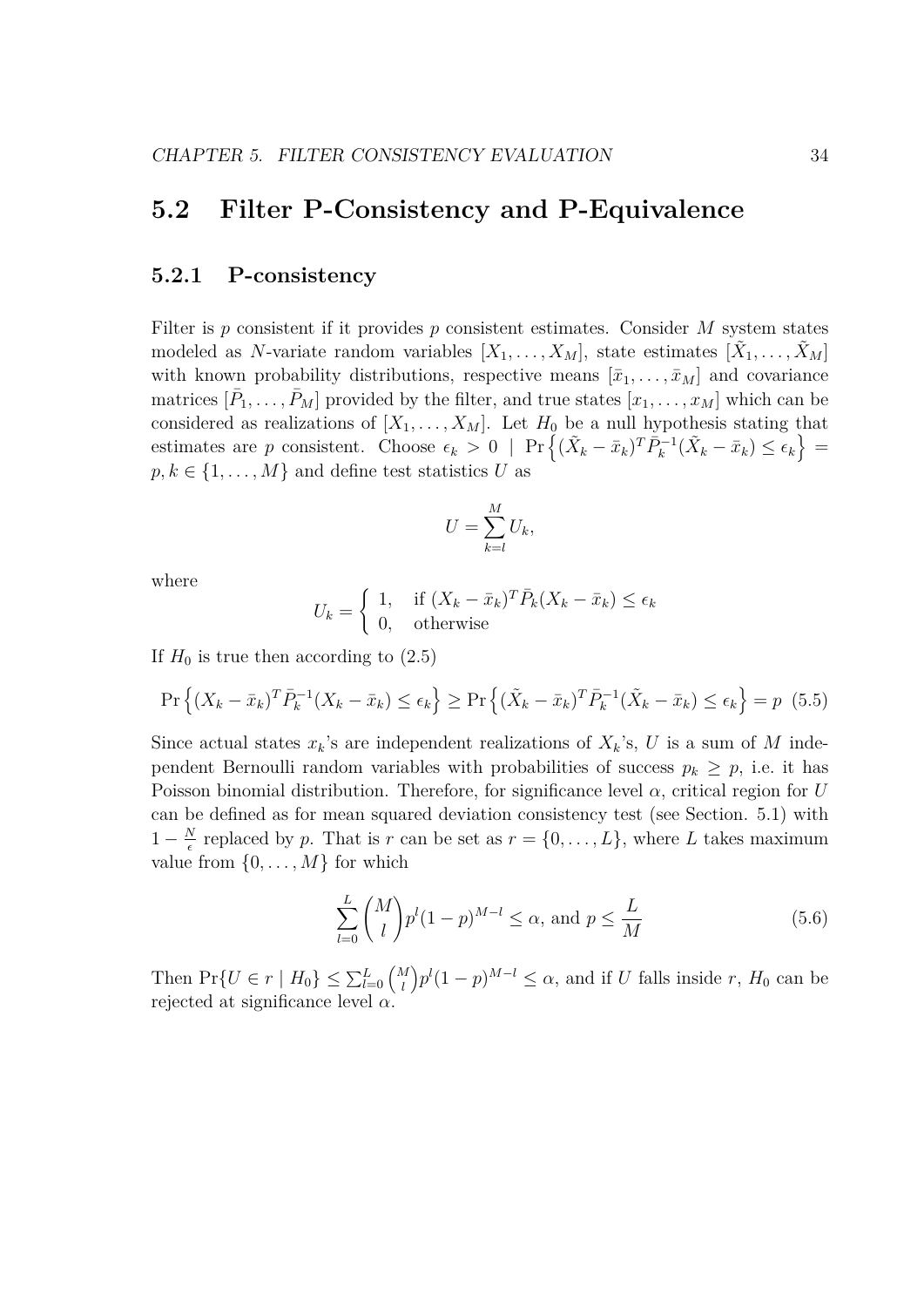## 5.2 Filter P-Consistency and P-Equivalence

### 5.2.1 P-consistency

Filter is $p$ consistent if it provides $p$ consistent estimates. Consider $M$ system states modeled as $N$-variate random variables $[X_1, \ldots, X_M]$, state estimates $[\tilde{X}_1, \ldots, \tilde{X}_M]$ with known probability distributions, respective means $[\bar{x}_1, \ldots, \bar{x}_M]$ and covariance matrices $[\bar{P}_1, \ldots, \bar{P}_M]$ provided by the filter, and true states $[x_1, \ldots, x_M]$ which can be considered as realizations of $[X_1, \ldots, X_M]$. Let $H_0$ be a null hypothesis stating that estimates are $p$ consistent. Choose $\epsilon_k > 0 \ | \ \Pr\left\{(\tilde{X}_k - \bar{x}_k)^T \bar{P}_k^{-1} (\tilde{X}_k - \bar{x}_k) \leq \epsilon_k\right\} = p, k \in \{1, \ldots, M\}$ and define test statistics $U$ as

$$U = \sum_{k=l}^{M} U_k,$$

where

$$U_k = \begin{cases} 1, & \text{if } (X_k - \bar{x}_k)^T \bar{P}_k (X_k - \bar{x}_k) \leq \epsilon_k \\ 0, & \text{otherwise} \end{cases}$$

If $H_0$ is true then according to (2.5)

$$\Pr\left\{(X_k - \bar{x}_k)^T \bar{P}_k^{-1} (X_k - \bar{x}_k) \leq \epsilon_k\right\} \geq \Pr\left\{(\tilde{X}_k - \bar{x}_k)^T \bar{P}_k^{-1} (\tilde{X}_k - \bar{x}_k) \leq \epsilon_k\right\} = p \quad (5.5)$$

Since actual states $x_k$'s are independent realizations of $X_k$'s, $U$ is a sum of $M$ independent Bernoulli random variables with probabilities of success $p_k \geq p$, i.e. it has Poisson binomial distribution. Therefore, for significance level $\alpha$, critical region for $U$ can be defined as for mean squared deviation consistency test (see Section. 5.1) with $1 - \frac{N}{\epsilon}$ replaced by $p$. That is $r$ can be set as $r = \{0, \ldots, L\}$, where $L$ takes maximum value from $\{0, \ldots, M\}$ for which

$$\sum_{l=0}^{L} \binom{M}{l} p^l (1-p)^{M-l} \leq \alpha, \text{ and } p \leq \frac{L}{M} \quad (5.6)$$

Then $\Pr\{U \in r \mid H_0\} \leq \sum_{l=0}^{L} \binom{M}{l} p^l (1-p)^{M-l} \leq \alpha$, and if $U$ falls inside $r$, $H_0$ can be rejected at significance level $\alpha$.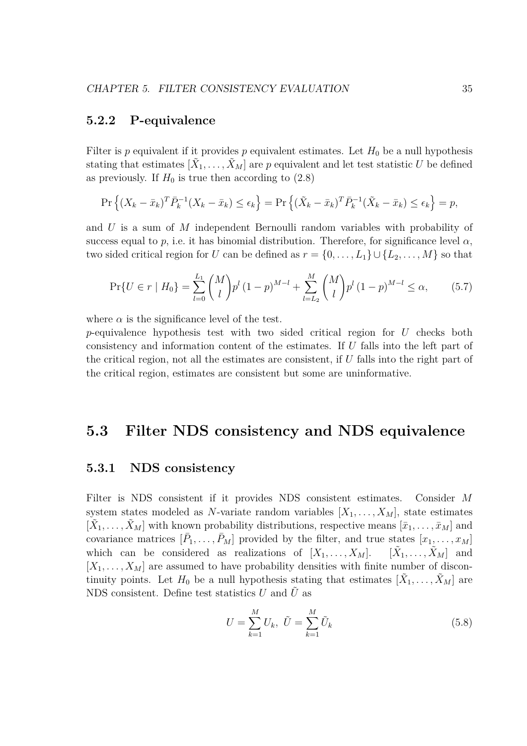### 5.2.2 P-equivalence

Filter is $p$ equivalent if it provides $p$ equivalent estimates. Let $H_0$ be a null hypothesis stating that estimates $[\tilde{X}_1, \ldots, \tilde{X}_M]$ are $p$ equivalent and let test statistic $U$ be defined as previously. If $H_0$ is true then according to (2.8)

$$\Pr\left\{(X_k - \bar{x}_k)^T \bar{P}_k^{-1}(X_k - \bar{x}_k) \leq \epsilon_k\right\} = \Pr\left\{(\tilde{X}_k - \bar{x}_k)^T \bar{P}_k^{-1}(\tilde{X}_k - \bar{x}_k) \leq \epsilon_k\right\} = p,$$

and $U$ is a sum of $M$ independent Bernoulli random variables with probability of success equal to $p$, i.e. it has binomial distribution. Therefore, for significance level $\alpha$, two sided critical region for $U$ can be defined as $r = \{0, \ldots, L_1\} \cup \{L_2, \ldots, M\}$ so that

$$\Pr\{U \in r \mid H_0\} = \sum_{l=0}^{L_1} \binom{M}{l} p^l (1-p)^{M-l} + \sum_{l=L_2}^{M} \binom{M}{l} p^l (1-p)^{M-l} \leq \alpha, \tag{5.7}$$

where $\alpha$ is the significance level of the test.

$p$-equivalence hypothesis test with two sided critical region for $U$ checks both consistency and information content of the estimates. If $U$ falls into the left part of the critical region, not all the estimates are consistent, if $U$ falls into the right part of the critical region, estimates are consistent but some are uninformative.

## 5.3 Filter NDS consistency and NDS equivalence

### 5.3.1 NDS consistency

Filter is NDS consistent if it provides NDS consistent estimates. Consider $M$ system states modeled as $N$-variate random variables $[X_1, \ldots, X_M]$, state estimates $[\tilde{X}_1, \ldots, \tilde{X}_M]$ with known probability distributions, respective means $[\bar{x}_1, \ldots, \bar{x}_M]$ and covariance matrices $[\bar{P}_1, \ldots, \bar{P}_M]$ provided by the filter, and true states $[x_1, \ldots, x_M]$ which can be considered as realizations of $[X_1, \ldots, X_M]$. $[\tilde{X}_1, \ldots, \tilde{X}_M]$ and $[X_1, \ldots, X_M]$ are assumed to have probability densities with finite number of discontinuity points. Let $H_0$ be a null hypothesis stating that estimates $[\tilde{X}_1, \ldots, \tilde{X}_M]$ are NDS consistent. Define test statistics $U$ and $\tilde{U}$ as

$$U = \sum_{k=1}^{M} U_k, \ \tilde{U} = \sum_{k=1}^{M} \tilde{U}_k \tag{5.8}$$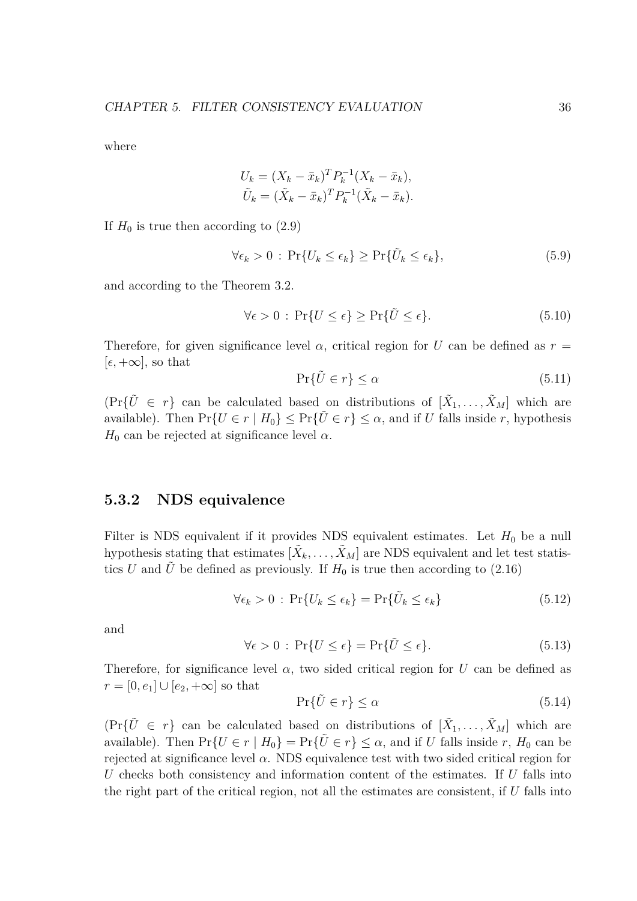where

$$
\begin{aligned}
U_k &= (X_k - \bar{x}_k)^T P_k^{-1} (X_k - \bar{x}_k), \\
\tilde{U}_k &= (\tilde{X}_k - \bar{x}_k)^T P_k^{-1} (\tilde{X}_k - \bar{x}_k).
\end{aligned}
$$

If $H_0$ is true then according to (2.9)

$$
\forall \epsilon_k > 0 \, : \, \Pr\{U_k \leq \epsilon_k\} \geq \Pr\{\tilde{U}_k \leq \epsilon_k\}, \tag{5.9}
$$

and according to the Theorem 3.2.

$$
\forall \epsilon > 0 \, : \, \Pr\{U \leq \epsilon\} \geq \Pr\{\tilde{U} \leq \epsilon\}. \tag{5.10}
$$

Therefore, for given significance level $\alpha$, critical region for $U$ can be defined as $r = [\epsilon, +\infty]$, so that

$$
\Pr\{\tilde{U} \in r\} \leq \alpha \tag{5.11}
$$

($\Pr\{\tilde{U} \in r\}$ can be calculated based on distributions of $[\tilde{X}_1, \ldots, \tilde{X}_M]$ which are available). Then $\Pr\{U \in r \mid H_0\} \leq \Pr\{\tilde{U} \in r\} \leq \alpha$, and if $U$ falls inside $r$, hypothesis $H_0$ can be rejected at significance level $\alpha$.

### 5.3.2 NDS equivalence

Filter is NDS equivalent if it provides NDS equivalent estimates. Let $H_0$ be a null hypothesis stating that estimates $[\tilde{X}_k, \ldots, \tilde{X}_M]$ are NDS equivalent and let test statistics $U$ and $\tilde{U}$ be defined as previously. If $H_0$ is true then according to (2.16)

$$
\forall \epsilon_k > 0 \, : \, \Pr\{U_k \leq \epsilon_k\} = \Pr\{\tilde{U}_k \leq \epsilon_k\} \tag{5.12}
$$

and

$$
\forall \epsilon > 0 \, : \, \Pr\{U \leq \epsilon\} = \Pr\{\tilde{U} \leq \epsilon\}. \tag{5.13}
$$

Therefore, for significance level $\alpha$, two sided critical region for $U$ can be defined as $r = [0, e_1] \cup [e_2, +\infty]$ so that

$$
\Pr\{\tilde{U} \in r\} \leq \alpha \tag{5.14}
$$

($\Pr\{\tilde{U} \in r\}$ can be calculated based on distributions of $[\tilde{X}_1, \ldots, \tilde{X}_M]$ which are available). Then $\Pr\{U \in r \mid H_0\} = \Pr\{\tilde{U} \in r\} \leq \alpha$, and if $U$ falls inside $r$, $H_0$ can be rejected at significance level $\alpha$. NDS equivalence test with two sided critical region for $U$ checks both consistency and information content of the estimates. If $U$ falls into the right part of the critical region, not all the estimates are consistent, if $U$ falls into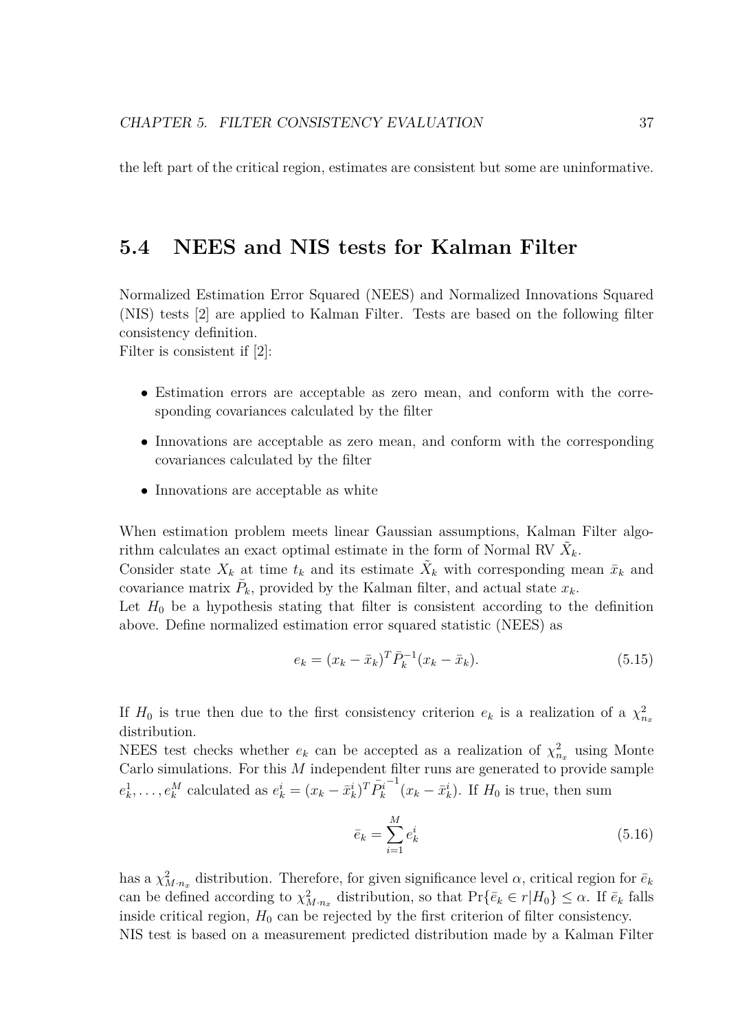the left part of the critical region, estimates are consistent but some are uninformative.

## 5.4 NEES and NIS tests for Kalman Filter

Normalized Estimation Error Squared (NEES) and Normalized Innovations Squared (NIS) tests [2] are applied to Kalman Filter. Tests are based on the following filter consistency definition.
Filter is consistent if [2]:

- Estimation errors are acceptable as zero mean, and conform with the corresponding covariances calculated by the filter
- Innovations are acceptable as zero mean, and conform with the corresponding covariances calculated by the filter
- Innovations are acceptable as white

When estimation problem meets linear Gaussian assumptions, Kalman Filter algorithm calculates an exact optimal estimate in the form of Normal RV $\tilde{X}_k$.
Consider state $X_k$ at time $t_k$ and its estimate $\tilde{X}_k$ with corresponding mean $\bar{x}_k$ and covariance matrix $\bar{P}_k$, provided by the Kalman filter, and actual state $x_k$.
Let $H_0$ be a hypothesis stating that filter is consistent according to the definition above. Define normalized estimation error squared statistic (NEES) as

$$e_k = (x_k - \bar{x}_k)^T \bar{P}_k^{-1} (x_k - \bar{x}_k). \tag{5.15}$$

If $H_0$ is true then due to the first consistency criterion $e_k$ is a realization of a $\chi^2_{n_x}$ distribution.
NEES test checks whether $e_k$ can be accepted as a realization of $\chi^2_{n_x}$ using Monte Carlo simulations. For this $M$ independent filter runs are generated to provide sample $e_k^1, \ldots, e_k^M$ calculated as $e_k^i = (x_k - \bar{x}_k^i)^T {\bar{P}_k^i}^{-1} (x_k - \bar{x}_k^i)$. If $H_0$ is true, then sum

$$\bar{e}_k = \sum_{i=1}^{M} e_k^i \tag{5.16}$$

has a $\chi^2_{M \cdot n_x}$ distribution. Therefore, for given significance level $\alpha$, critical region for $\bar{e}_k$ can be defined according to $\chi^2_{M \cdot n_x}$ distribution, so that $\Pr\{\bar{e}_k \in r | H_0\} \leq \alpha$. If $\bar{e}_k$ falls inside critical region, $H_0$ can be rejected by the first criterion of filter consistency.
NIS test is based on a measurement predicted distribution made by a Kalman Filter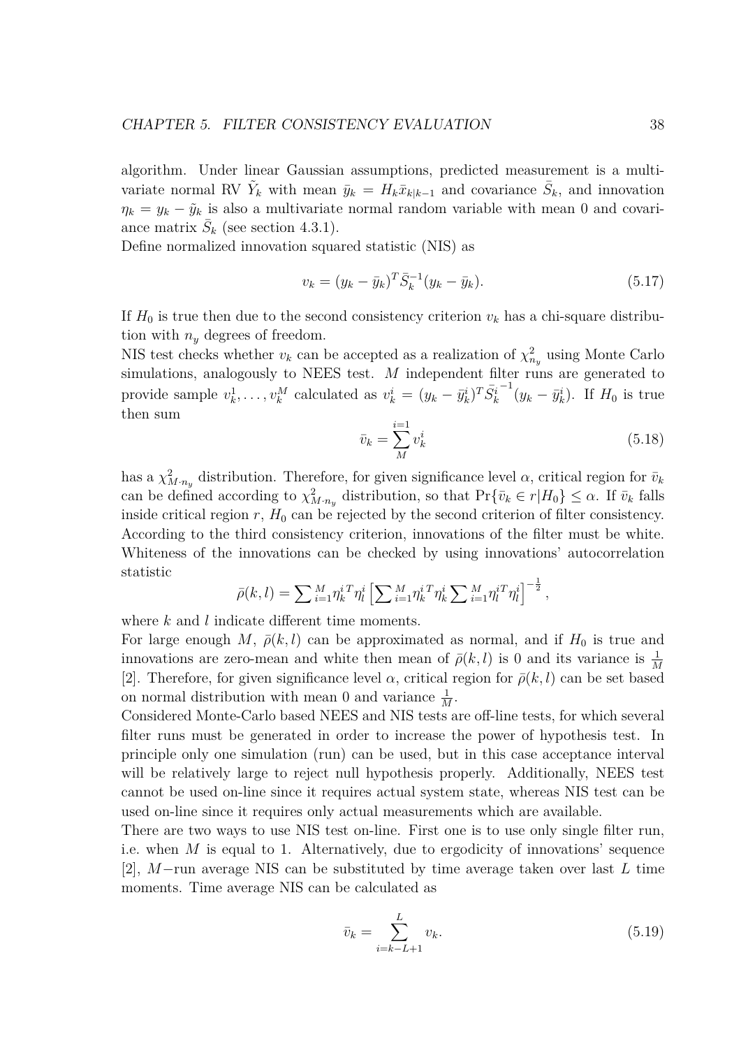algorithm. Under linear Gaussian assumptions, predicted measurement is a multivariate normal RV $\tilde{Y}_k$ with mean $\bar{y}_k = H_k \bar{x}_{k|k-1}$ and covariance $\bar{S}_k$, and innovation $\eta_k = y_k - \tilde{y}_k$ is also a multivariate normal random variable with mean 0 and covariance matrix $\bar{S}_k$ (see section 4.3.1).
Define normalized innovation squared statistic (NIS) as

$$v_k = (y_k - \bar{y}_k)^T \bar{S}_k^{-1} (y_k - \bar{y}_k). \tag{5.17}$$

If $H_0$ is true then due to the second consistency criterion $v_k$ has a chi-square distribution with $n_y$ degrees of freedom.
NIS test checks whether $v_k$ can be accepted as a realization of $\chi^2_{n_y}$ using Monte Carlo simulations, analogously to NEES test. $M$ independent filter runs are generated to provide sample $v_k^1, \ldots, v_k^M$ calculated as $v_k^i = (y_k - \bar{y}_k^i)^T \bar{S}_k^{i^{-1}} (y_k - \bar{y}_k^i)$. If $H_0$ is true then sum

$$\bar{v}_k = \sum_{M}^{i=1} v_k^i \tag{5.18}$$

has a $\chi^2_{M \cdot n_y}$ distribution. Therefore, for given significance level $\alpha$, critical region for $\bar{v}_k$ can be defined according to $\chi^2_{M \cdot n_y}$ distribution, so that $\Pr\{\bar{v}_k \in r | H_0\} \leq \alpha$. If $\bar{v}_k$ falls inside critical region $r$, $H_0$ can be rejected by the second criterion of filter consistency.
According to the third consistency criterion, innovations of the filter must be white. Whiteness of the innovations can be checked by using innovations' autocorrelation statistic

$$\bar{\rho}(k, l) = \sum_{i=1}^{M} \eta_k^{i\,T} \eta_l^i \left[ \sum_{i=1}^{M} \eta_k^{i\,T} \eta_k^i \sum_{i=1}^{M} \eta_l^{iT} \eta_l^i \right]^{-\frac{1}{2}},$$

where $k$ and $l$ indicate different time moments.
For large enough $M$, $\bar{\rho}(k, l)$ can be approximated as normal, and if $H_0$ is true and innovations are zero-mean and white then mean of $\bar{\rho}(k, l)$ is 0 and its variance is $\frac{1}{M}$ [2]. Therefore, for given significance level $\alpha$, critical region for $\bar{\rho}(k, l)$ can be set based on normal distribution with mean 0 and variance $\frac{1}{M}$.
Considered Monte-Carlo based NEES and NIS tests are off-line tests, for which several filter runs must be generated in order to increase the power of hypothesis test. In principle only one simulation (run) can be used, but in this case acceptance interval will be relatively large to reject null hypothesis properly. Additionally, NEES test cannot be used on-line since it requires actual system state, whereas NIS test can be used on-line since it requires only actual measurements which are available.
There are two ways to use NIS test on-line. First one is to use only single filter run, i.e. when $M$ is equal to 1. Alternatively, due to ergodicity of innovations' sequence [2], $M-$run average NIS can be substituted by time average taken over last $L$ time moments. Time average NIS can be calculated as

$$\bar{v}_k = \sum_{i=k-L+1}^{L} v_k. \tag{5.19}$$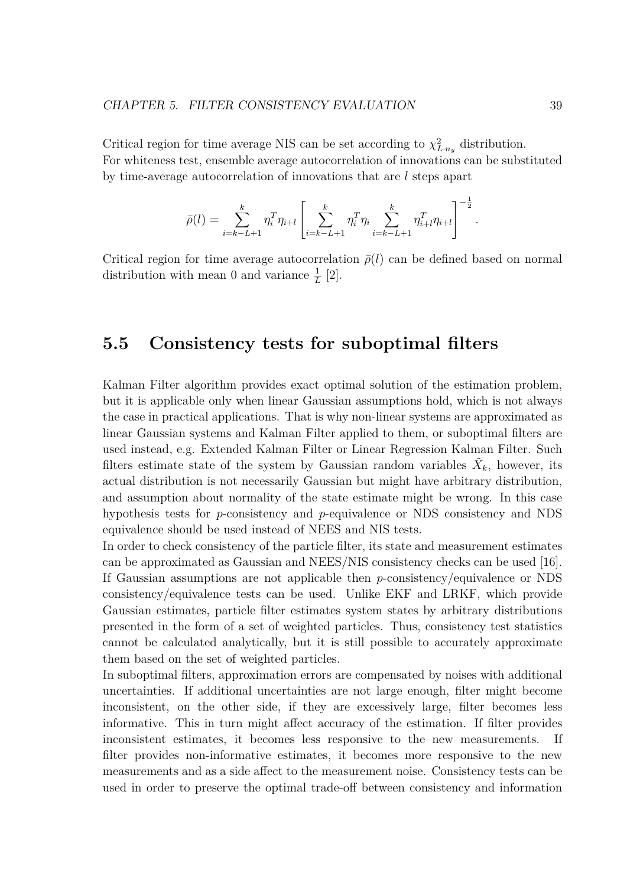Critical region for time average NIS can be set according to $\chi^2_{L \cdot n_y}$ distribution.
For whiteness test, ensemble average autocorrelation of innovations can be substituted by time-average autocorrelation of innovations that are $l$ steps apart

$$\bar{\rho}(l) = \sum_{i=k-L+1}^{k} \eta_i^T \eta_{i+l} \left[ \sum_{i=k-L+1}^{k} \eta_i^T \eta_i \sum_{i=k-L+1}^{k} \eta_{i+l}^T \eta_{i+l} \right]^{-\frac{1}{2}}.$$

Critical region for time average autocorrelation $\bar{\rho}(l)$ can be defined based on normal distribution with mean 0 and variance $\frac{1}{L}$ [2].

## 5.5 Consistency tests for suboptimal filters

Kalman Filter algorithm provides exact optimal solution of the estimation problem, but it is applicable only when linear Gaussian assumptions hold, which is not always the case in practical applications. That is why non-linear systems are approximated as linear Gaussian systems and Kalman Filter applied to them, or suboptimal filters are used instead, e.g. Extended Kalman Filter or Linear Regression Kalman Filter. Such filters estimate state of the system by Gaussian random variables $\tilde{X}_k$, however, its actual distribution is not necessarily Gaussian but might have arbitrary distribution, and assumption about normality of the state estimate might be wrong. In this case hypothesis tests for $p$-consistency and $p$-equivalence or NDS consistency and NDS equivalence should be used instead of NEES and NIS tests.
In order to check consistency of the particle filter, its state and measurement estimates can be approximated as Gaussian and NEES/NIS consistency checks can be used [16]. If Gaussian assumptions are not applicable then $p$-consistency/equivalence or NDS consistency/equivalence tests can be used. Unlike EKF and LRKF, which provide Gaussian estimates, particle filter estimates system states by arbitrary distributions presented in the form of a set of weighted particles. Thus, consistency test statistics cannot be calculated analytically, but it is still possible to accurately approximate them based on the set of weighted particles.
In suboptimal filters, approximation errors are compensated by noises with additional uncertainties. If additional uncertainties are not large enough, filter might become inconsistent, on the other side, if they are excessively large, filter becomes less informative. This in turn might affect accuracy of the estimation. If filter provides inconsistent estimates, it becomes less responsive to the new measurements. If filter provides non-informative estimates, it becomes more responsive to the new measurements and as a side affect to the measurement noise. Consistency tests can be used in order to preserve the optimal trade-off between consistency and information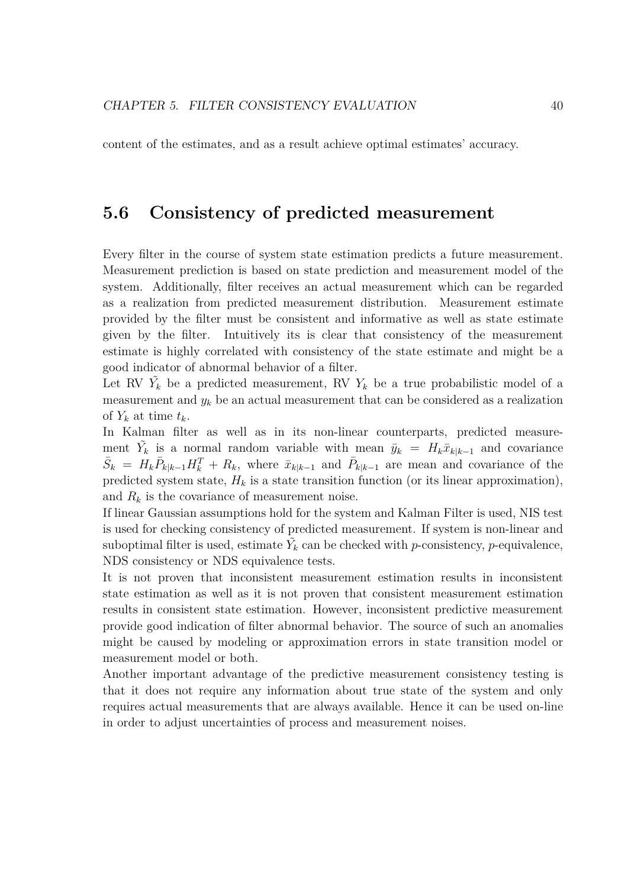content of the estimates, and as a result achieve optimal estimates' accuracy.

## 5.6 Consistency of predicted measurement

Every filter in the course of system state estimation predicts a future measurement. Measurement prediction is based on state prediction and measurement model of the system. Additionally, filter receives an actual measurement which can be regarded as a realization from predicted measurement distribution. Measurement estimate provided by the filter must be consistent and informative as well as state estimate given by the filter. Intuitively its is clear that consistency of the measurement estimate is highly correlated with consistency of the state estimate and might be a good indicator of abnormal behavior of a filter.

Let RV $\tilde{Y}_k$ be a predicted measurement, RV $Y_k$ be a true probabilistic model of a measurement and $y_k$ be an actual measurement that can be considered as a realization of $Y_k$ at time $t_k$.

In Kalman filter as well as in its non-linear counterparts, predicted measurement $\tilde{Y}_k$ is a normal random variable with mean $\bar{y}_k = H_k \bar{x}_{k|k-1}$ and covariance $\bar{S}_k = H_k \bar{P}_{k|k-1} H_k^T + R_k$, where $\bar{x}_{k|k-1}$ and $\bar{P}_{k|k-1}$ are mean and covariance of the predicted system state, $H_k$ is a state transition function (or its linear approximation), and $R_k$ is the covariance of measurement noise.

If linear Gaussian assumptions hold for the system and Kalman Filter is used, NIS test is used for checking consistency of predicted measurement. If system is non-linear and suboptimal filter is used, estimate $\tilde{Y}_k$ can be checked with $p$-consistency, $p$-equivalence, NDS consistency or NDS equivalence tests.

It is not proven that inconsistent measurement estimation results in inconsistent state estimation as well as it is not proven that consistent measurement estimation results in consistent state estimation. However, inconsistent predictive measurement provide good indication of filter abnormal behavior. The source of such an anomalies might be caused by modeling or approximation errors in state transition model or measurement model or both.

Another important advantage of the predictive measurement consistency testing is that it does not require any information about true state of the system and only requires actual measurements that are always available. Hence it can be used on-line in order to adjust uncertainties of process and measurement noises.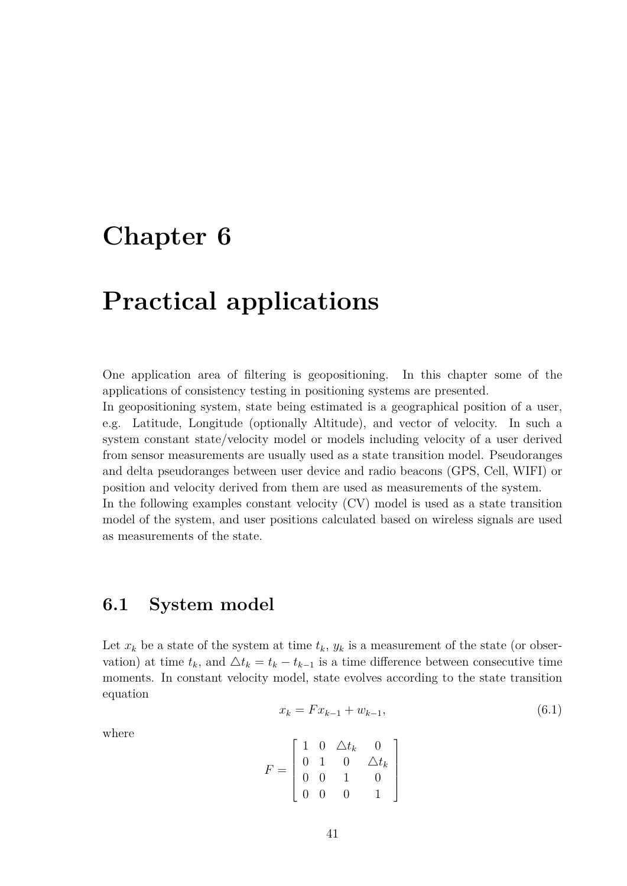# Chapter 6

# Practical applications

One application area of filtering is geopositioning. In this chapter some of the applications of consistency testing in positioning systems are presented.

In geopositioning system, state being estimated is a geographical position of a user, e.g. Latitude, Longitude (optionally Altitude), and vector of velocity. In such a system constant state/velocity model or models including velocity of a user derived from sensor measurements are usually used as a state transition model. Pseudoranges and delta pseudoranges between user device and radio beacons (GPS, Cell, WIFI) or position and velocity derived from them are used as measurements of the system.

In the following examples constant velocity (CV) model is used as a state transition model of the system, and user positions calculated based on wireless signals are used as measurements of the state.

## 6.1 System model

Let $x_k$ be a state of the system at time $t_k$, $y_k$ is a measurement of the state (or observation) at time $t_k$, and $\triangle t_k = t_k - t_{k-1}$ is a time difference between consecutive time moments. In constant velocity model, state evolves according to the state transition equation

$$x_k = F x_{k-1} + w_{k-1}, \tag{6.1}$$

where

$$F = \begin{bmatrix} 1 & 0 & \triangle t_k & 0 \\ 0 & 1 & 0 & \triangle t_k \\ 0 & 0 & 1 & 0 \\ 0 & 0 & 0 & 1 \end{bmatrix}$$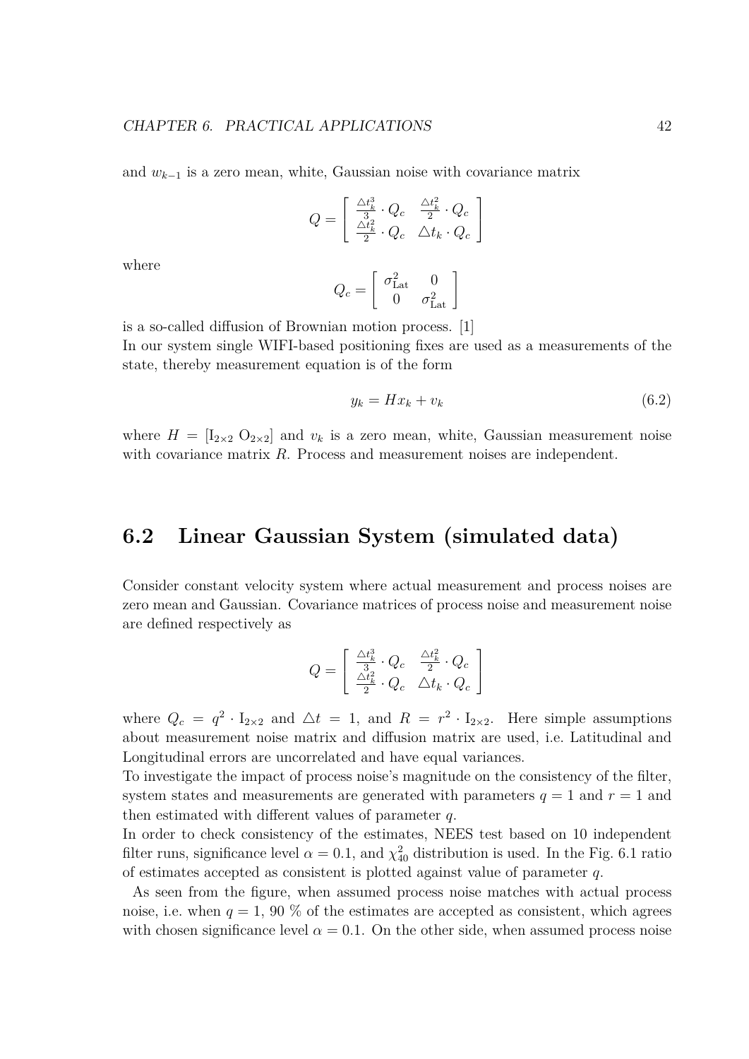and $w_{k-1}$ is a zero mean, white, Gaussian noise with covariance matrix

$$Q = \begin{bmatrix} \frac{\triangle t_k^3}{3} \cdot Q_c & \frac{\triangle t_k^2}{2} \cdot Q_c \\ \frac{\triangle t_k^2}{2} \cdot Q_c & \triangle t_k \cdot Q_c \end{bmatrix}$$

where

$$Q_c = \begin{bmatrix} \sigma_{\mathrm{Lat}}^2 & 0 \\ 0 & \sigma_{\mathrm{Lat}}^2 \end{bmatrix}$$

is a so-called diffusion of Brownian motion process. [1]
In our system single WIFI-based positioning fixes are used as a measurements of the state, thereby measurement equation is of the form

$$y_k = Hx_k + v_k \tag{6.2}$$

where $H = [\mathrm{I}_{2\times2} \ \mathrm{O}_{2\times2}]$ and $v_k$ is a zero mean, white, Gaussian measurement noise with covariance matrix $R$. Process and measurement noises are independent.

## 6.2 Linear Gaussian System (simulated data)

Consider constant velocity system where actual measurement and process noises are zero mean and Gaussian. Covariance matrices of process noise and measurement noise are defined respectively as

$$Q = \begin{bmatrix} \frac{\triangle t_k^3}{3} \cdot Q_c & \frac{\triangle t_k^2}{2} \cdot Q_c \\ \frac{\triangle t_k^2}{2} \cdot Q_c & \triangle t_k \cdot Q_c \end{bmatrix}$$

where $Q_c = q^2 \cdot \mathrm{I}_{2\times2}$ and $\triangle t = 1$, and $R = r^2 \cdot \mathrm{I}_{2\times2}$. Here simple assumptions about measurement noise matrix and diffusion matrix are used, i.e. Latitudinal and Longitudinal errors are uncorrelated and have equal variances.
To investigate the impact of process noise's magnitude on the consistency of the filter, system states and measurements are generated with parameters $q = 1$ and $r = 1$ and then estimated with different values of parameter $q$.
In order to check consistency of the estimates, NEES test based on 10 independent filter runs, significance level $\alpha = 0.1$, and $\chi^2_{40}$ distribution is used. In the Fig. 6.1 ratio of estimates accepted as consistent is plotted against value of parameter $q$.

As seen from the figure, when assumed process noise matches with actual process noise, i.e. when $q = 1$, 90 % of the estimates are accepted as consistent, which agrees with chosen significance level $\alpha = 0.1$. On the other side, when assumed process noise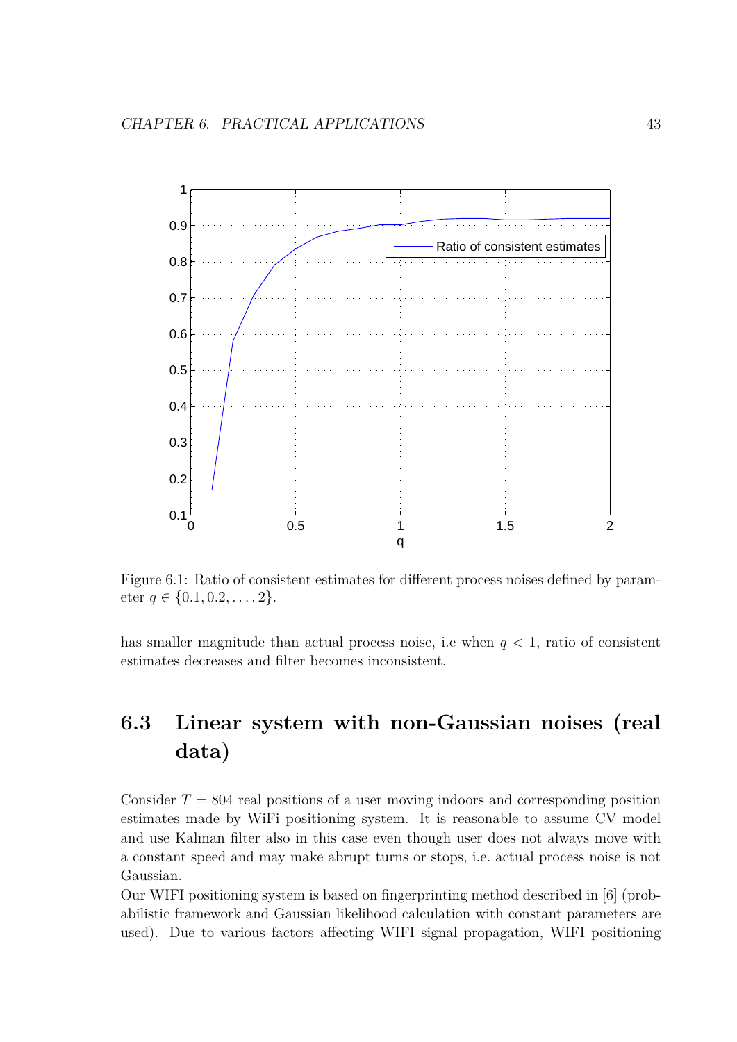Figure 6.1: Ratio of consistent estimates for different process noises defined by parameter $q \in \{0.1, 0.2, \ldots, 2\}$.

has smaller magnitude than actual process noise, i.e when $q < 1$, ratio of consistent estimates decreases and filter becomes inconsistent.

## 6.3 Linear system with non-Gaussian noises (real data)

Consider $T = 804$ real positions of a user moving indoors and corresponding position estimates made by WiFi positioning system. It is reasonable to assume CV model and use Kalman filter also in this case even though user does not always move with a constant speed and may make abrupt turns or stops, i.e. actual process noise is not Gaussian.

Our WIFI positioning system is based on fingerprinting method described in [6] (probabilistic framework and Gaussian likelihood calculation with constant parameters are used). Due to various factors affecting WIFI signal propagation, WIFI positioning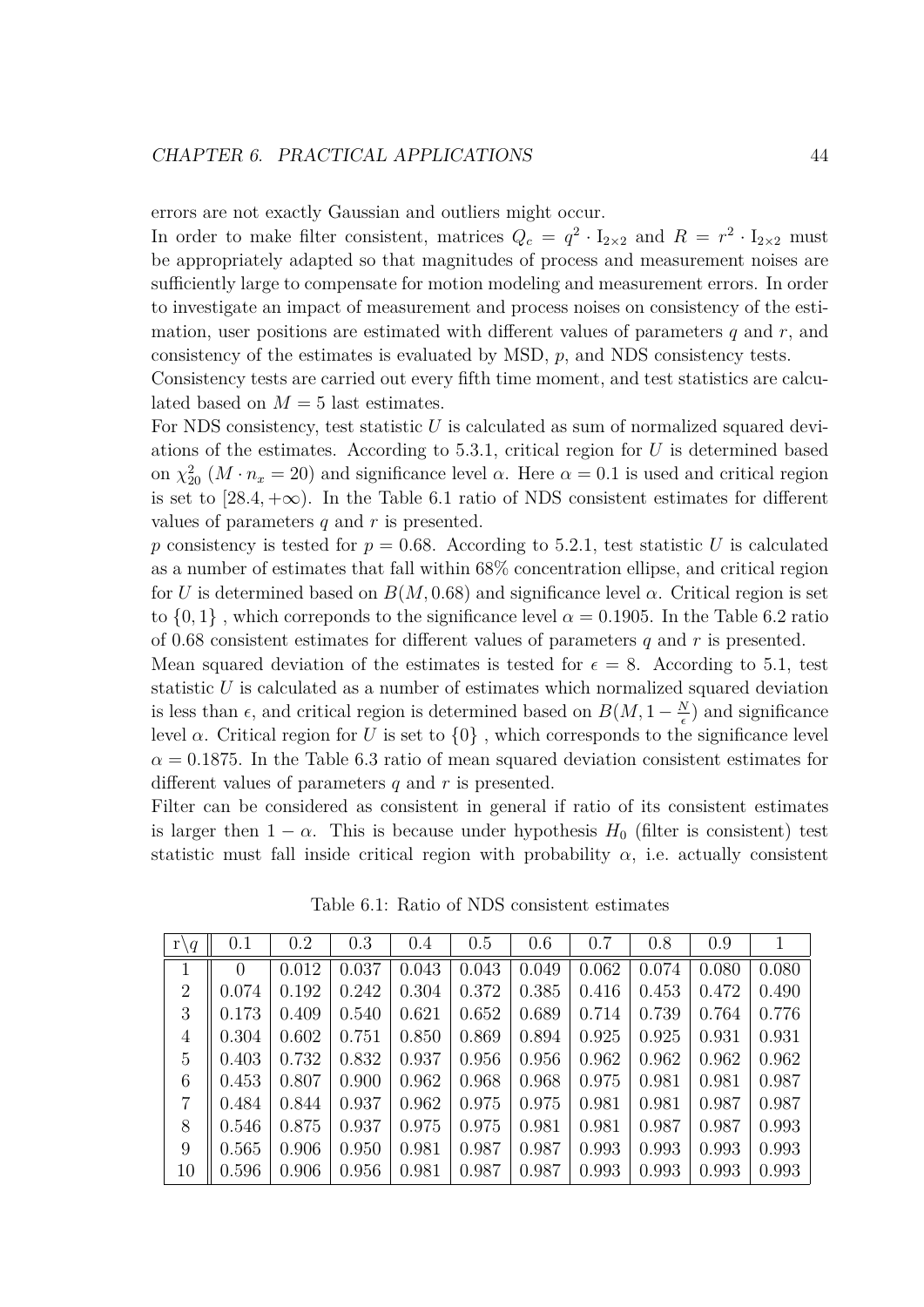errors are not exactly Gaussian and outliers might occur.

In order to make filter consistent, matrices $Q_c = q^2 \cdot \mathrm{I}_{2\times 2}$ and $R = r^2 \cdot \mathrm{I}_{2\times 2}$ must be appropriately adapted so that magnitudes of process and measurement noises are sufficiently large to compensate for motion modeling and measurement errors. In order to investigate an impact of measurement and process noises on consistency of the estimation, user positions are estimated with different values of parameters $q$ and $r$, and consistency of the estimates is evaluated by MSD, $p$, and NDS consistency tests.

Consistency tests are carried out every fifth time moment, and test statistics are calculated based on $M = 5$ last estimates.

For NDS consistency, test statistic $U$ is calculated as sum of normalized squared deviations of the estimates. According to 5.3.1, critical region for $U$ is determined based on $\chi^2_{20}$ ($M \cdot n_x = 20$) and significance level $\alpha$. Here $\alpha = 0.1$ is used and critical region is set to $[28.4, +\infty)$. In the Table 6.1 ratio of NDS consistent estimates for different values of parameters $q$ and $r$ is presented.

$p$ consistency is tested for $p = 0.68$. According to 5.2.1, test statistic $U$ is calculated as a number of estimates that fall within 68% concentration ellipse, and critical region for $U$ is determined based on $B(M, 0.68)$ and significance level $\alpha$. Critical region is set to $\{0, 1\}$ , which correponds to the significance level $\alpha = 0.1905$. In the Table 6.2 ratio of 0.68 consistent estimates for different values of parameters $q$ and $r$ is presented.

Mean squared deviation of the estimates is tested for $\epsilon = 8$. According to 5.1, test statistic $U$ is calculated as a number of estimates which normalized squared deviation is less than $\epsilon$, and critical region is determined based on $B(M, 1 - \frac{N}{\epsilon})$ and significance level $\alpha$. Critical region for $U$ is set to $\{0\}$ , which corresponds to the significance level $\alpha = 0.1875$. In the Table 6.3 ratio of mean squared deviation consistent estimates for different values of parameters $q$ and $r$ is presented.

Filter can be considered as consistent in general if ratio of its consistent estimates is larger then $1 - \alpha$. This is because under hypothesis $H_0$ (filter is consistent) test statistic must fall inside critical region with probability $\alpha$, i.e. actually consistent

Table 6.1: Ratio of NDS consistent estimates

| r\q | 0.1 | 0.2 | 0.3 | 0.4 | 0.5 | 0.6 | 0.7 | 0.8 | 0.9 | 1 |
|---|---|---|---|---|---|---|---|---|---|---|
| 1 | 0 | 0.012 | 0.037 | 0.043 | 0.043 | 0.049 | 0.062 | 0.074 | 0.080 | 0.080 |
| 2 | 0.074 | 0.192 | 0.242 | 0.304 | 0.372 | 0.385 | 0.416 | 0.453 | 0.472 | 0.490 |
| 3 | 0.173 | 0.409 | 0.540 | 0.621 | 0.652 | 0.689 | 0.714 | 0.739 | 0.764 | 0.776 |
| 4 | 0.304 | 0.602 | 0.751 | 0.850 | 0.869 | 0.894 | 0.925 | 0.925 | 0.931 | 0.931 |
| 5 | 0.403 | 0.732 | 0.832 | 0.937 | 0.956 | 0.956 | 0.962 | 0.962 | 0.962 | 0.962 |
| 6 | 0.453 | 0.807 | 0.900 | 0.962 | 0.968 | 0.968 | 0.975 | 0.981 | 0.981 | 0.987 |
| 7 | 0.484 | 0.844 | 0.937 | 0.962 | 0.975 | 0.975 | 0.981 | 0.981 | 0.987 | 0.987 |
| 8 | 0.546 | 0.875 | 0.937 | 0.975 | 0.975 | 0.981 | 0.981 | 0.987 | 0.987 | 0.993 |
| 9 | 0.565 | 0.906 | 0.950 | 0.981 | 0.987 | 0.987 | 0.993 | 0.993 | 0.993 | 0.993 |
| 10 | 0.596 | 0.906 | 0.956 | 0.981 | 0.987 | 0.987 | 0.993 | 0.993 | 0.993 | 0.993 |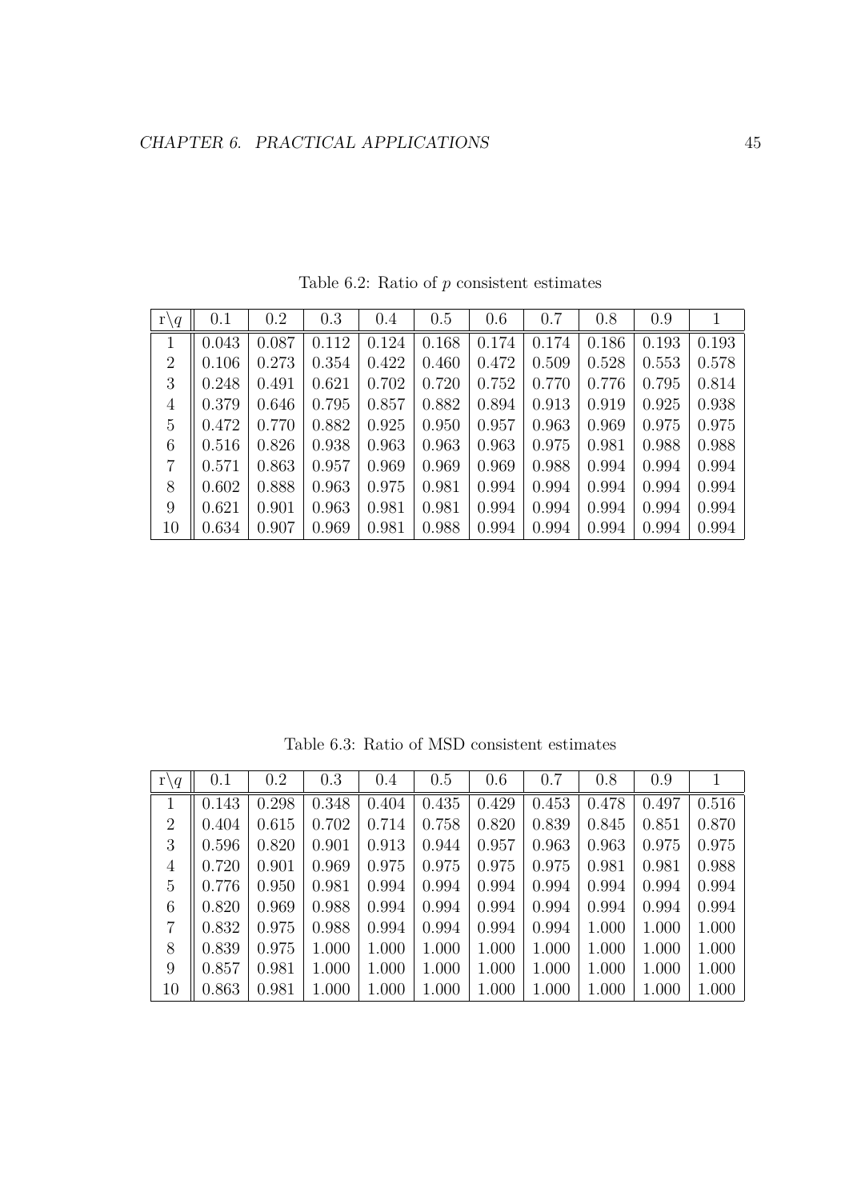Table 6.2: Ratio of $p$ consistent estimates

| r\\$q$ | 0.1 | 0.2 | 0.3 | 0.4 | 0.5 | 0.6 | 0.7 | 0.8 | 0.9 | 1 |
|---|---|---|---|---|---|---|---|---|---|---|
| 1 | 0.043 | 0.087 | 0.112 | 0.124 | 0.168 | 0.174 | 0.174 | 0.186 | 0.193 | 0.193 |
| 2 | 0.106 | 0.273 | 0.354 | 0.422 | 0.460 | 0.472 | 0.509 | 0.528 | 0.553 | 0.578 |
| 3 | 0.248 | 0.491 | 0.621 | 0.702 | 0.720 | 0.752 | 0.770 | 0.776 | 0.795 | 0.814 |
| 4 | 0.379 | 0.646 | 0.795 | 0.857 | 0.882 | 0.894 | 0.913 | 0.919 | 0.925 | 0.938 |
| 5 | 0.472 | 0.770 | 0.882 | 0.925 | 0.950 | 0.957 | 0.963 | 0.969 | 0.975 | 0.975 |
| 6 | 0.516 | 0.826 | 0.938 | 0.963 | 0.963 | 0.963 | 0.975 | 0.981 | 0.988 | 0.988 |
| 7 | 0.571 | 0.863 | 0.957 | 0.969 | 0.969 | 0.969 | 0.988 | 0.994 | 0.994 | 0.994 |
| 8 | 0.602 | 0.888 | 0.963 | 0.975 | 0.981 | 0.994 | 0.994 | 0.994 | 0.994 | 0.994 |
| 9 | 0.621 | 0.901 | 0.963 | 0.981 | 0.981 | 0.994 | 0.994 | 0.994 | 0.994 | 0.994 |
| 10 | 0.634 | 0.907 | 0.969 | 0.981 | 0.988 | 0.994 | 0.994 | 0.994 | 0.994 | 0.994 |

Table 6.3: Ratio of MSD consistent estimates

| r\\$q$ | 0.1 | 0.2 | 0.3 | 0.4 | 0.5 | 0.6 | 0.7 | 0.8 | 0.9 | 1 |
|---|---|---|---|---|---|---|---|---|---|---|
| 1 | 0.143 | 0.298 | 0.348 | 0.404 | 0.435 | 0.429 | 0.453 | 0.478 | 0.497 | 0.516 |
| 2 | 0.404 | 0.615 | 0.702 | 0.714 | 0.758 | 0.820 | 0.839 | 0.845 | 0.851 | 0.870 |
| 3 | 0.596 | 0.820 | 0.901 | 0.913 | 0.944 | 0.957 | 0.963 | 0.963 | 0.975 | 0.975 |
| 4 | 0.720 | 0.901 | 0.969 | 0.975 | 0.975 | 0.975 | 0.975 | 0.981 | 0.981 | 0.988 |
| 5 | 0.776 | 0.950 | 0.981 | 0.994 | 0.994 | 0.994 | 0.994 | 0.994 | 0.994 | 0.994 |
| 6 | 0.820 | 0.969 | 0.988 | 0.994 | 0.994 | 0.994 | 0.994 | 0.994 | 0.994 | 0.994 |
| 7 | 0.832 | 0.975 | 0.988 | 0.994 | 0.994 | 0.994 | 0.994 | 1.000 | 1.000 | 1.000 |
| 8 | 0.839 | 0.975 | 1.000 | 1.000 | 1.000 | 1.000 | 1.000 | 1.000 | 1.000 | 1.000 |
| 9 | 0.857 | 0.981 | 1.000 | 1.000 | 1.000 | 1.000 | 1.000 | 1.000 | 1.000 | 1.000 |
| 10 | 0.863 | 0.981 | 1.000 | 1.000 | 1.000 | 1.000 | 1.000 | 1.000 | 1.000 | 1.000 |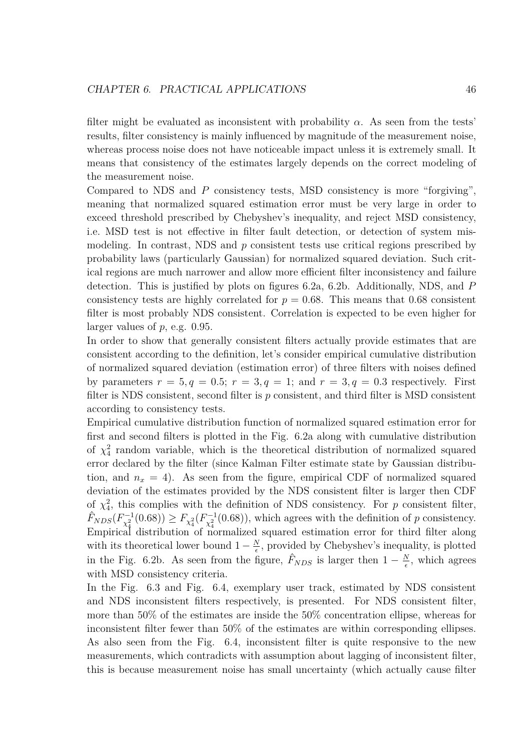filter might be evaluated as inconsistent with probability $\alpha$. As seen from the tests' results, filter consistency is mainly influenced by magnitude of the measurement noise, whereas process noise does not have noticeable impact unless it is extremely small. It means that consistency of the estimates largely depends on the correct modeling of the measurement noise.

Compared to NDS and $P$ consistency tests, MSD consistency is more "forgiving", meaning that normalized squared estimation error must be very large in order to exceed threshold prescribed by Chebyshev's inequality, and reject MSD consistency, i.e. MSD test is not effective in filter fault detection, or detection of system mismodeling. In contrast, NDS and $p$ consistent tests use critical regions prescribed by probability laws (particularly Gaussian) for normalized squared deviation. Such critical regions are much narrower and allow more efficient filter inconsistency and failure detection. This is justified by plots on figures 6.2a, 6.2b. Additionally, NDS, and $P$ consistency tests are highly correlated for $p = 0.68$. This means that 0.68 consistent filter is most probably NDS consistent. Correlation is expected to be even higher for larger values of $p$, e.g. 0.95.

In order to show that generally consistent filters actually provide estimates that are consistent according to the definition, let's consider empirical cumulative distribution of normalized squared deviation (estimation error) of three filters with noises defined by parameters $r = 5, q = 0.5$; $r = 3, q = 1$; and $r = 3, q = 0.3$ respectively. First filter is NDS consistent, second filter is $p$ consistent, and third filter is MSD consistent according to consistency tests.

Empirical cumulative distribution function of normalized squared estimation error for first and second filters is plotted in the Fig. 6.2a along with cumulative distribution of $\chi_4^2$ random variable, which is the theoretical distribution of normalized squared error declared by the filter (since Kalman Filter estimate state by Gaussian distribution, and $n_x = 4$). As seen from the figure, empirical CDF of normalized squared deviation of the estimates provided by the NDS consistent filter is larger then CDF of $\chi_4^2$, this complies with the definition of NDS consistency. For $p$ consistent filter, $\hat{F}_{NDS}(F_{\chi_4^2}^{-1}(0.68)) \geq F_{\chi_4^2}(F_{\chi_4^2}^{-1}(0.68))$, which agrees with the definition of $p$ consistency. Empirical distribution of normalized squared estimation error for third filter along with its theoretical lower bound $1 - \frac{N}{\epsilon}$, provided by Chebyshev's inequality, is plotted in the Fig. 6.2b. As seen from the figure, $\hat{F}_{NDS}$ is larger then $1 - \frac{N}{\epsilon}$, which agrees with MSD consistency criteria.

In the Fig. 6.3 and Fig. 6.4, exemplary user track, estimated by NDS consistent and NDS inconsistent filters respectively, is presented. For NDS consistent filter, more than 50% of the estimates are inside the 50% concentration ellipse, whereas for inconsistent filter fewer than 50% of the estimates are within corresponding ellipses. As also seen from the Fig. 6.4, inconsistent filter is quite responsive to the new measurements, which contradicts with assumption about lagging of inconsistent filter, this is because measurement noise has small uncertainty (which actually cause filter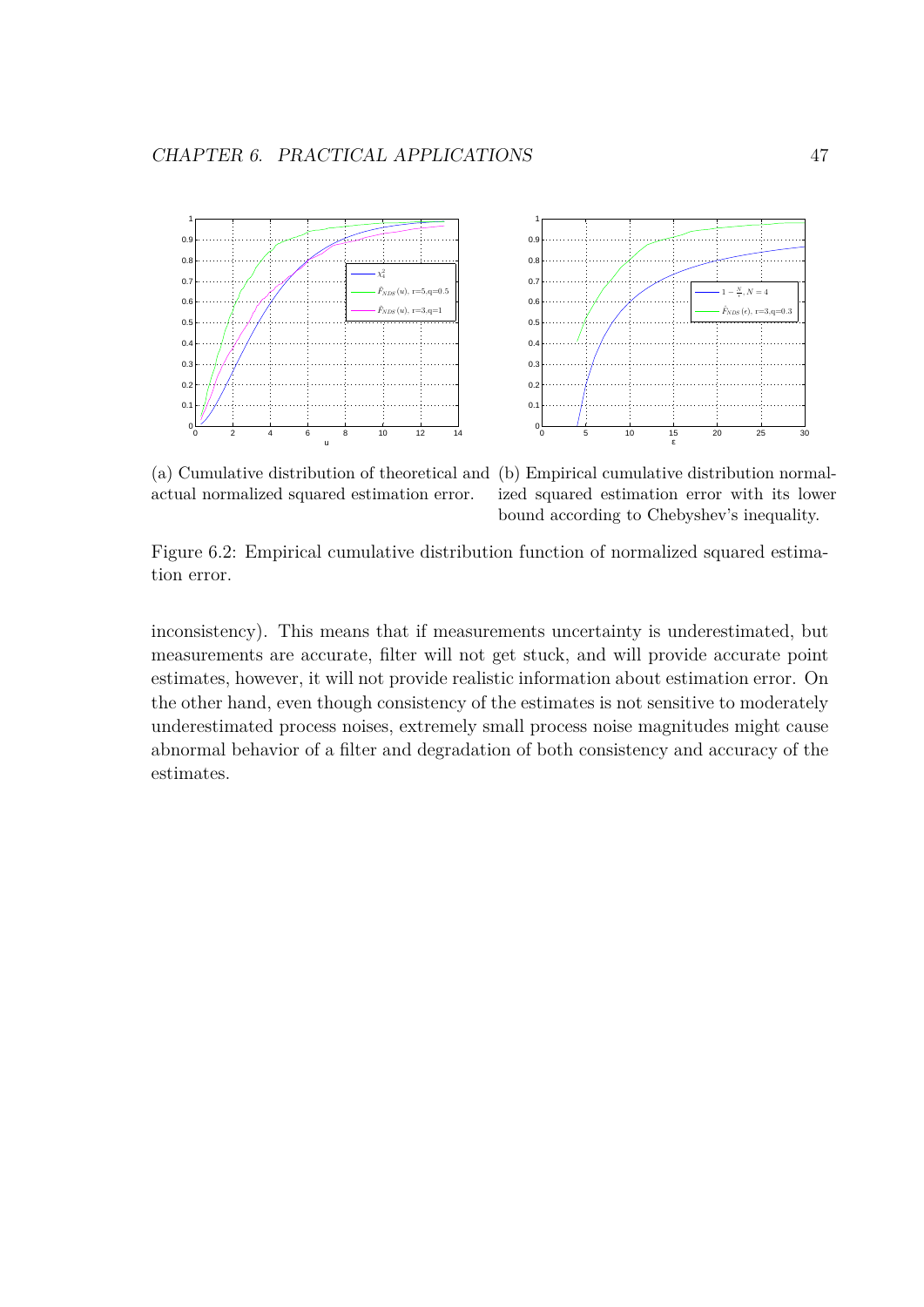(a) Cumulative distribution of theoretical and actual normalized squared estimation error.

(b) Empirical cumulative distribution normalized squared estimation error with its lower bound according to Chebyshev's inequality.

Figure 6.2: Empirical cumulative distribution function of normalized squared estimation error.

inconsistency). This means that if measurements uncertainty is underestimated, but measurements are accurate, filter will not get stuck, and will provide accurate point estimates, however, it will not provide realistic information about estimation error. On the other hand, even though consistency of the estimates is not sensitive to moderately underestimated process noises, extremely small process noise magnitudes might cause abnormal behavior of a filter and degradation of both consistency and accuracy of the estimates.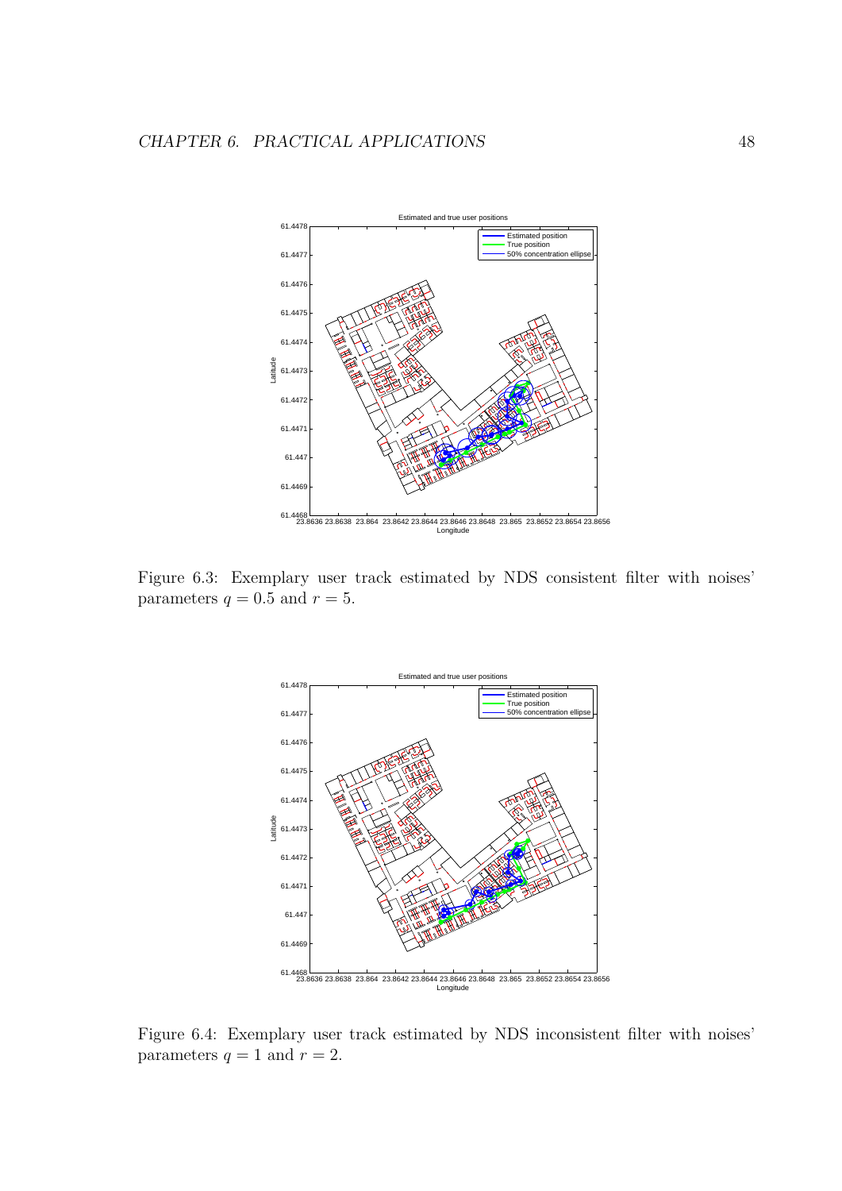Figure 6.3: Exemplary user track estimated by NDS consistent filter with noises' parameters $q = 0.5$ and $r = 5$.

Figure 6.4: Exemplary user track estimated by NDS inconsistent filter with noises' parameters $q = 1$ and $r = 2$.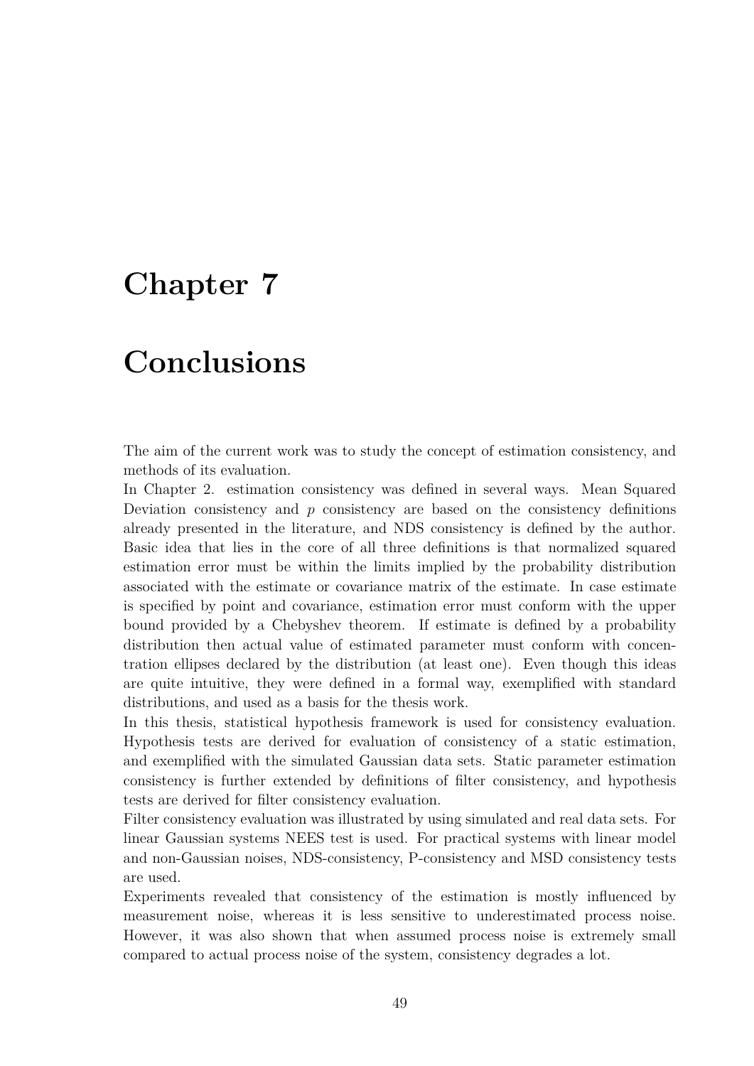# Chapter 7

# Conclusions

The aim of the current work was to study the concept of estimation consistency, and methods of its evaluation.

In Chapter 2. estimation consistency was defined in several ways. Mean Squared Deviation consistency and $p$ consistency are based on the consistency definitions already presented in the literature, and NDS consistency is defined by the author. Basic idea that lies in the core of all three definitions is that normalized squared estimation error must be within the limits implied by the probability distribution associated with the estimate or covariance matrix of the estimate. In case estimate is specified by point and covariance, estimation error must conform with the upper bound provided by a Chebyshev theorem. If estimate is defined by a probability distribution then actual value of estimated parameter must conform with concentration ellipses declared by the distribution (at least one). Even though this ideas are quite intuitive, they were defined in a formal way, exemplified with standard distributions, and used as a basis for the thesis work.

In this thesis, statistical hypothesis framework is used for consistency evaluation. Hypothesis tests are derived for evaluation of consistency of a static estimation, and exemplified with the simulated Gaussian data sets. Static parameter estimation consistency is further extended by definitions of filter consistency, and hypothesis tests are derived for filter consistency evaluation.

Filter consistency evaluation was illustrated by using simulated and real data sets. For linear Gaussian systems NEES test is used. For practical systems with linear model and non-Gaussian noises, NDS-consistency, P-consistency and MSD consistency tests are used.

Experiments revealed that consistency of the estimation is mostly influenced by measurement noise, whereas it is less sensitive to underestimated process noise. However, it was also shown that when assumed process noise is extremely small compared to actual process noise of the system, consistency degrades a lot.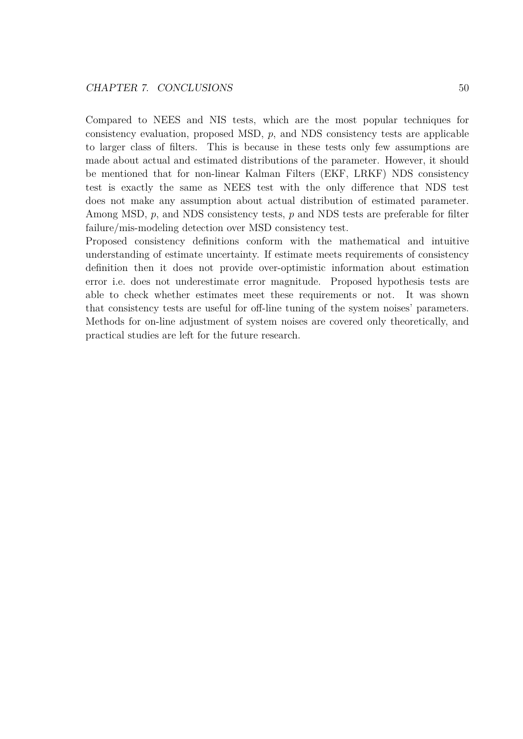Compared to NEES and NIS tests, which are the most popular techniques for consistency evaluation, proposed MSD, $p$, and NDS consistency tests are applicable to larger class of filters. This is because in these tests only few assumptions are made about actual and estimated distributions of the parameter. However, it should be mentioned that for non-linear Kalman Filters (EKF, LRKF) NDS consistency test is exactly the same as NEES test with the only difference that NDS test does not make any assumption about actual distribution of estimated parameter. Among MSD, $p$, and NDS consistency tests, $p$ and NDS tests are preferable for filter failure/mis-modeling detection over MSD consistency test.

Proposed consistency definitions conform with the mathematical and intuitive understanding of estimate uncertainty. If estimate meets requirements of consistency definition then it does not provide over-optimistic information about estimation error i.e. does not underestimate error magnitude. Proposed hypothesis tests are able to check whether estimates meet these requirements or not. It was shown that consistency tests are useful for off-line tuning of the system noises' parameters. Methods for on-line adjustment of system noises are covered only theoretically, and practical studies are left for the future research.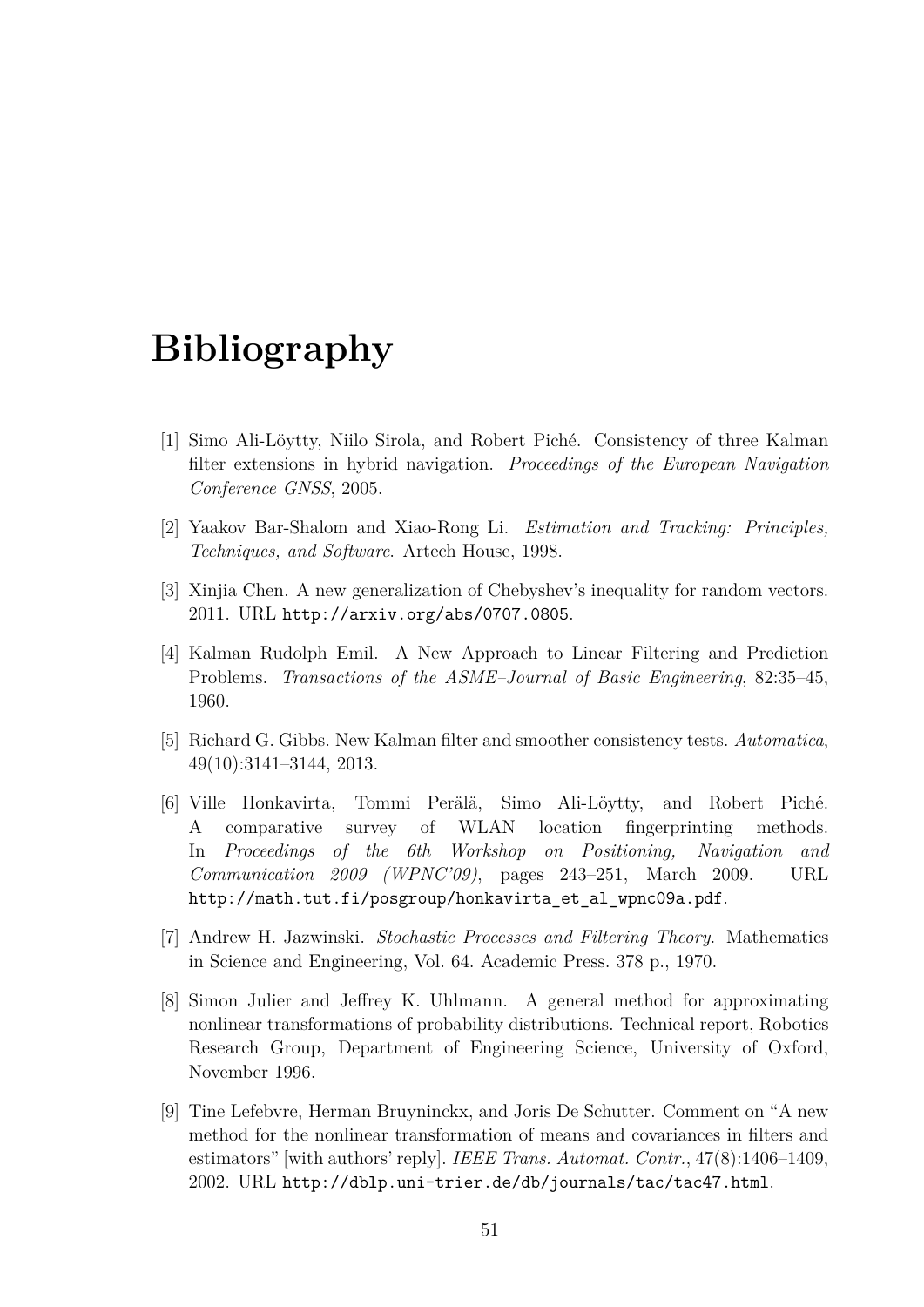# Bibliography

[1] Simo Ali-Löytty, Niilo Sirola, and Robert Piché. Consistency of three Kalman filter extensions in hybrid navigation. *Proceedings of the European Navigation Conference GNSS*, 2005.

[2] Yaakov Bar-Shalom and Xiao-Rong Li. *Estimation and Tracking: Principles, Techniques, and Software*. Artech House, 1998.

[3] Xinjia Chen. A new generalization of Chebyshev's inequality for random vectors. 2011. URL http://arxiv.org/abs/0707.0805.

[4] Kalman Rudolph Emil. A New Approach to Linear Filtering and Prediction Problems. *Transactions of the ASME–Journal of Basic Engineering*, 82:35–45, 1960.

[5] Richard G. Gibbs. New Kalman filter and smoother consistency tests. *Automatica*, 49(10):3141–3144, 2013.

[6] Ville Honkavirta, Tommi Perälä, Simo Ali-Löytty, and Robert Piché. A comparative survey of WLAN location fingerprinting methods. In *Proceedings of the 6th Workshop on Positioning, Navigation and Communication 2009 (WPNC'09)*, pages 243–251, March 2009. URL http://math.tut.fi/posgroup/honkavirta_et_al_wpnc09a.pdf.

[7] Andrew H. Jazwinski. *Stochastic Processes and Filtering Theory*. Mathematics in Science and Engineering, Vol. 64. Academic Press. 378 p., 1970.

[8] Simon Julier and Jeffrey K. Uhlmann. A general method for approximating nonlinear transformations of probability distributions. Technical report, Robotics Research Group, Department of Engineering Science, University of Oxford, November 1996.

[9] Tine Lefebvre, Herman Bruyninckx, and Joris De Schutter. Comment on "A new method for the nonlinear transformation of means and covariances in filters and estimators" [with authors' reply]. *IEEE Trans. Automat. Contr.*, 47(8):1406–1409, 2002. URL http://dblp.uni-trier.de/db/journals/tac/tac47.html.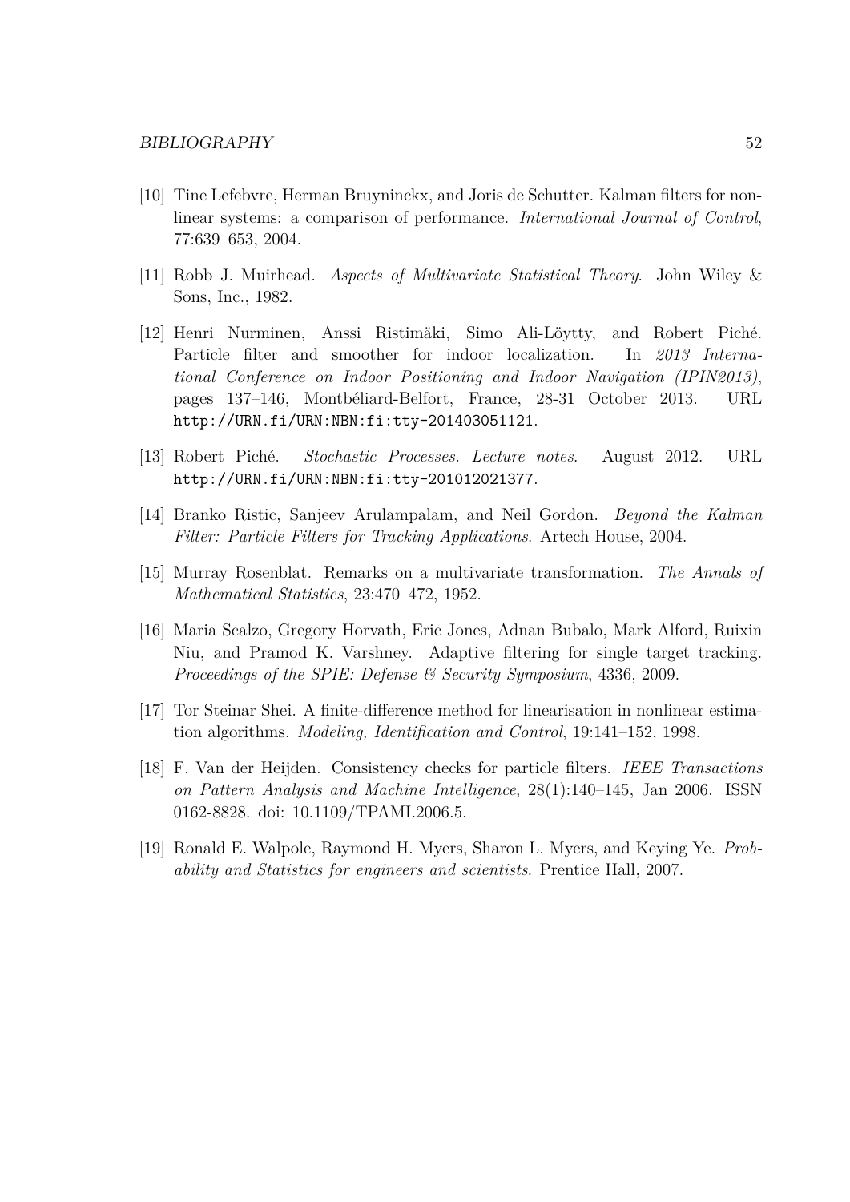[10] Tine Lefebvre, Herman Bruyninckx, and Joris de Schutter. Kalman filters for nonlinear systems: a comparison of performance. *International Journal of Control*, 77:639–653, 2004.

[11] Robb J. Muirhead. *Aspects of Multivariate Statistical Theory*. John Wiley & Sons, Inc., 1982.

[12] Henri Nurminen, Anssi Ristimäki, Simo Ali-Löytty, and Robert Piché. Particle filter and smoother for indoor localization. In *2013 International Conference on Indoor Positioning and Indoor Navigation (IPIN2013)*, pages 137–146, Montbéliard-Belfort, France, 28-31 October 2013. URL `http://URN.fi/URN:NBN:fi:tty-201403051121`.

[13] Robert Piché. *Stochastic Processes. Lecture notes*. August 2012. URL `http://URN.fi/URN:NBN:fi:tty-201012021377`.

[14] Branko Ristic, Sanjeev Arulampalam, and Neil Gordon. *Beyond the Kalman Filter: Particle Filters for Tracking Applications*. Artech House, 2004.

[15] Murray Rosenblat. Remarks on a multivariate transformation. *The Annals of Mathematical Statistics*, 23:470–472, 1952.

[16] Maria Scalzo, Gregory Horvath, Eric Jones, Adnan Bubalo, Mark Alford, Ruixin Niu, and Pramod K. Varshney. Adaptive filtering for single target tracking. *Proceedings of the SPIE: Defense & Security Symposium*, 4336, 2009.

[17] Tor Steinar Shei. A finite-difference method for linearisation in nonlinear estimation algorithms. *Modeling, Identification and Control*, 19:141–152, 1998.

[18] F. Van der Heijden. Consistency checks for particle filters. *IEEE Transactions on Pattern Analysis and Machine Intelligence*, 28(1):140–145, Jan 2006. ISSN 0162-8828. doi: 10.1109/TPAMI.2006.5.

[19] Ronald E. Walpole, Raymond H. Myers, Sharon L. Myers, and Keying Ye. *Probability and Statistics for engineers and scientists*. Prentice Hall, 2007.